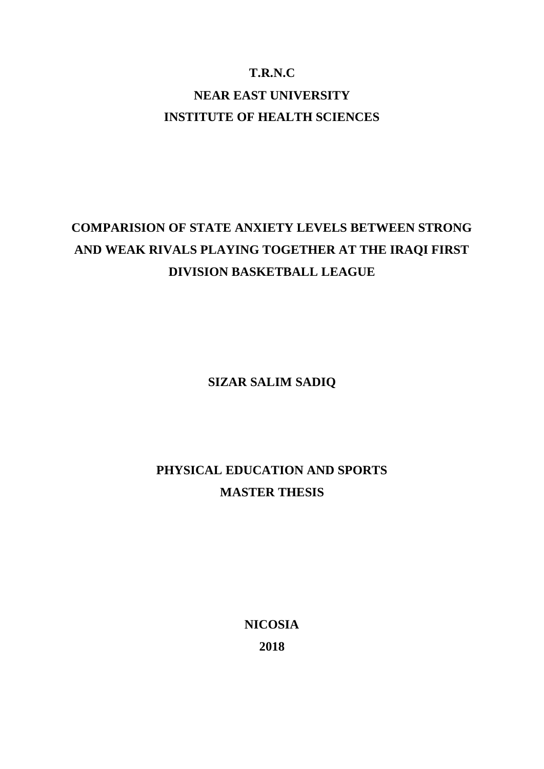**T.R.N.C**

**NEAR EAST UNIVERSITY**

**INSTITUTE OF HEALTH SCIENCES**

# COMPARISION OF STATE ANXIETY LEVELS BETWEEN STRONG AND WEAK RIVALS PLAYING TOGETHER AT THE IRAQI FIRST DIVISION BASKETBALL LEAGUE

**SIZAR SALIM SADIQ**

**PHYSICAL EDUCATION AND SPORTS**

**MASTER THESIS**

**NICOSIA**

**2018**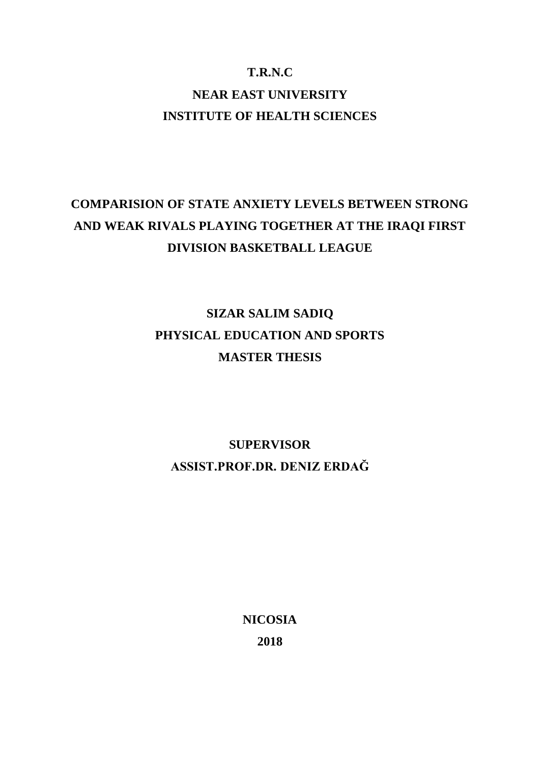**T.R.N.C**

**NEAR EAST UNIVERSITY**

**INSTITUTE OF HEALTH SCIENCES**

# COMPARISION OF STATE ANXIETY LEVELS BETWEEN STRONG AND WEAK RIVALS PLAYING TOGETHER AT THE IRAQI FIRST DIVISION BASKETBALL LEAGUE

**SIZAR SALIM SADIQ**

**PHYSICAL EDUCATION AND SPORTS**

**MASTER THESIS**

**SUPERVISOR**

**ASSIST.PROF.DR. DENIZ ERDAĞ**

**NICOSIA**

**2018**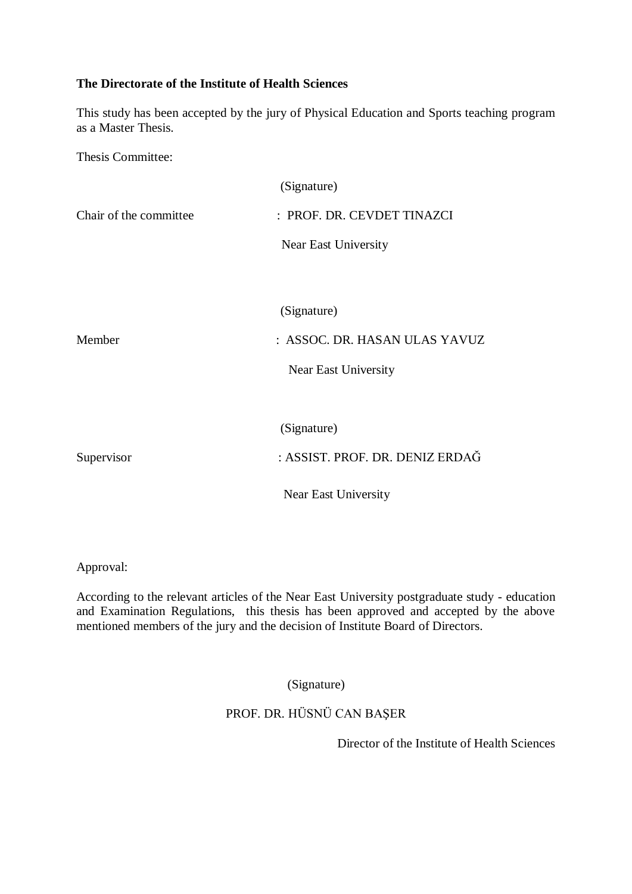**The Directorate of the Institute of Health Sciences**

This study has been accepted by the jury of Physical Education and Sports teaching program as a Master Thesis.

Thesis Committee:

(Signature)

Chair of the committee : PROF. DR. CEVDET TINAZCI

Near East University

(Signature)

Member : ASSOC. DR. HASAN ULAS YAVUZ

Near East University

(Signature)

Supervisor : ASSIST. PROF. DR. DENIZ ERDAĞ

Near East University

Approval:

According to the relevant articles of the Near East University postgraduate study - education and Examination Regulations, this thesis has been approved and accepted by the above mentioned members of the jury and the decision of Institute Board of Directors.

(Signature)

PROF. DR. HÜSNÜ CAN BAŞER

Director of the Institute of Health Sciences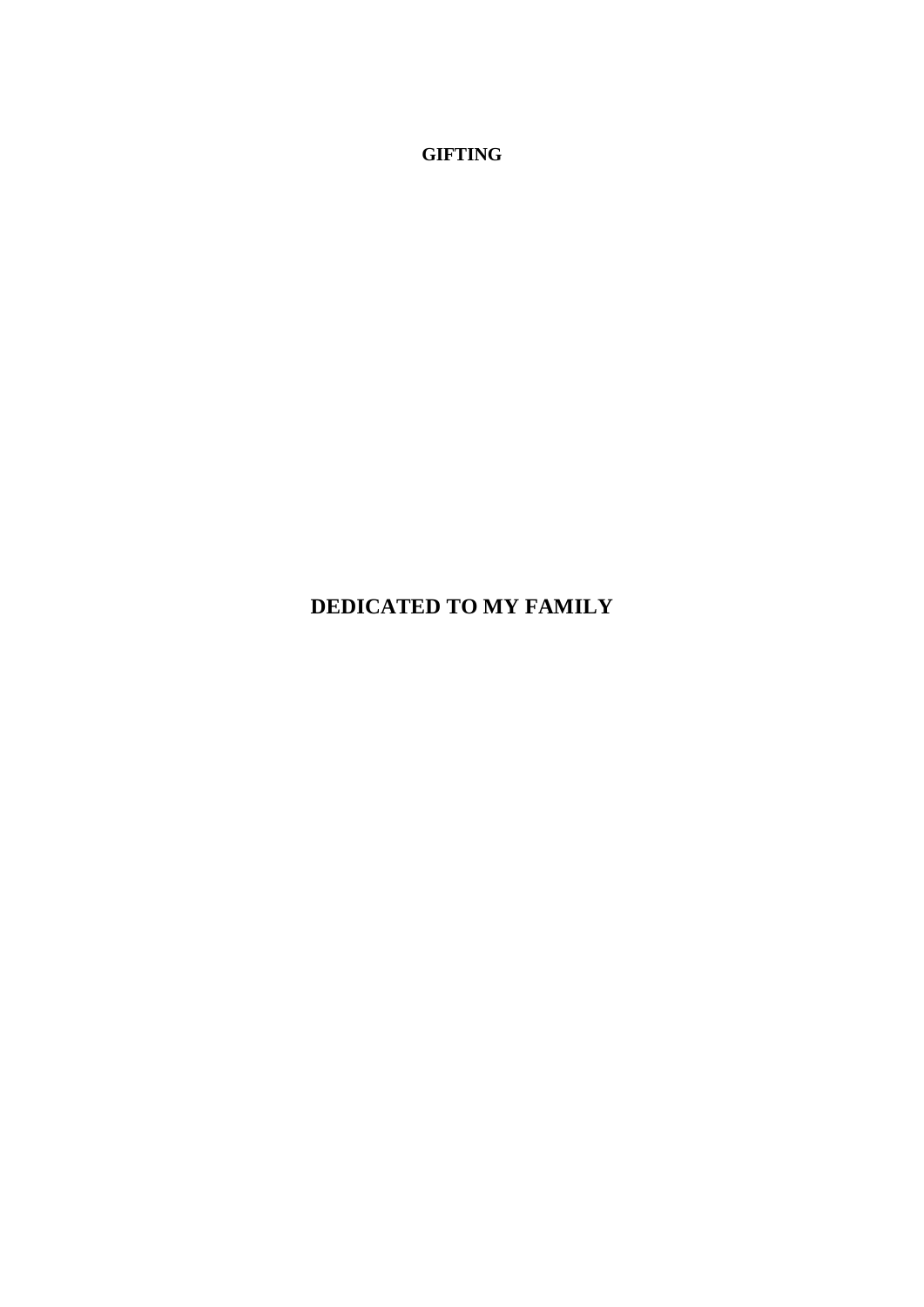**GIFTING**

**DEDICATED TO MY FAMILY**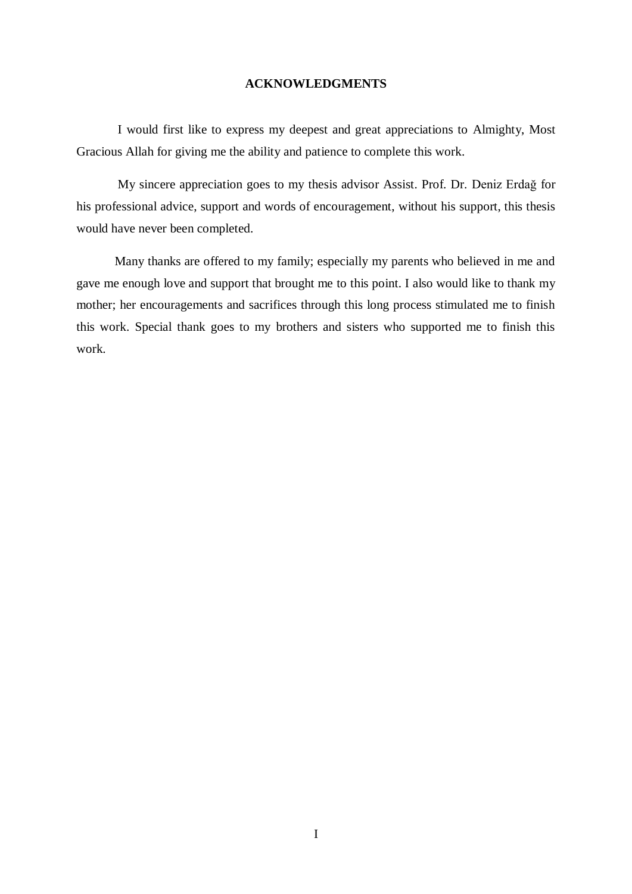# ACKNOWLEDGMENTS

I would first like to express my deepest and great appreciations to Almighty, Most Gracious Allah for giving me the ability and patience to complete this work.

My sincere appreciation goes to my thesis advisor Assist. Prof. Dr. Deniz Erdağ for his professional advice, support and words of encouragement, without his support, this thesis would have never been completed.

Many thanks are offered to my family; especially my parents who believed in me and gave me enough love and support that brought me to this point. I also would like to thank my mother; her encouragements and sacrifices through this long process stimulated me to finish this work. Special thank goes to my brothers and sisters who supported me to finish this work.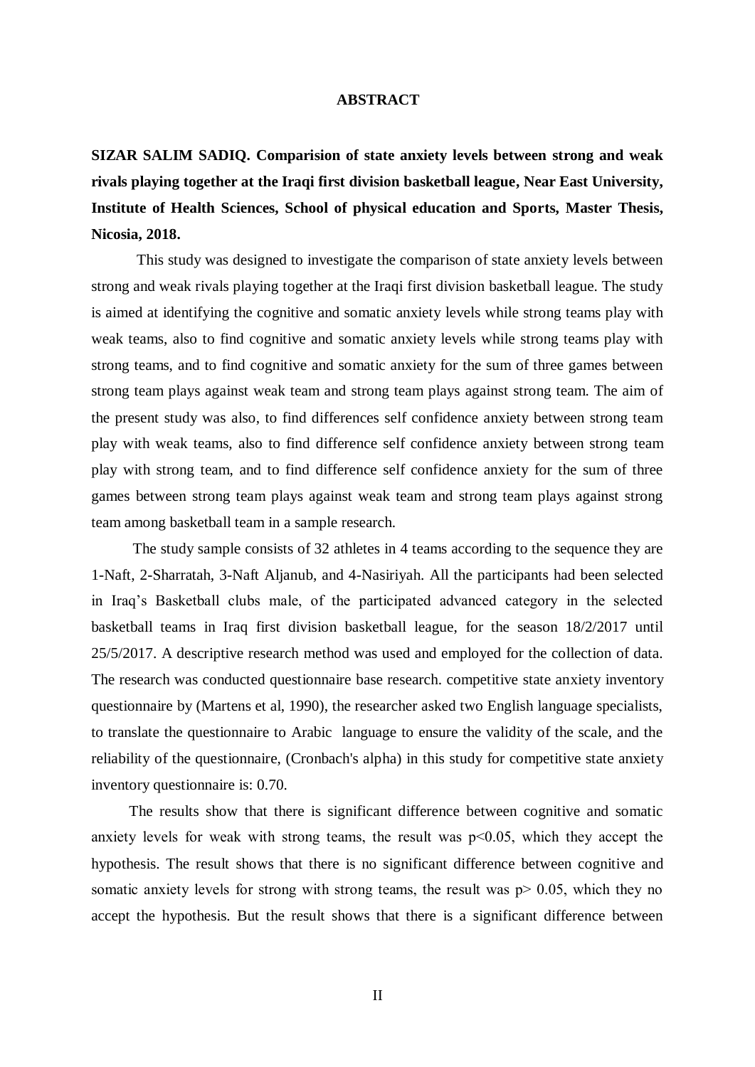## ABSTRACT

**SIZAR SALIM SADIQ. Comparision of state anxiety levels between strong and weak rivals playing together at the Iraqi first division basketball league, Near East University, Institute of Health Sciences, School of physical education and Sports, Master Thesis, Nicosia, 2018.**

This study was designed to investigate the comparison of state anxiety levels between strong and weak rivals playing together at the Iraqi first division basketball league. The study is aimed at identifying the cognitive and somatic anxiety levels while strong teams play with weak teams, also to find cognitive and somatic anxiety levels while strong teams play with strong teams, and to find cognitive and somatic anxiety for the sum of three games between strong team plays against weak team and strong team plays against strong team. The aim of the present study was also, to find differences self confidence anxiety between strong team play with weak teams, also to find difference self confidence anxiety between strong team play with strong team, and to find difference self confidence anxiety for the sum of three games between strong team plays against weak team and strong team plays against strong team among basketball team in a sample research.

The study sample consists of 32 athletes in 4 teams according to the sequence they are 1-Naft, 2-Sharratah, 3-Naft Aljanub, and 4-Nasiriyah. All the participants had been selected in Iraq's Basketball clubs male, of the participated advanced category in the selected basketball teams in Iraq first division basketball league, for the season 18/2/2017 until 25/5/2017. A descriptive research method was used and employed for the collection of data. The research was conducted questionnaire base research. competitive state anxiety inventory questionnaire by (Martens et al, 1990), the researcher asked two English language specialists, to translate the questionnaire to Arabic language to ensure the validity of the scale, and the reliability of the questionnaire, (Cronbach's alpha) in this study for competitive state anxiety inventory questionnaire is: 0.70.

The results show that there is significant difference between cognitive and somatic anxiety levels for weak with strong teams, the result was $p<0.05$, which they accept the hypothesis. The result shows that there is no significant difference between cognitive and somatic anxiety levels for strong with strong teams, the result was $p> 0.05$, which they no accept the hypothesis. But the result shows that there is a significant difference between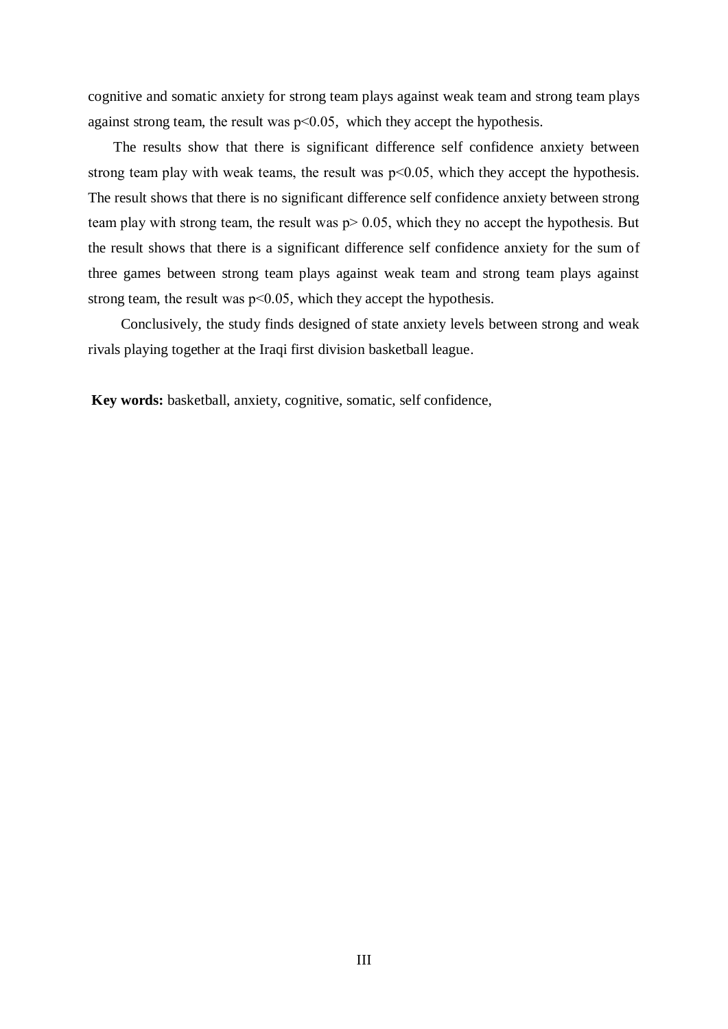cognitive and somatic anxiety for strong team plays against weak team and strong team plays against strong team, the result was $p<0.05$, which they accept the hypothesis.

The results show that there is significant difference self confidence anxiety between strong team play with weak teams, the result was $p<0.05$, which they accept the hypothesis. The result shows that there is no significant difference self confidence anxiety between strong team play with strong team, the result was $p> 0.05$, which they no accept the hypothesis. But the result shows that there is a significant difference self confidence anxiety for the sum of three games between strong team plays against weak team and strong team plays against strong team, the result was $p<0.05$, which they accept the hypothesis.

Conclusively, the study finds designed of state anxiety levels between strong and weak rivals playing together at the Iraqi first division basketball league.

**Key words:** basketball, anxiety, cognitive, somatic, self confidence,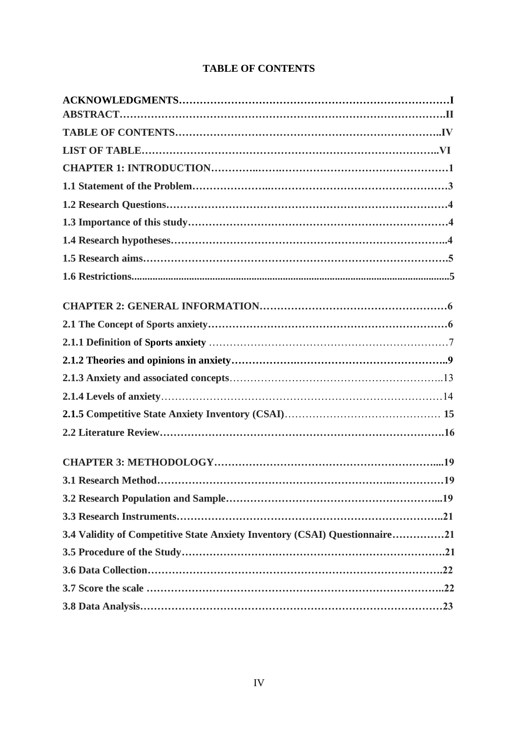# TABLE OF CONTENTS

**ACKNOWLEDGMENTS……………………………………………………………………I**

**ABSTRACT……………………………………………………………………………..II**

**TABLE OF CONTENTS………………………………………………………………..IV**

**LIST OF TABLE………………………………………………………………………..VI**

**CHAPTER 1: INTRODUCTION……………………………………………………………1**

**1.1 Statement of the Problem………………………………………………………………3**

**1.2 Research Questions………………………………………………………………………4**

**1.3 Importance of this study…………………………………………………………………4**

**1.4 Research hypotheses……………………………………………………………………..4**

**1.5 Research aims……………………………………………………………………………5**

**1.6 Restrictions..........................................................................................................................5**

**CHAPTER 2: GENERAL INFORMATION………………………………………………6**

**2.1 The Concept of Sports anxiety……………………………………………………………6**

**2.1.1 Definition of Sports anxiety** ………………………………………………………………7

**2.1.2 Theories and opinions in anxiety……………………………………………………..9**

**2.1.3 Anxiety and associated concepts**…………………………………………………..13

**2.1.4 Levels of anxiety**…………………………………………………………………………14

**2.1.5 Competitive State Anxiety Inventory (CSAI)**……………………………………… **15**

**2.2 Literature Review……………………………………………………………………….16**

**CHAPTER 3: METHODOLOGY……………………………………………………….....19**

**3.1 Research Method…………………………………………………………………………19**

**3.2 Research Population and Sample…………………………………………………...19**

**3.3 Research Instruments…………………………………………………………………..21**

**3.4 Validity of Competitive State Anxiety Inventory (CSAI) Questionnaire……………21**

**3.5 Procedure of the Study…………………………………………………………………..21**

**3.6 Data Collection…………………………………………………………………………..22**

**3.7 Score the scale ……………………………………………………………………………..22**

**3.8 Data Analysis………………………………………………………………………………23**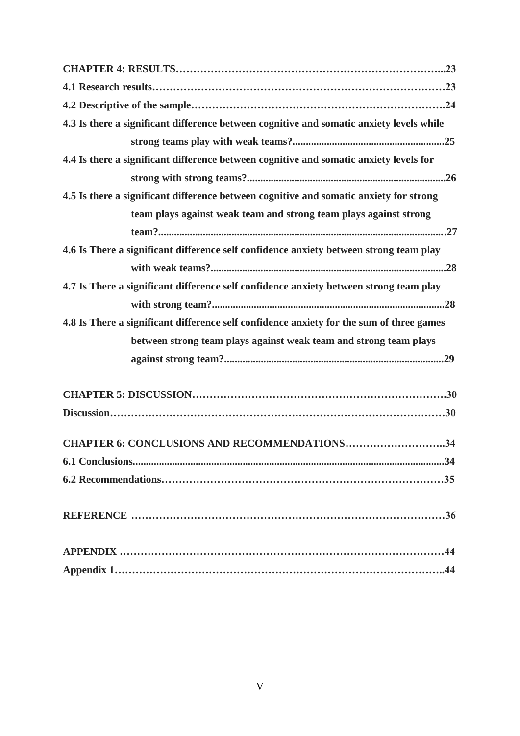**CHAPTER 4: RESULTS……………………………………………………………………...23**

**4.1 Research results…………………………………………………………………………23**

**4.2 Descriptive of the sample……………………………………………………………….24**

**4.3 Is there a significant difference between cognitive and somatic anxiety levels while strong teams play with weak teams?..........................................................25**

**4.4 Is there a significant difference between cognitive and somatic anxiety levels for strong with strong teams?............................................................................26**

**4.5 Is there a significant difference between cognitive and somatic anxiety for strong team plays against weak team and strong team plays against strong team?.............................................................................................................27**

**4.6 Is There a significant difference self confidence anxiety between strong team play with weak teams?........................................................................................28**

**4.7 Is There a significant difference self confidence anxiety between strong team play with strong team?........................................................................................28**

**4.8 Is There a significant difference self confidence anxiety for the sum of three games between strong team plays against weak team and strong team plays against strong team?..................................................................................29**

**CHAPTER 5: DISCUSSION……………………………………………………………….30**

**Discussion…………………………………………………………………………………30**

**CHAPTER 6: CONCLUSIONS AND RECOMMENDATIONS………………………..34**

**6.1 Conclusions....................................................................................................................34**

**6.2 Recommendations………………………………………………………………………35**

**REFERENCE …………………………………………………………………………….36**

**APPENDIX ………………………………………………………………………………44**

**Appendix 1………………………………………………………………………………..44**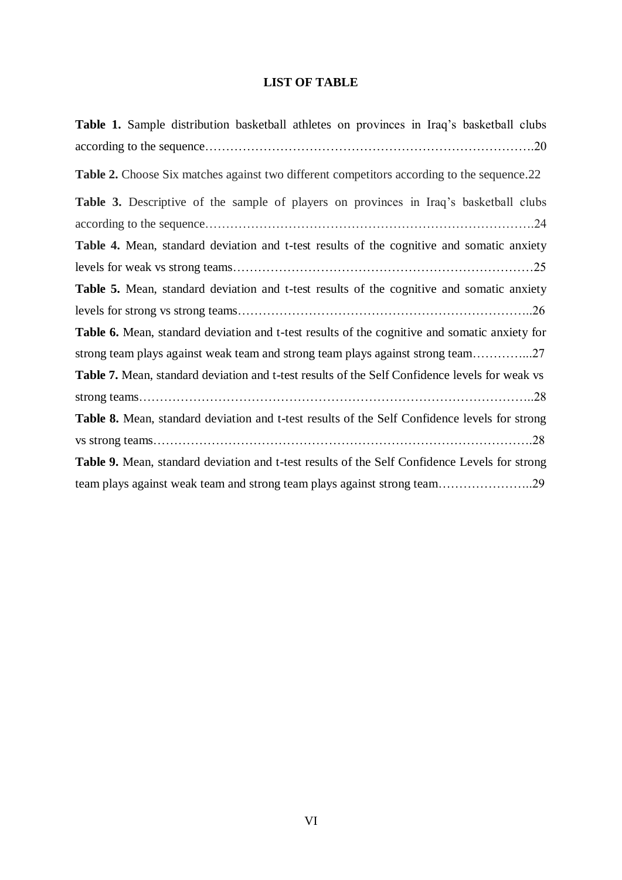# LIST OF TABLE

**Table 1.** Sample distribution basketball athletes on provinces in Iraq's basketball clubs according to the sequence……………………………………………………………………….20

**Table 2.** Choose Six matches against two different competitors according to the sequence.22

**Table 3.** Descriptive of the sample of players on provinces in Iraq's basketball clubs according to the sequence……………………………………………………………………….24

**Table 4.** Mean, standard deviation and t-test results of the cognitive and somatic anxiety levels for weak vs strong teams………………………………………………………………25

**Table 5.** Mean, standard deviation and t-test results of the cognitive and somatic anxiety levels for strong vs strong teams……………………………………………………………..26

**Table 6.** Mean, standard deviation and t-test results of the cognitive and somatic anxiety for strong team plays against weak team and strong team plays against strong team…………...27

**Table 7.** Mean, standard deviation and t-test results of the Self Confidence levels for weak vs strong teams…………………………………………………………………………………..28

**Table 8.** Mean, standard deviation and t-test results of the Self Confidence levels for strong vs strong teams……………………………………………………………………………….28

**Table 9.** Mean, standard deviation and t-test results of the Self Confidence Levels for strong team plays against weak team and strong team plays against strong team…………………..29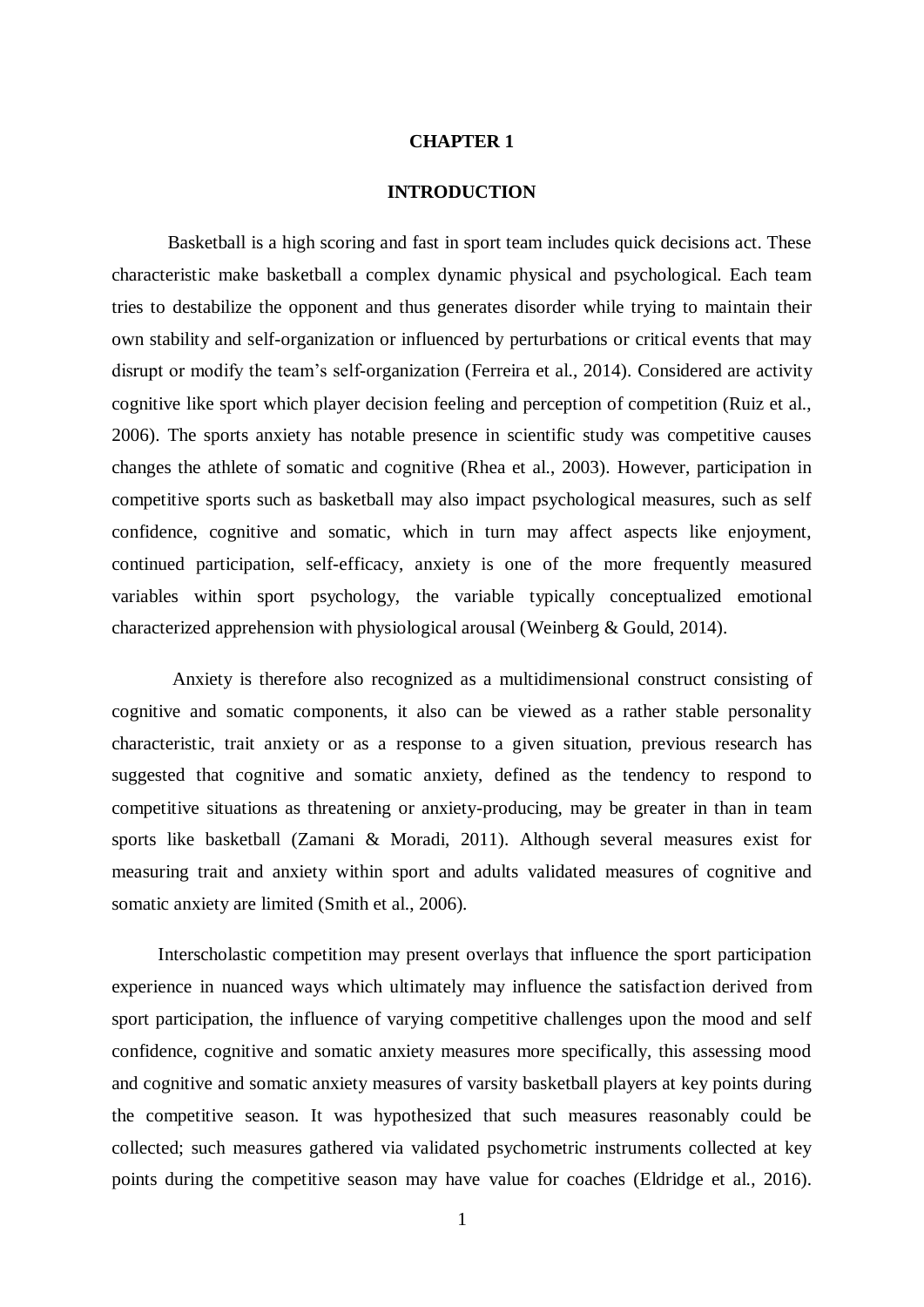# CHAPTER 1

# INTRODUCTION

Basketball is a high scoring and fast in sport team includes quick decisions act. These characteristic make basketball a complex dynamic physical and psychological. Each team tries to destabilize the opponent and thus generates disorder while trying to maintain their own stability and self-organization or influenced by perturbations or critical events that may disrupt or modify the team's self-organization (Ferreira et al., 2014). Considered are activity cognitive like sport which player decision feeling and perception of competition (Ruiz et al., 2006). The sports anxiety has notable presence in scientific study was competitive causes changes the athlete of somatic and cognitive (Rhea et al., 2003). However, participation in competitive sports such as basketball may also impact psychological measures, such as self confidence, cognitive and somatic, which in turn may affect aspects like enjoyment, continued participation, self-efficacy, anxiety is one of the more frequently measured variables within sport psychology, the variable typically conceptualized emotional characterized apprehension with physiological arousal (Weinberg & Gould, 2014).

Anxiety is therefore also recognized as a multidimensional construct consisting of cognitive and somatic components, it also can be viewed as a rather stable personality characteristic, trait anxiety or as a response to a given situation, previous research has suggested that cognitive and somatic anxiety, defined as the tendency to respond to competitive situations as threatening or anxiety-producing, may be greater in than in team sports like basketball (Zamani & Moradi, 2011). Although several measures exist for measuring trait and anxiety within sport and adults validated measures of cognitive and somatic anxiety are limited (Smith et al., 2006).

Interscholastic competition may present overlays that influence the sport participation experience in nuanced ways which ultimately may influence the satisfaction derived from sport participation, the influence of varying competitive challenges upon the mood and self confidence, cognitive and somatic anxiety measures more specifically, this assessing mood and cognitive and somatic anxiety measures of varsity basketball players at key points during the competitive season. It was hypothesized that such measures reasonably could be collected; such measures gathered via validated psychometric instruments collected at key points during the competitive season may have value for coaches (Eldridge et al., 2016).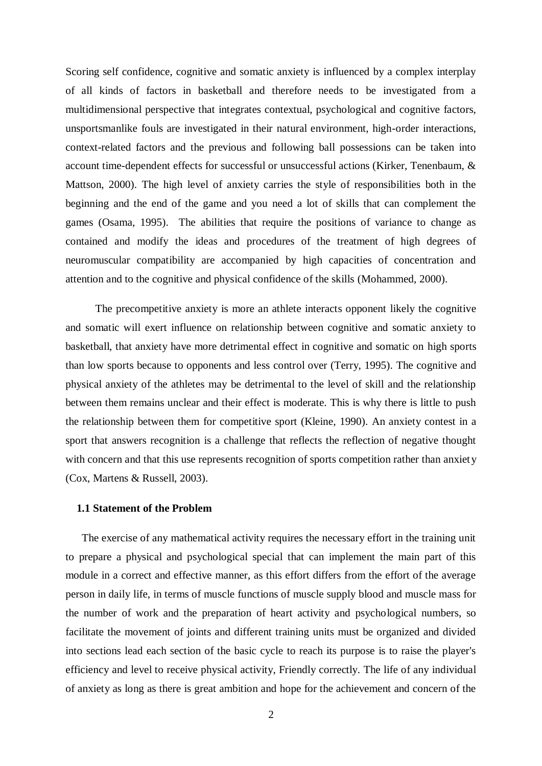Scoring self confidence, cognitive and somatic anxiety is influenced by a complex interplay of all kinds of factors in basketball and therefore needs to be investigated from a multidimensional perspective that integrates contextual, psychological and cognitive factors, unsportsmanlike fouls are investigated in their natural environment, high-order interactions, context-related factors and the previous and following ball possessions can be taken into account time-dependent effects for successful or unsuccessful actions (Kirker, Tenenbaum, & Mattson, 2000). The high level of anxiety carries the style of responsibilities both in the beginning and the end of the game and you need a lot of skills that can complement the games (Osama, 1995). The abilities that require the positions of variance to change as contained and modify the ideas and procedures of the treatment of high degrees of neuromuscular compatibility are accompanied by high capacities of concentration and attention and to the cognitive and physical confidence of the skills (Mohammed, 2000).

The precompetitive anxiety is more an athlete interacts opponent likely the cognitive and somatic will exert influence on relationship between cognitive and somatic anxiety to basketball, that anxiety have more detrimental effect in cognitive and somatic on high sports than low sports because to opponents and less control over (Terry, 1995). The cognitive and physical anxiety of the athletes may be detrimental to the level of skill and the relationship between them remains unclear and their effect is moderate. This is why there is little to push the relationship between them for competitive sport (Kleine, 1990). An anxiety contest in a sport that answers recognition is a challenge that reflects the reflection of negative thought with concern and that this use represents recognition of sports competition rather than anxiety (Cox, Martens & Russell, 2003).

### 1.1 Statement of the Problem

The exercise of any mathematical activity requires the necessary effort in the training unit to prepare a physical and psychological special that can implement the main part of this module in a correct and effective manner, as this effort differs from the effort of the average person in daily life, in terms of muscle functions of muscle supply blood and muscle mass for the number of work and the preparation of heart activity and psychological numbers, so facilitate the movement of joints and different training units must be organized and divided into sections lead each section of the basic cycle to reach its purpose is to raise the player's efficiency and level to receive physical activity, Friendly correctly. The life of any individual of anxiety as long as there is great ambition and hope for the achievement and concern of the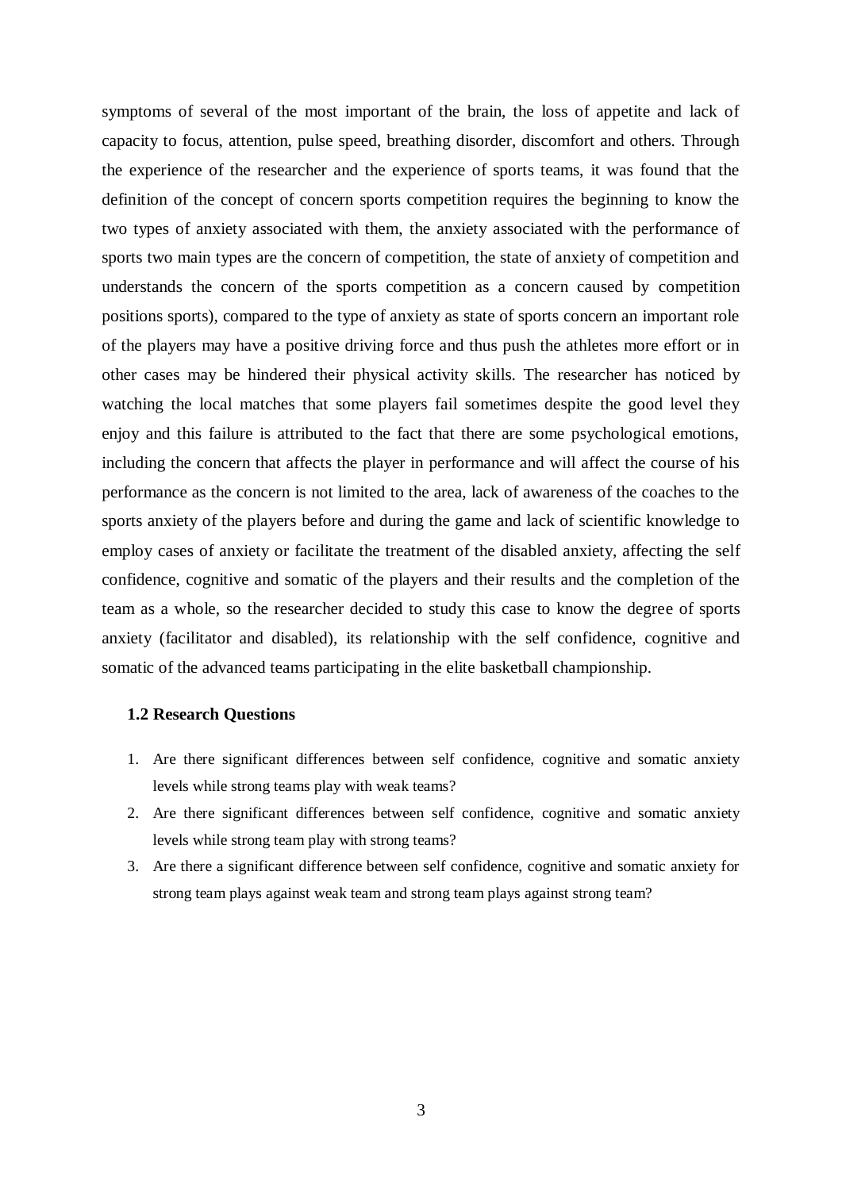symptoms of several of the most important of the brain, the loss of appetite and lack of capacity to focus, attention, pulse speed, breathing disorder, discomfort and others. Through the experience of the researcher and the experience of sports teams, it was found that the definition of the concept of concern sports competition requires the beginning to know the two types of anxiety associated with them, the anxiety associated with the performance of sports two main types are the concern of competition, the state of anxiety of competition and understands the concern of the sports competition as a concern caused by competition positions sports), compared to the type of anxiety as state of sports concern an important role of the players may have a positive driving force and thus push the athletes more effort or in other cases may be hindered their physical activity skills. The researcher has noticed by watching the local matches that some players fail sometimes despite the good level they enjoy and this failure is attributed to the fact that there are some psychological emotions, including the concern that affects the player in performance and will affect the course of his performance as the concern is not limited to the area, lack of awareness of the coaches to the sports anxiety of the players before and during the game and lack of scientific knowledge to employ cases of anxiety or facilitate the treatment of the disabled anxiety, affecting the self confidence, cognitive and somatic of the players and their results and the completion of the team as a whole, so the researcher decided to study this case to know the degree of sports anxiety (facilitator and disabled), its relationship with the self confidence, cognitive and somatic of the advanced teams participating in the elite basketball championship.

### 1.2 Research Questions

1. Are there significant differences between self confidence, cognitive and somatic anxiety levels while strong teams play with weak teams?
2. Are there significant differences between self confidence, cognitive and somatic anxiety levels while strong team play with strong teams?
3. Are there a significant difference between self confidence, cognitive and somatic anxiety for strong team plays against weak team and strong team plays against strong team?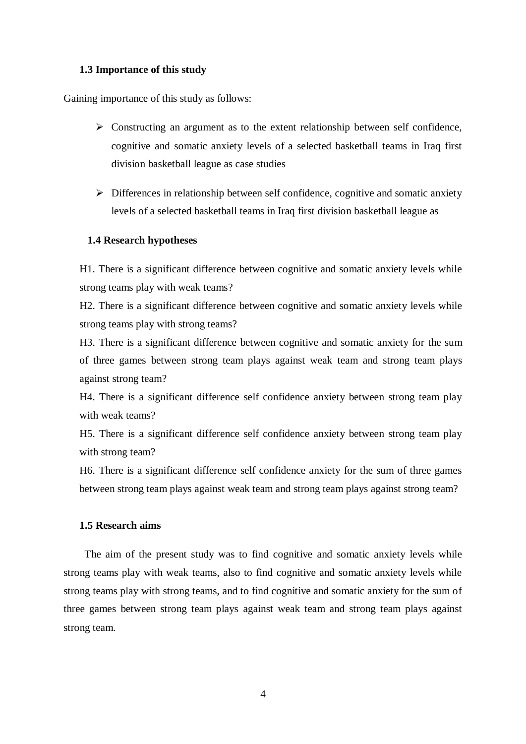### 1.3 Importance of this study

Gaining importance of this study as follows:

- Constructing an argument as to the extent relationship between self confidence, cognitive and somatic anxiety levels of a selected basketball teams in Iraq first division basketball league as case studies
- Differences in relationship between self confidence, cognitive and somatic anxiety levels of a selected basketball teams in Iraq first division basketball league as

### 1.4 Research hypotheses

H1. There is a significant difference between cognitive and somatic anxiety levels while strong teams play with weak teams?

H2. There is a significant difference between cognitive and somatic anxiety levels while strong teams play with strong teams?

H3. There is a significant difference between cognitive and somatic anxiety for the sum of three games between strong team plays against weak team and strong team plays against strong team?

H4. There is a significant difference self confidence anxiety between strong team play with weak teams?

H5. There is a significant difference self confidence anxiety between strong team play with strong team?

H6. There is a significant difference self confidence anxiety for the sum of three games between strong team plays against weak team and strong team plays against strong team?

### 1.5 Research aims

The aim of the present study was to find cognitive and somatic anxiety levels while strong teams play with weak teams, also to find cognitive and somatic anxiety levels while strong teams play with strong teams, and to find cognitive and somatic anxiety for the sum of three games between strong team plays against weak team and strong team plays against strong team.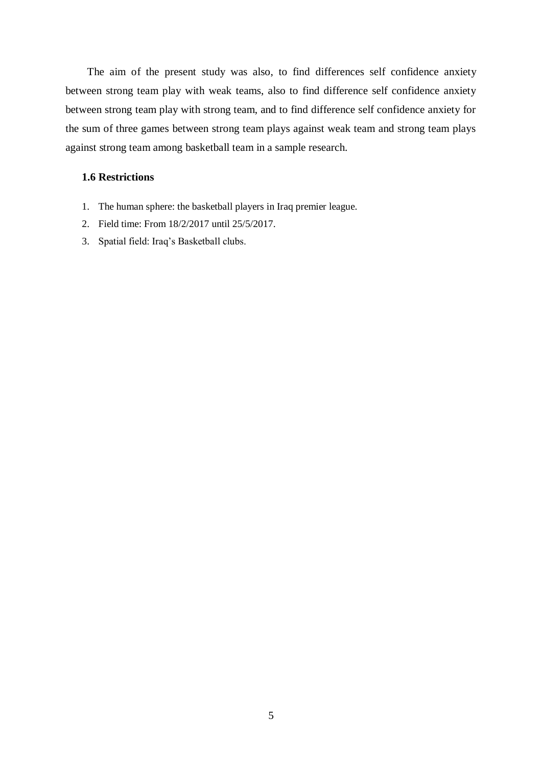The aim of the present study was also, to find differences self confidence anxiety between strong team play with weak teams, also to find difference self confidence anxiety between strong team play with strong team, and to find difference self confidence anxiety for the sum of three games between strong team plays against weak team and strong team plays against strong team among basketball team in a sample research.

### 1.6 Restrictions

1. The human sphere: the basketball players in Iraq premier league.
2. Field time: From 18/2/2017 until 25/5/2017.
3. Spatial field: Iraq's Basketball clubs.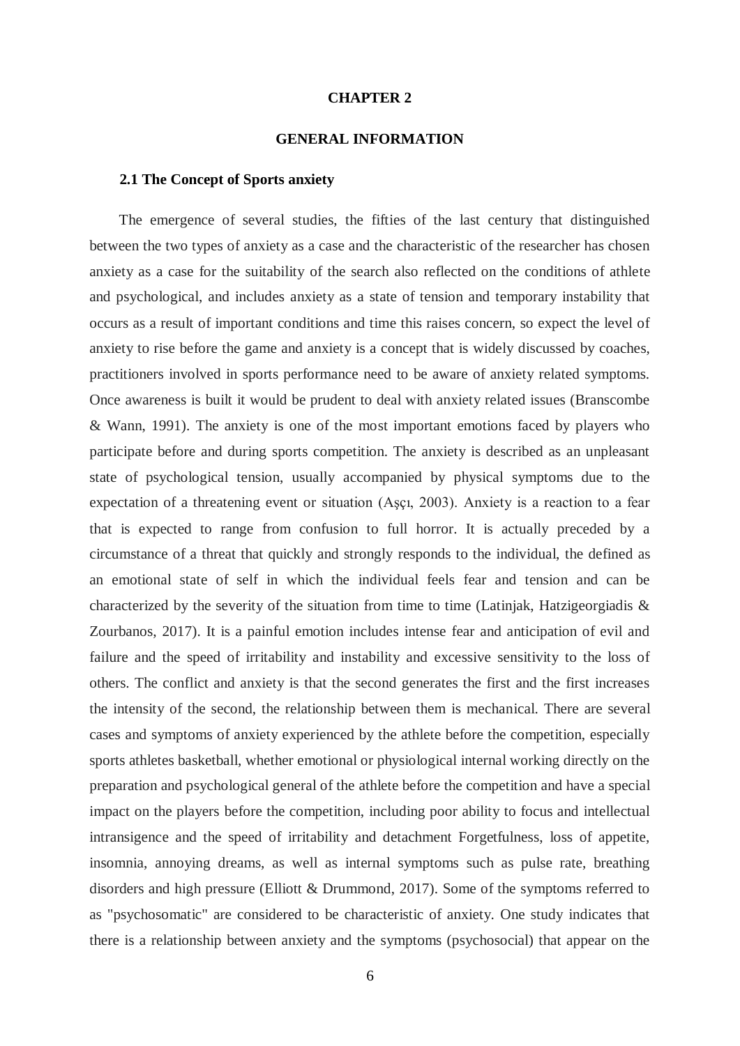## CHAPTER 2

## GENERAL INFORMATION

### 2.1 The Concept of Sports anxiety

The emergence of several studies, the fifties of the last century that distinguished between the two types of anxiety as a case and the characteristic of the researcher has chosen anxiety as a case for the suitability of the search also reflected on the conditions of athlete and psychological, and includes anxiety as a state of tension and temporary instability that occurs as a result of important conditions and time this raises concern, so expect the level of anxiety to rise before the game and anxiety is a concept that is widely discussed by coaches, practitioners involved in sports performance need to be aware of anxiety related symptoms. Once awareness is built it would be prudent to deal with anxiety related issues (Branscombe & Wann, 1991). The anxiety is one of the most important emotions faced by players who participate before and during sports competition. The anxiety is described as an unpleasant state of psychological tension, usually accompanied by physical symptoms due to the expectation of a threatening event or situation (Aşçı, 2003). Anxiety is a reaction to a fear that is expected to range from confusion to full horror. It is actually preceded by a circumstance of a threat that quickly and strongly responds to the individual, the defined as an emotional state of self in which the individual feels fear and tension and can be characterized by the severity of the situation from time to time (Latinjak, Hatzigeorgiadis & Zourbanos, 2017). It is a painful emotion includes intense fear and anticipation of evil and failure and the speed of irritability and instability and excessive sensitivity to the loss of others. The conflict and anxiety is that the second generates the first and the first increases the intensity of the second, the relationship between them is mechanical. There are several cases and symptoms of anxiety experienced by the athlete before the competition, especially sports athletes basketball, whether emotional or physiological internal working directly on the preparation and psychological general of the athlete before the competition and have a special impact on the players before the competition, including poor ability to focus and intellectual intransigence and the speed of irritability and detachment Forgetfulness, loss of appetite, insomnia, annoying dreams, as well as internal symptoms such as pulse rate, breathing disorders and high pressure (Elliott & Drummond, 2017). Some of the symptoms referred to as "psychosomatic" are considered to be characteristic of anxiety. One study indicates that there is a relationship between anxiety and the symptoms (psychosocial) that appear on the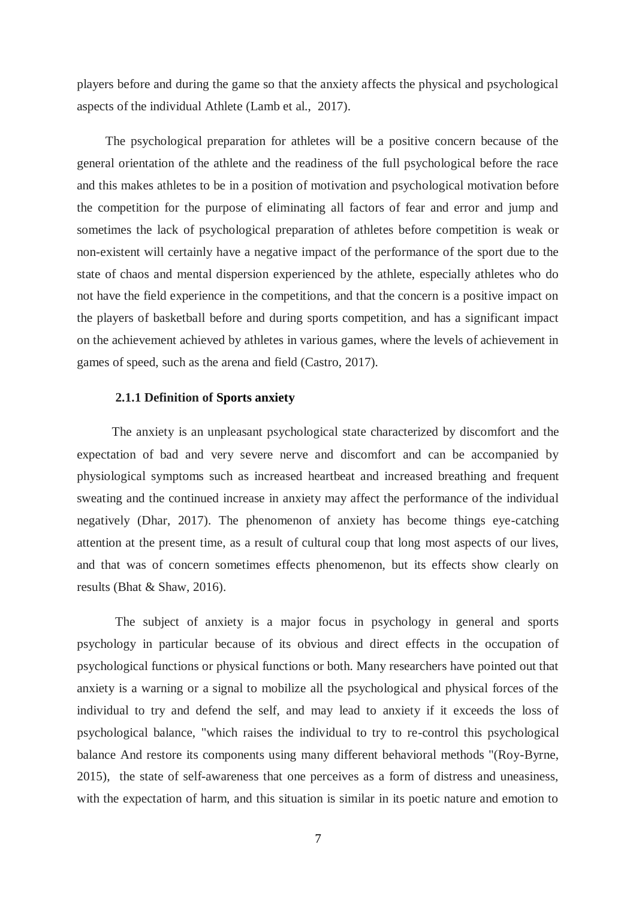players before and during the game so that the anxiety affects the physical and psychological aspects of the individual Athlete (Lamb et al., 2017).

The psychological preparation for athletes will be a positive concern because of the general orientation of the athlete and the readiness of the full psychological before the race and this makes athletes to be in a position of motivation and psychological motivation before the competition for the purpose of eliminating all factors of fear and error and jump and sometimes the lack of psychological preparation of athletes before competition is weak or non-existent will certainly have a negative impact of the performance of the sport due to the state of chaos and mental dispersion experienced by the athlete, especially athletes who do not have the field experience in the competitions, and that the concern is a positive impact on the players of basketball before and during sports competition, and has a significant impact on the achievement achieved by athletes in various games, where the levels of achievement in games of speed, such as the arena and field (Castro, 2017).

### 2.1.1 Definition of Sports anxiety

The anxiety is an unpleasant psychological state characterized by discomfort and the expectation of bad and very severe nerve and discomfort and can be accompanied by physiological symptoms such as increased heartbeat and increased breathing and frequent sweating and the continued increase in anxiety may affect the performance of the individual negatively (Dhar, 2017). The phenomenon of anxiety has become things eye-catching attention at the present time, as a result of cultural coup that long most aspects of our lives, and that was of concern sometimes effects phenomenon, but its effects show clearly on results (Bhat & Shaw, 2016).

The subject of anxiety is a major focus in psychology in general and sports psychology in particular because of its obvious and direct effects in the occupation of psychological functions or physical functions or both. Many researchers have pointed out that anxiety is a warning or a signal to mobilize all the psychological and physical forces of the individual to try and defend the self, and may lead to anxiety if it exceeds the loss of psychological balance, "which raises the individual to try to re-control this psychological balance And restore its components using many different behavioral methods "(Roy-Byrne, 2015), the state of self-awareness that one perceives as a form of distress and uneasiness, with the expectation of harm, and this situation is similar in its poetic nature and emotion to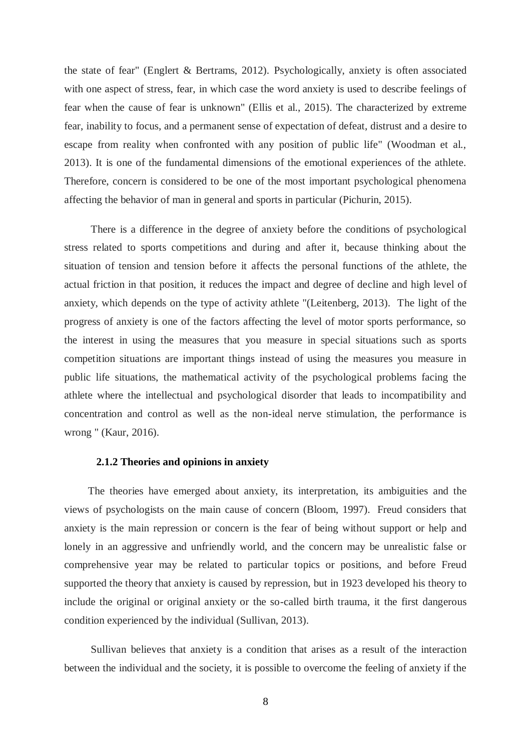the state of fear" (Englert & Bertrams, 2012). Psychologically, anxiety is often associated with one aspect of stress, fear, in which case the word anxiety is used to describe feelings of fear when the cause of fear is unknown" (Ellis et al., 2015). The characterized by extreme fear, inability to focus, and a permanent sense of expectation of defeat, distrust and a desire to escape from reality when confronted with any position of public life" (Woodman et al., 2013). It is one of the fundamental dimensions of the emotional experiences of the athlete. Therefore, concern is considered to be one of the most important psychological phenomena affecting the behavior of man in general and sports in particular (Pichurin, 2015).

There is a difference in the degree of anxiety before the conditions of psychological stress related to sports competitions and during and after it, because thinking about the situation of tension and tension before it affects the personal functions of the athlete, the actual friction in that position, it reduces the impact and degree of decline and high level of anxiety, which depends on the type of activity athlete "(Leitenberg, 2013). The light of the progress of anxiety is one of the factors affecting the level of motor sports performance, so the interest in using the measures that you measure in special situations such as sports competition situations are important things instead of using the measures you measure in public life situations, the mathematical activity of the psychological problems facing the athlete where the intellectual and psychological disorder that leads to incompatibility and concentration and control as well as the non-ideal nerve stimulation, the performance is wrong " (Kaur, 2016).

### 2.1.2 Theories and opinions in anxiety

The theories have emerged about anxiety, its interpretation, its ambiguities and the views of psychologists on the main cause of concern (Bloom, 1997). Freud considers that anxiety is the main repression or concern is the fear of being without support or help and lonely in an aggressive and unfriendly world, and the concern may be unrealistic false or comprehensive year may be related to particular topics or positions, and before Freud supported the theory that anxiety is caused by repression, but in 1923 developed his theory to include the original or original anxiety or the so-called birth trauma, it the first dangerous condition experienced by the individual (Sullivan, 2013).

Sullivan believes that anxiety is a condition that arises as a result of the interaction between the individual and the society, it is possible to overcome the feeling of anxiety if the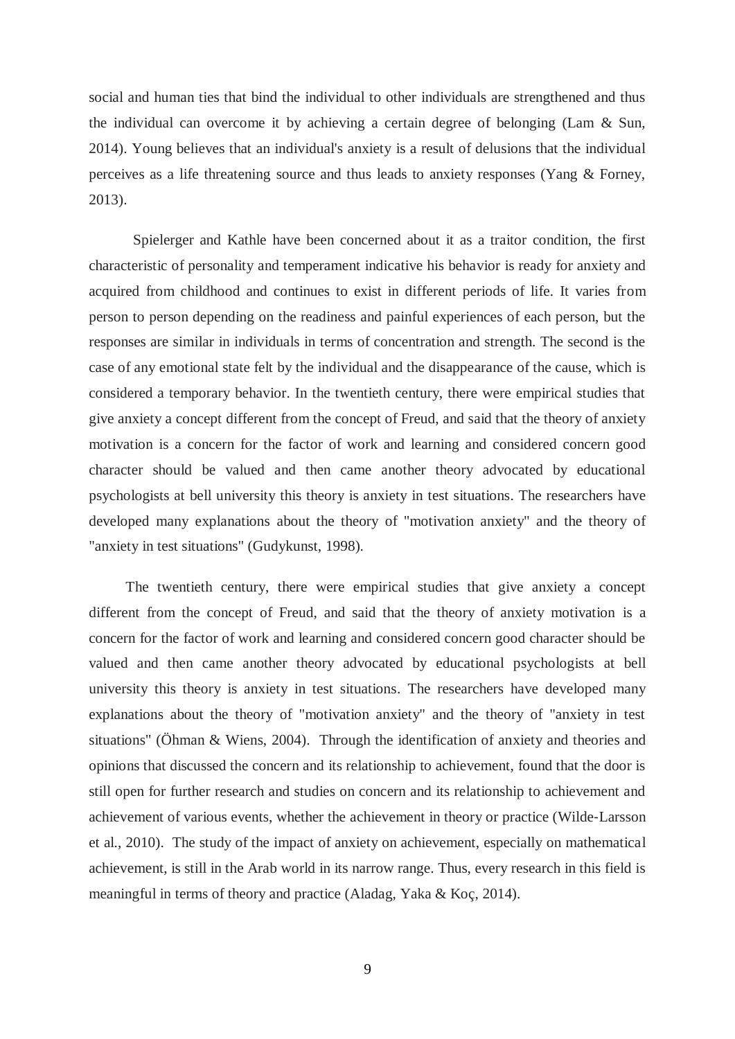social and human ties that bind the individual to other individuals are strengthened and thus the individual can overcome it by achieving a certain degree of belonging (Lam & Sun, 2014). Young believes that an individual's anxiety is a result of delusions that the individual perceives as a life threatening source and thus leads to anxiety responses (Yang & Forney, 2013).

Spielerger and Kathle have been concerned about it as a traitor condition, the first characteristic of personality and temperament indicative his behavior is ready for anxiety and acquired from childhood and continues to exist in different periods of life. It varies from person to person depending on the readiness and painful experiences of each person, but the responses are similar in individuals in terms of concentration and strength. The second is the case of any emotional state felt by the individual and the disappearance of the cause, which is considered a temporary behavior. In the twentieth century, there were empirical studies that give anxiety a concept different from the concept of Freud, and said that the theory of anxiety motivation is a concern for the factor of work and learning and considered concern good character should be valued and then came another theory advocated by educational psychologists at bell university this theory is anxiety in test situations. The researchers have developed many explanations about the theory of "motivation anxiety" and the theory of "anxiety in test situations" (Gudykunst, 1998).

The twentieth century, there were empirical studies that give anxiety a concept different from the concept of Freud, and said that the theory of anxiety motivation is a concern for the factor of work and learning and considered concern good character should be valued and then came another theory advocated by educational psychologists at bell university this theory is anxiety in test situations. The researchers have developed many explanations about the theory of "motivation anxiety" and the theory of "anxiety in test situations" (Öhman & Wiens, 2004). Through the identification of anxiety and theories and opinions that discussed the concern and its relationship to achievement, found that the door is still open for further research and studies on concern and its relationship to achievement and achievement of various events, whether the achievement in theory or practice (Wilde-Larsson et al., 2010). The study of the impact of anxiety on achievement, especially on mathematical achievement, is still in the Arab world in its narrow range. Thus, every research in this field is meaningful in terms of theory and practice (Aladag, Yaka & Koç, 2014).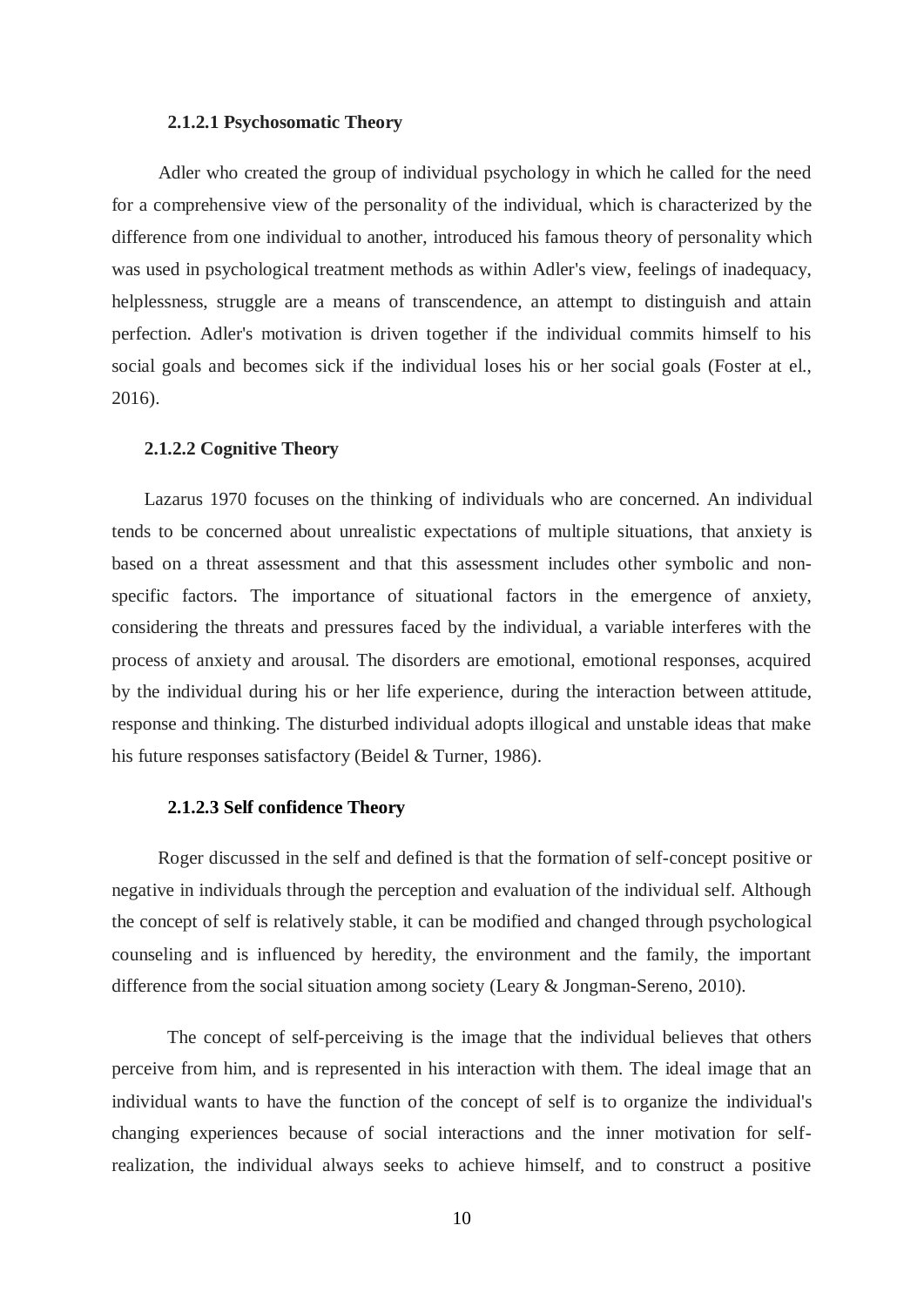#### 2.1.2.1 Psychosomatic Theory

Adler who created the group of individual psychology in which he called for the need for a comprehensive view of the personality of the individual, which is characterized by the difference from one individual to another, introduced his famous theory of personality which was used in psychological treatment methods as within Adler's view, feelings of inadequacy, helplessness, struggle are a means of transcendence, an attempt to distinguish and attain perfection. Adler's motivation is driven together if the individual commits himself to his social goals and becomes sick if the individual loses his or her social goals (Foster at el., 2016).

#### 2.1.2.2 Cognitive Theory

Lazarus 1970 focuses on the thinking of individuals who are concerned. An individual tends to be concerned about unrealistic expectations of multiple situations, that anxiety is based on a threat assessment and that this assessment includes other symbolic and non-specific factors. The importance of situational factors in the emergence of anxiety, considering the threats and pressures faced by the individual, a variable interferes with the process of anxiety and arousal. The disorders are emotional, emotional responses, acquired by the individual during his or her life experience, during the interaction between attitude, response and thinking. The disturbed individual adopts illogical and unstable ideas that make his future responses satisfactory (Beidel & Turner, 1986).

#### 2.1.2.3 Self confidence Theory

Roger discussed in the self and defined is that the formation of self-concept positive or negative in individuals through the perception and evaluation of the individual self. Although the concept of self is relatively stable, it can be modified and changed through psychological counseling and is influenced by heredity, the environment and the family, the important difference from the social situation among society (Leary & Jongman-Sereno, 2010).

The concept of self-perceiving is the image that the individual believes that others perceive from him, and is represented in his interaction with them. The ideal image that an individual wants to have the function of the concept of self is to organize the individual's changing experiences because of social interactions and the inner motivation for self-realization, the individual always seeks to achieve himself, and to construct a positive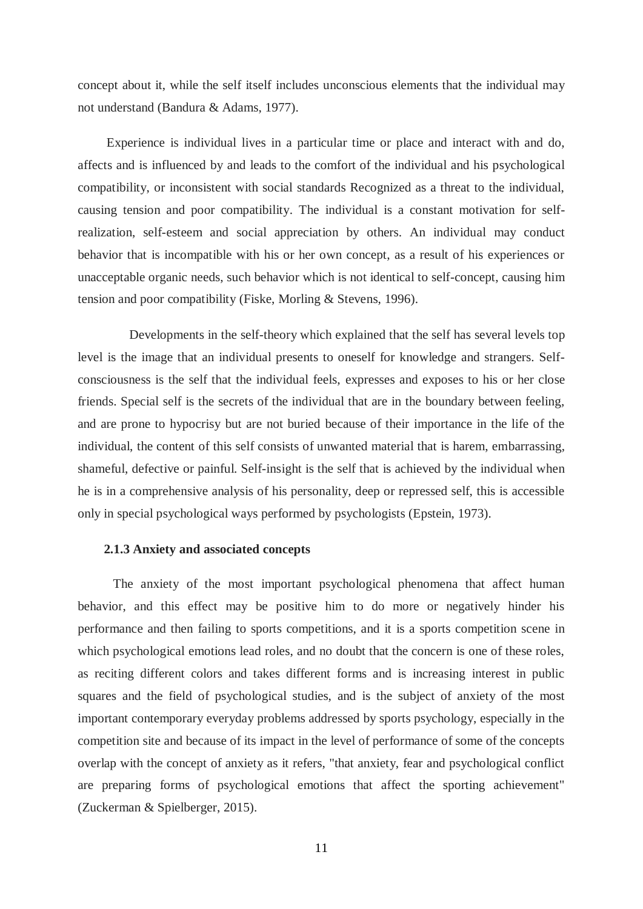concept about it, while the self itself includes unconscious elements that the individual may not understand (Bandura & Adams, 1977).

Experience is individual lives in a particular time or place and interact with and do, affects and is influenced by and leads to the comfort of the individual and his psychological compatibility, or inconsistent with social standards Recognized as a threat to the individual, causing tension and poor compatibility. The individual is a constant motivation for self-realization, self-esteem and social appreciation by others. An individual may conduct behavior that is incompatible with his or her own concept, as a result of his experiences or unacceptable organic needs, such behavior which is not identical to self-concept, causing him tension and poor compatibility (Fiske, Morling & Stevens, 1996).

Developments in the self-theory which explained that the self has several levels top level is the image that an individual presents to oneself for knowledge and strangers. Self-consciousness is the self that the individual feels, expresses and exposes to his or her close friends. Special self is the secrets of the individual that are in the boundary between feeling, and are prone to hypocrisy but are not buried because of their importance in the life of the individual, the content of this self consists of unwanted material that is harem, embarrassing, shameful, defective or painful. Self-insight is the self that is achieved by the individual when he is in a comprehensive analysis of his personality, deep or repressed self, this is accessible only in special psychological ways performed by psychologists (Epstein, 1973).

### 2.1.3 Anxiety and associated concepts

The anxiety of the most important psychological phenomena that affect human behavior, and this effect may be positive him to do more or negatively hinder his performance and then failing to sports competitions, and it is a sports competition scene in which psychological emotions lead roles, and no doubt that the concern is one of these roles, as reciting different colors and takes different forms and is increasing interest in public squares and the field of psychological studies, and is the subject of anxiety of the most important contemporary everyday problems addressed by sports psychology, especially in the competition site and because of its impact in the level of performance of some of the concepts overlap with the concept of anxiety as it refers, "that anxiety, fear and psychological conflict are preparing forms of psychological emotions that affect the sporting achievement" (Zuckerman & Spielberger, 2015).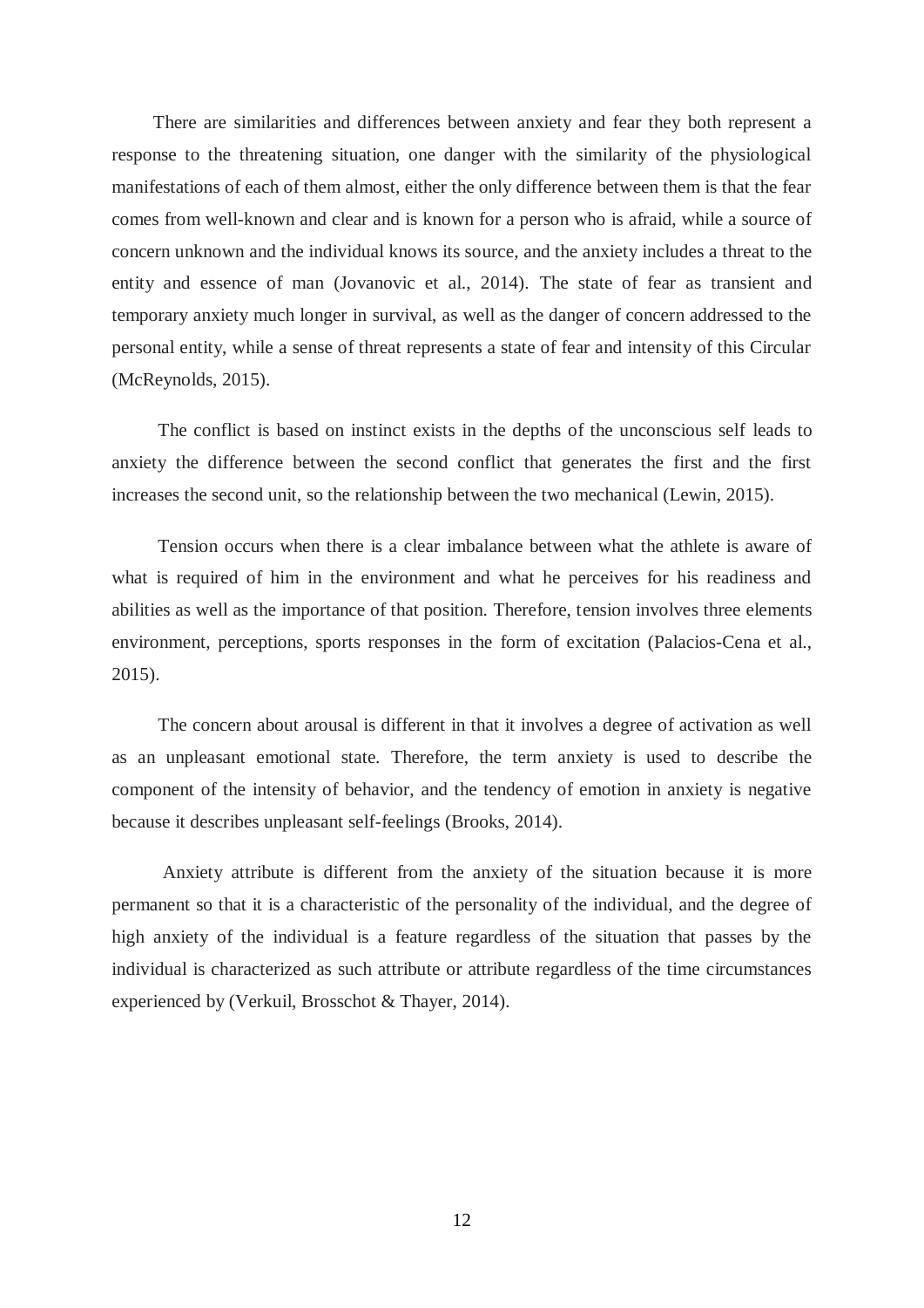There are similarities and differences between anxiety and fear they both represent a response to the threatening situation, one danger with the similarity of the physiological manifestations of each of them almost, either the only difference between them is that the fear comes from well-known and clear and is known for a person who is afraid, while a source of concern unknown and the individual knows its source, and the anxiety includes a threat to the entity and essence of man (Jovanovic et al., 2014). The state of fear as transient and temporary anxiety much longer in survival, as well as the danger of concern addressed to the personal entity, while a sense of threat represents a state of fear and intensity of this Circular (McReynolds, 2015).

The conflict is based on instinct exists in the depths of the unconscious self leads to anxiety the difference between the second conflict that generates the first and the first increases the second unit, so the relationship between the two mechanical (Lewin, 2015).

Tension occurs when there is a clear imbalance between what the athlete is aware of what is required of him in the environment and what he perceives for his readiness and abilities as well as the importance of that position. Therefore, tension involves three elements environment, perceptions, sports responses in the form of excitation (Palacios-Cena et al., 2015).

The concern about arousal is different in that it involves a degree of activation as well as an unpleasant emotional state. Therefore, the term anxiety is used to describe the component of the intensity of behavior, and the tendency of emotion in anxiety is negative because it describes unpleasant self-feelings (Brooks, 2014).

Anxiety attribute is different from the anxiety of the situation because it is more permanent so that it is a characteristic of the personality of the individual, and the degree of high anxiety of the individual is a feature regardless of the situation that passes by the individual is characterized as such attribute or attribute regardless of the time circumstances experienced by (Verkuil, Brosschot & Thayer, 2014).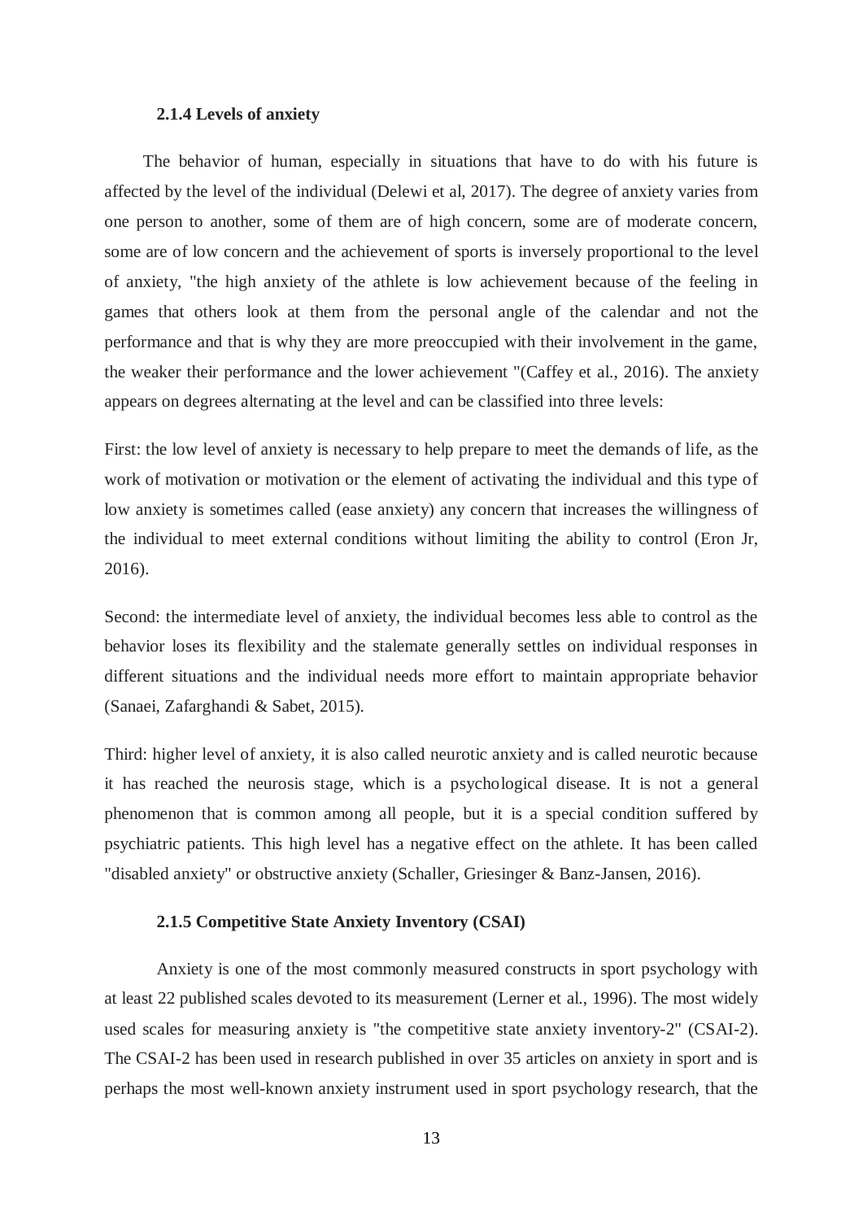### 2.1.4 Levels of anxiety

The behavior of human, especially in situations that have to do with his future is affected by the level of the individual (Delewi et al, 2017). The degree of anxiety varies from one person to another, some of them are of high concern, some are of moderate concern, some are of low concern and the achievement of sports is inversely proportional to the level of anxiety, "the high anxiety of the athlete is low achievement because of the feeling in games that others look at them from the personal angle of the calendar and not the performance and that is why they are more preoccupied with their involvement in the game, the weaker their performance and the lower achievement "(Caffey et al., 2016). The anxiety appears on degrees alternating at the level and can be classified into three levels:

First: the low level of anxiety is necessary to help prepare to meet the demands of life, as the work of motivation or motivation or the element of activating the individual and this type of low anxiety is sometimes called (ease anxiety) any concern that increases the willingness of the individual to meet external conditions without limiting the ability to control (Eron Jr, 2016).

Second: the intermediate level of anxiety, the individual becomes less able to control as the behavior loses its flexibility and the stalemate generally settles on individual responses in different situations and the individual needs more effort to maintain appropriate behavior (Sanaei, Zafarghandi & Sabet, 2015).

Third: higher level of anxiety, it is also called neurotic anxiety and is called neurotic because it has reached the neurosis stage, which is a psychological disease. It is not a general phenomenon that is common among all people, but it is a special condition suffered by psychiatric patients. This high level has a negative effect on the athlete. It has been called "disabled anxiety" or obstructive anxiety (Schaller, Griesinger & Banz-Jansen, 2016).

### 2.1.5 Competitive State Anxiety Inventory (CSAI)

Anxiety is one of the most commonly measured constructs in sport psychology with at least 22 published scales devoted to its measurement (Lerner et al., 1996). The most widely used scales for measuring anxiety is "the competitive state anxiety inventory-2" (CSAI-2). The CSAI-2 has been used in research published in over 35 articles on anxiety in sport and is perhaps the most well-known anxiety instrument used in sport psychology research, that the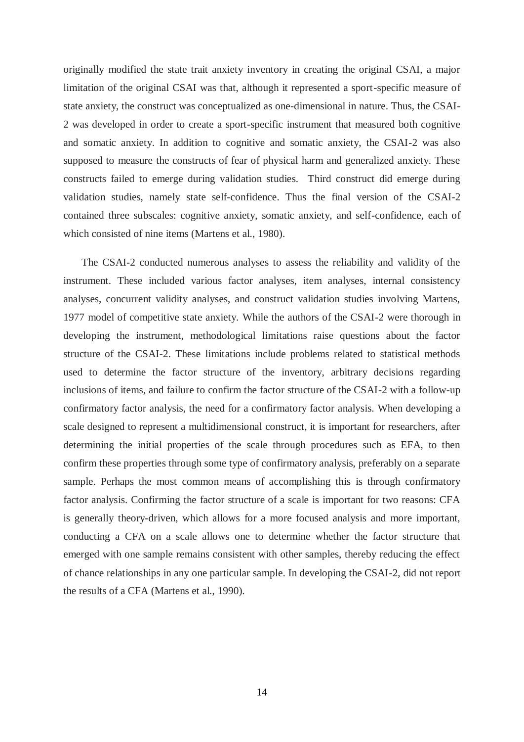originally modified the state trait anxiety inventory in creating the original CSAI, a major limitation of the original CSAI was that, although it represented a sport-specific measure of state anxiety, the construct was conceptualized as one-dimensional in nature. Thus, the CSAI-2 was developed in order to create a sport-specific instrument that measured both cognitive and somatic anxiety. In addition to cognitive and somatic anxiety, the CSAI-2 was also supposed to measure the constructs of fear of physical harm and generalized anxiety. These constructs failed to emerge during validation studies. Third construct did emerge during validation studies, namely state self-confidence. Thus the final version of the CSAI-2 contained three subscales: cognitive anxiety, somatic anxiety, and self-confidence, each of which consisted of nine items (Martens et al., 1980).

The CSAI-2 conducted numerous analyses to assess the reliability and validity of the instrument. These included various factor analyses, item analyses, internal consistency analyses, concurrent validity analyses, and construct validation studies involving Martens, 1977 model of competitive state anxiety. While the authors of the CSAI-2 were thorough in developing the instrument, methodological limitations raise questions about the factor structure of the CSAI-2. These limitations include problems related to statistical methods used to determine the factor structure of the inventory, arbitrary decisions regarding inclusions of items, and failure to confirm the factor structure of the CSAI-2 with a follow-up confirmatory factor analysis, the need for a confirmatory factor analysis. When developing a scale designed to represent a multidimensional construct, it is important for researchers, after determining the initial properties of the scale through procedures such as EFA, to then confirm these properties through some type of confirmatory analysis, preferably on a separate sample. Perhaps the most common means of accomplishing this is through confirmatory factor analysis. Confirming the factor structure of a scale is important for two reasons: CFA is generally theory-driven, which allows for a more focused analysis and more important, conducting a CFA on a scale allows one to determine whether the factor structure that emerged with one sample remains consistent with other samples, thereby reducing the effect of chance relationships in any one particular sample. In developing the CSAI-2, did not report the results of a CFA (Martens et al., 1990).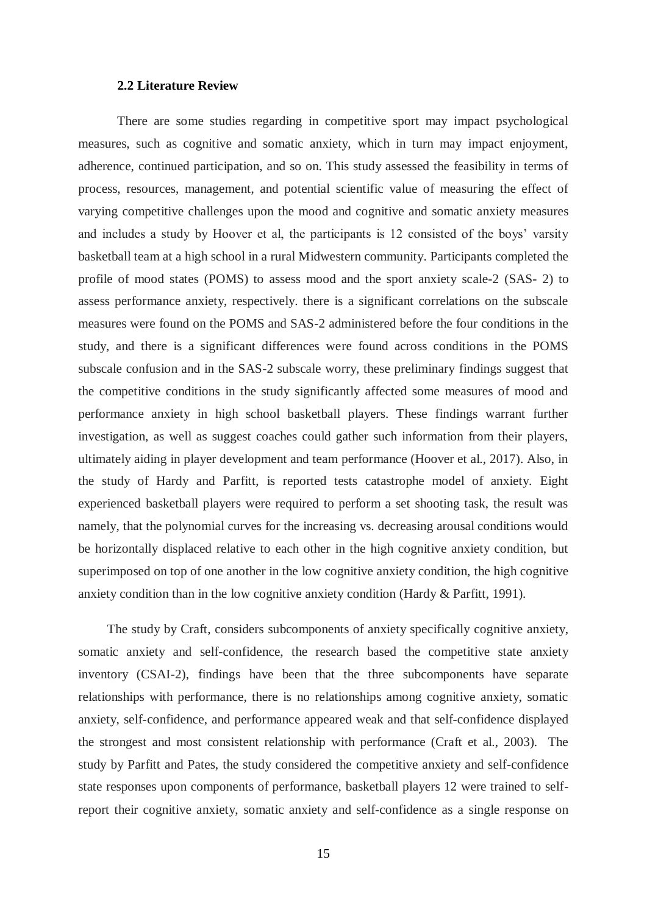### 2.2 Literature Review

There are some studies regarding in competitive sport may impact psychological measures, such as cognitive and somatic anxiety, which in turn may impact enjoyment, adherence, continued participation, and so on. This study assessed the feasibility in terms of process, resources, management, and potential scientific value of measuring the effect of varying competitive challenges upon the mood and cognitive and somatic anxiety measures and includes a study by Hoover et al, the participants is 12 consisted of the boys' varsity basketball team at a high school in a rural Midwestern community. Participants completed the profile of mood states (POMS) to assess mood and the sport anxiety scale-2 (SAS- 2) to assess performance anxiety, respectively. there is a significant correlations on the subscale measures were found on the POMS and SAS-2 administered before the four conditions in the study, and there is a significant differences were found across conditions in the POMS subscale confusion and in the SAS-2 subscale worry, these preliminary findings suggest that the competitive conditions in the study significantly affected some measures of mood and performance anxiety in high school basketball players. These findings warrant further investigation, as well as suggest coaches could gather such information from their players, ultimately aiding in player development and team performance (Hoover et al., 2017). Also, in the study of Hardy and Parfitt, is reported tests catastrophe model of anxiety. Eight experienced basketball players were required to perform a set shooting task, the result was namely, that the polynomial curves for the increasing vs. decreasing arousal conditions would be horizontally displaced relative to each other in the high cognitive anxiety condition, but superimposed on top of one another in the low cognitive anxiety condition, the high cognitive anxiety condition than in the low cognitive anxiety condition (Hardy & Parfitt, 1991).

The study by Craft, considers subcomponents of anxiety specifically cognitive anxiety, somatic anxiety and self-confidence, the research based the competitive state anxiety inventory (CSAI-2), findings have been that the three subcomponents have separate relationships with performance, there is no relationships among cognitive anxiety, somatic anxiety, self-confidence, and performance appeared weak and that self-confidence displayed the strongest and most consistent relationship with performance (Craft et al., 2003). The study by Parfitt and Pates, the study considered the competitive anxiety and self-confidence state responses upon components of performance, basketball players 12 were trained to self-report their cognitive anxiety, somatic anxiety and self-confidence as a single response on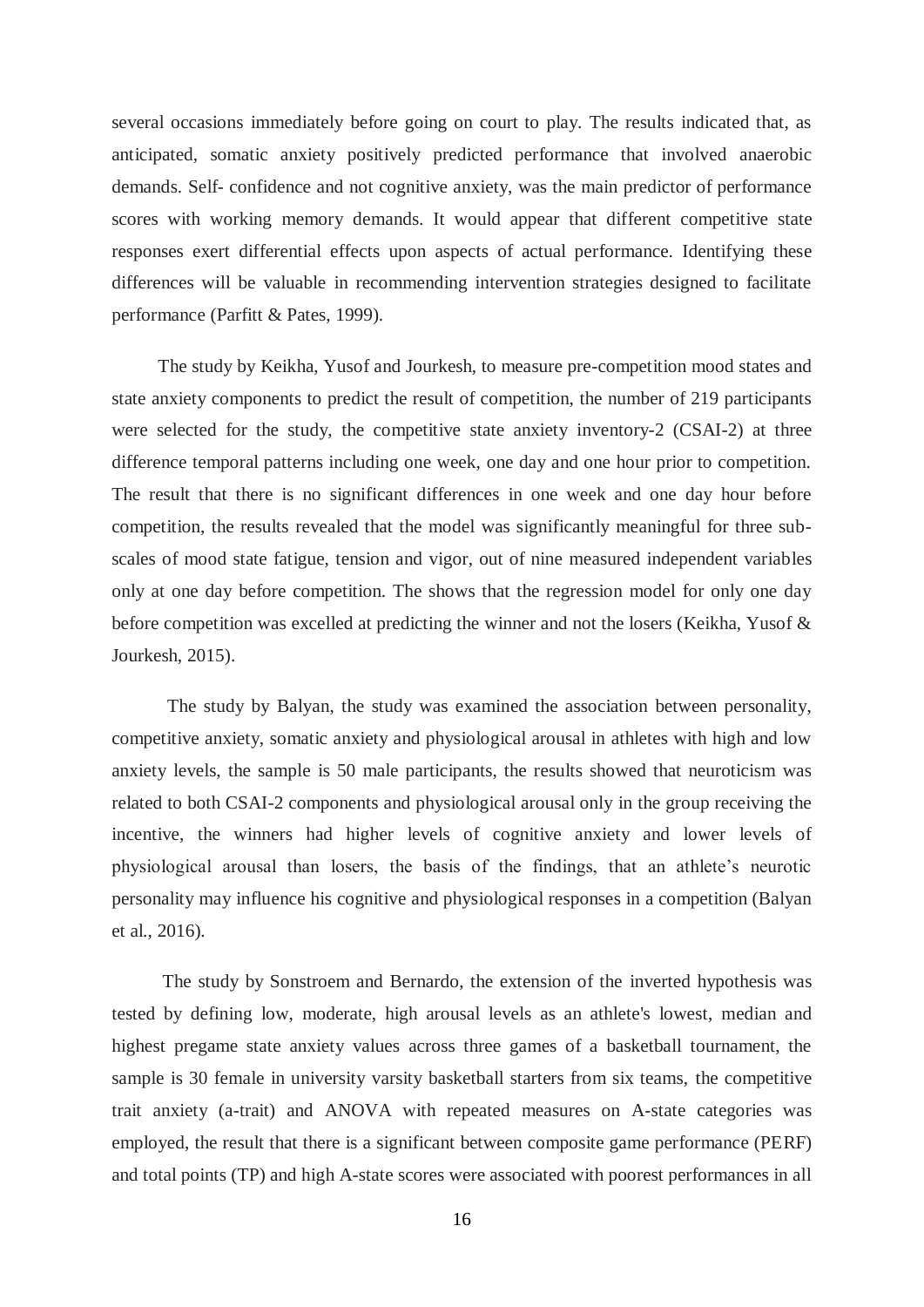several occasions immediately before going on court to play. The results indicated that, as anticipated, somatic anxiety positively predicted performance that involved anaerobic demands. Self- confidence and not cognitive anxiety, was the main predictor of performance scores with working memory demands. It would appear that different competitive state responses exert differential effects upon aspects of actual performance. Identifying these differences will be valuable in recommending intervention strategies designed to facilitate performance (Parfitt & Pates, 1999).

The study by Keikha, Yusof and Jourkesh, to measure pre-competition mood states and state anxiety components to predict the result of competition, the number of 219 participants were selected for the study, the competitive state anxiety inventory-2 (CSAI-2) at three difference temporal patterns including one week, one day and one hour prior to competition. The result that there is no significant differences in one week and one day hour before competition, the results revealed that the model was significantly meaningful for three sub-scales of mood state fatigue, tension and vigor, out of nine measured independent variables only at one day before competition. The shows that the regression model for only one day before competition was excelled at predicting the winner and not the losers (Keikha, Yusof & Jourkesh, 2015).

The study by Balyan, the study was examined the association between personality, competitive anxiety, somatic anxiety and physiological arousal in athletes with high and low anxiety levels, the sample is 50 male participants, the results showed that neuroticism was related to both CSAI-2 components and physiological arousal only in the group receiving the incentive, the winners had higher levels of cognitive anxiety and lower levels of physiological arousal than losers, the basis of the findings, that an athlete's neurotic personality may influence his cognitive and physiological responses in a competition (Balyan et al., 2016).

The study by Sonstroem and Bernardo, the extension of the inverted hypothesis was tested by defining low, moderate, high arousal levels as an athlete's lowest, median and highest pregame state anxiety values across three games of a basketball tournament, the sample is 30 female in university varsity basketball starters from six teams, the competitive trait anxiety (a-trait) and ANOVA with repeated measures on A-state categories was employed, the result that there is a significant between composite game performance (PERF) and total points (TP) and high A-state scores were associated with poorest performances in all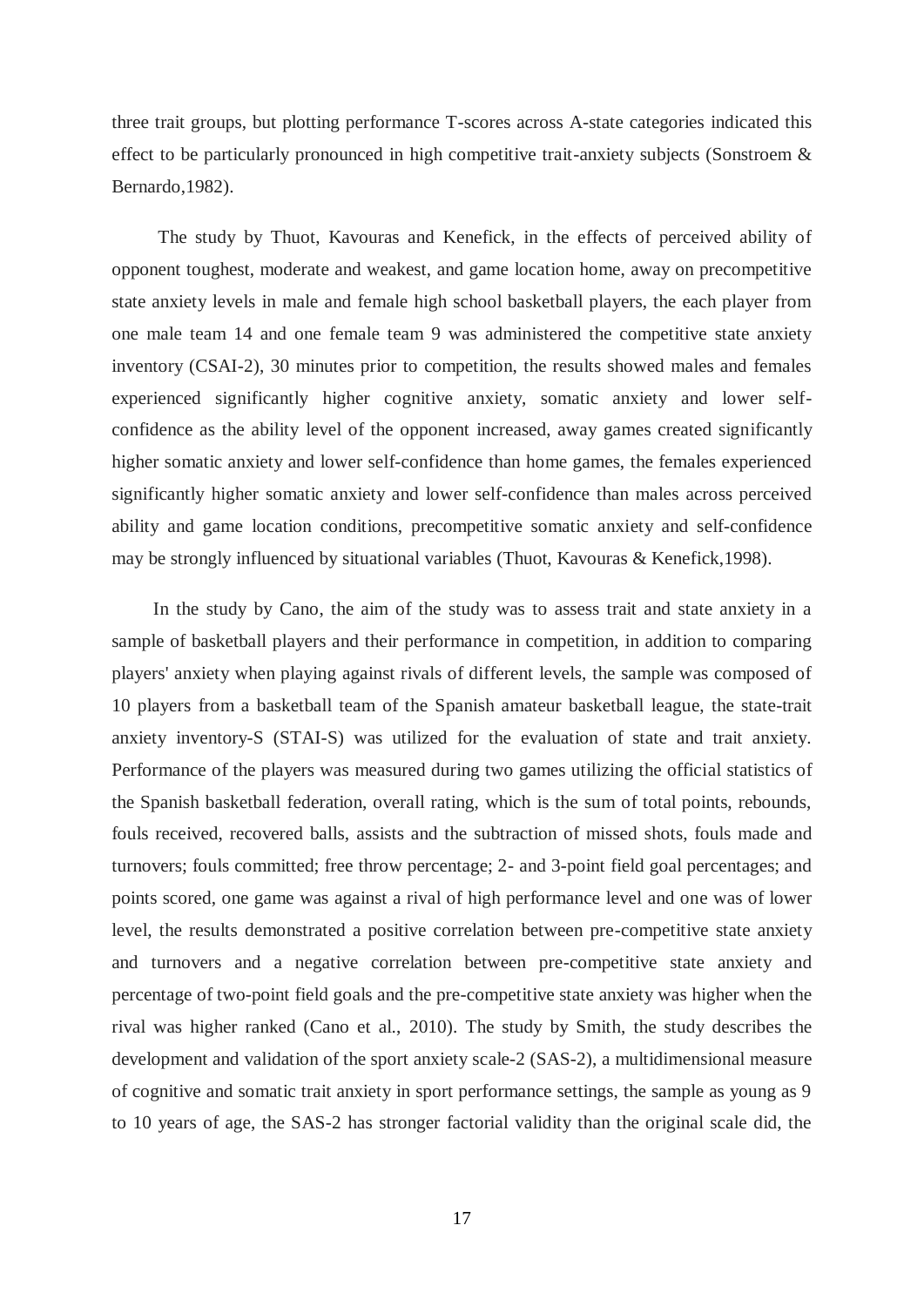three trait groups, but plotting performance T-scores across A-state categories indicated this effect to be particularly pronounced in high competitive trait-anxiety subjects (Sonstroem & Bernardo,1982).

The study by Thuot, Kavouras and Kenefick, in the effects of perceived ability of opponent toughest, moderate and weakest, and game location home, away on precompetitive state anxiety levels in male and female high school basketball players, the each player from one male team 14 and one female team 9 was administered the competitive state anxiety inventory (CSAI-2), 30 minutes prior to competition, the results showed males and females experienced significantly higher cognitive anxiety, somatic anxiety and lower self-confidence as the ability level of the opponent increased, away games created significantly higher somatic anxiety and lower self-confidence than home games, the females experienced significantly higher somatic anxiety and lower self-confidence than males across perceived ability and game location conditions, precompetitive somatic anxiety and self-confidence may be strongly influenced by situational variables (Thuot, Kavouras & Kenefick,1998).

In the study by Cano, the aim of the study was to assess trait and state anxiety in a sample of basketball players and their performance in competition, in addition to comparing players' anxiety when playing against rivals of different levels, the sample was composed of 10 players from a basketball team of the Spanish amateur basketball league, the state-trait anxiety inventory-S (STAI-S) was utilized for the evaluation of state and trait anxiety. Performance of the players was measured during two games utilizing the official statistics of the Spanish basketball federation, overall rating, which is the sum of total points, rebounds, fouls received, recovered balls, assists and the subtraction of missed shots, fouls made and turnovers; fouls committed; free throw percentage; 2- and 3-point field goal percentages; and points scored, one game was against a rival of high performance level and one was of lower level, the results demonstrated a positive correlation between pre-competitive state anxiety and turnovers and a negative correlation between pre-competitive state anxiety and percentage of two-point field goals and the pre-competitive state anxiety was higher when the rival was higher ranked (Cano et al., 2010). The study by Smith, the study describes the development and validation of the sport anxiety scale-2 (SAS-2), a multidimensional measure of cognitive and somatic trait anxiety in sport performance settings, the sample as young as 9 to 10 years of age, the SAS-2 has stronger factorial validity than the original scale did, the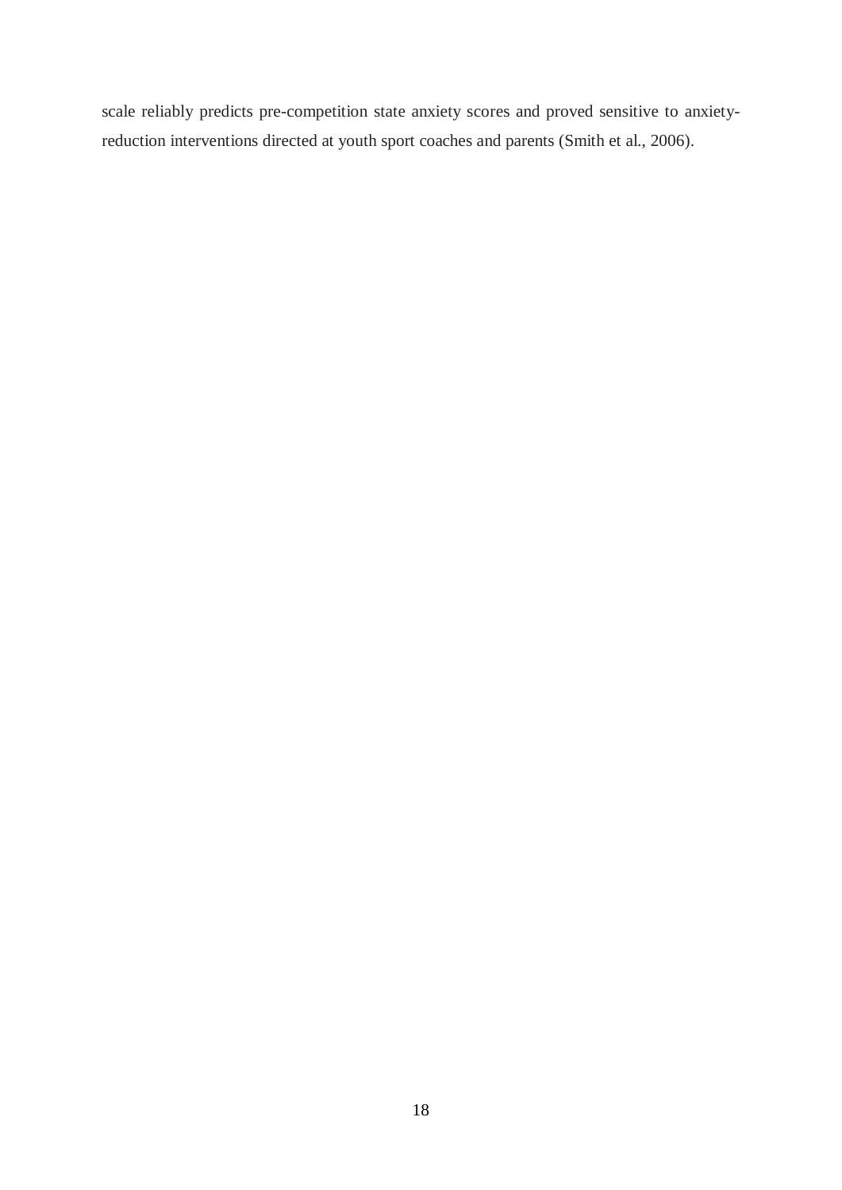scale reliably predicts pre-competition state anxiety scores and proved sensitive to anxiety-reduction interventions directed at youth sport coaches and parents (Smith et al., 2006).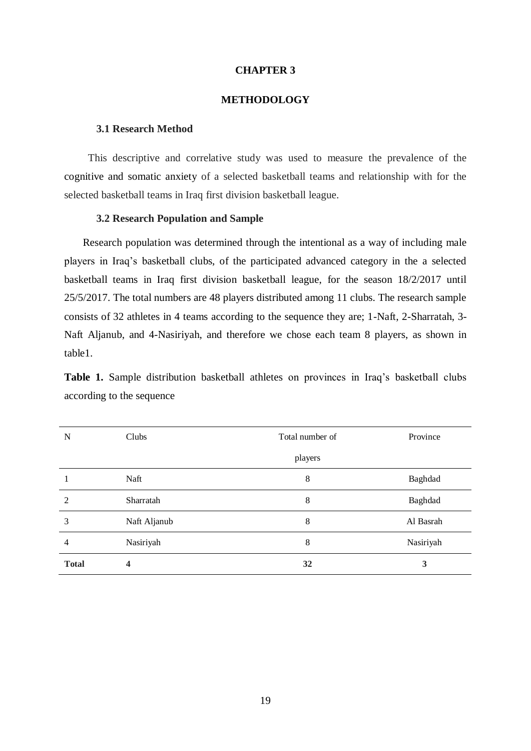# CHAPTER 3

# METHODOLOGY

### 3.1 Research Method

This descriptive and correlative study was used to measure the prevalence of the cognitive and somatic anxiety of a selected basketball teams and relationship with for the selected basketball teams in Iraq first division basketball league.

### 3.2 Research Population and Sample

Research population was determined through the intentional as a way of including male players in Iraq's basketball clubs, of the participated advanced category in the a selected basketball teams in Iraq first division basketball league, for the season 18/2/2017 until 25/5/2017. The total numbers are 48 players distributed among 11 clubs. The research sample consists of 32 athletes in 4 teams according to the sequence they are; 1-Naft, 2-Sharratah, 3-Naft Aljanub, and 4-Nasiriyah, and therefore we chose each team 8 players, as shown in table1.

**Table 1.** Sample distribution basketball athletes on provinces in Iraq's basketball clubs according to the sequence

| N | Clubs | Total number of players | Province |
|---|---|---|---|
| 1 | Naft | 8 | Baghdad |
| 2 | Sharratah | 8 | Baghdad |
| 3 | Naft Aljanub | 8 | Al Basrah |
| 4 | Nasiriyah | 8 | Nasiriyah |
| **Total** | **4** | **32** | **3** |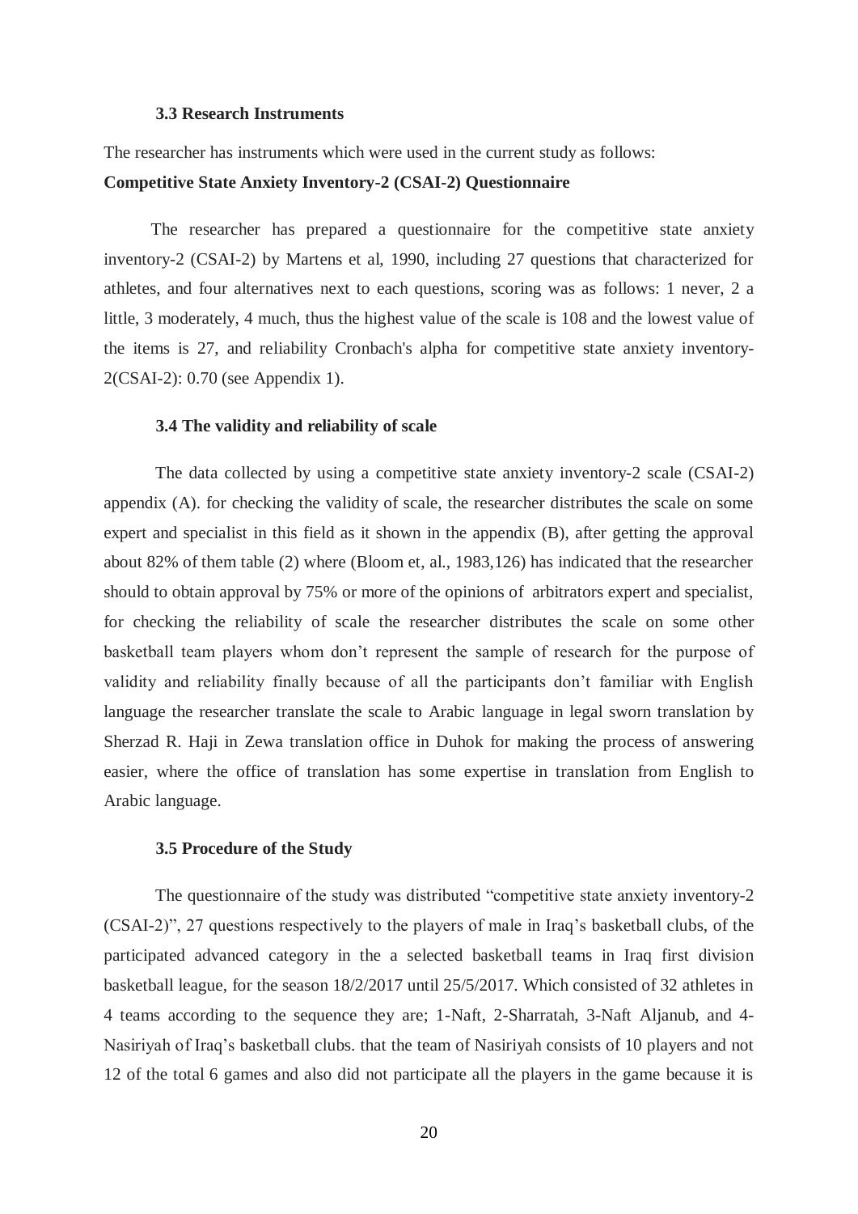### 3.3 Research Instruments

The researcher has instruments which were used in the current study as follows:

**Competitive State Anxiety Inventory-2 (CSAI-2) Questionnaire**

The researcher has prepared a questionnaire for the competitive state anxiety inventory-2 (CSAI-2) by Martens et al, 1990, including 27 questions that characterized for athletes, and four alternatives next to each questions, scoring was as follows: 1 never, 2 a little, 3 moderately, 4 much, thus the highest value of the scale is 108 and the lowest value of the items is 27, and reliability Cronbach's alpha for competitive state anxiety inventory-2(CSAI-2): 0.70 (see Appendix 1).

### 3.4 The validity and reliability of scale

The data collected by using a competitive state anxiety inventory-2 scale (CSAI-2) appendix (A). for checking the validity of scale, the researcher distributes the scale on some expert and specialist in this field as it shown in the appendix (B), after getting the approval about 82% of them table (2) where (Bloom et, al., 1983,126) has indicated that the researcher should to obtain approval by 75% or more of the opinions of arbitrators expert and specialist, for checking the reliability of scale the researcher distributes the scale on some other basketball team players whom don't represent the sample of research for the purpose of validity and reliability finally because of all the participants don't familiar with English language the researcher translate the scale to Arabic language in legal sworn translation by Sherzad R. Haji in Zewa translation office in Duhok for making the process of answering easier, where the office of translation has some expertise in translation from English to Arabic language.

### 3.5 Procedure of the Study

The questionnaire of the study was distributed "competitive state anxiety inventory-2 (CSAI-2)", 27 questions respectively to the players of male in Iraq's basketball clubs, of the participated advanced category in the a selected basketball teams in Iraq first division basketball league, for the season 18/2/2017 until 25/5/2017. Which consisted of 32 athletes in 4 teams according to the sequence they are; 1-Naft, 2-Sharratah, 3-Naft Aljanub, and 4-Nasiriyah of Iraq's basketball clubs. that the team of Nasiriyah consists of 10 players and not 12 of the total 6 games and also did not participate all the players in the game because it is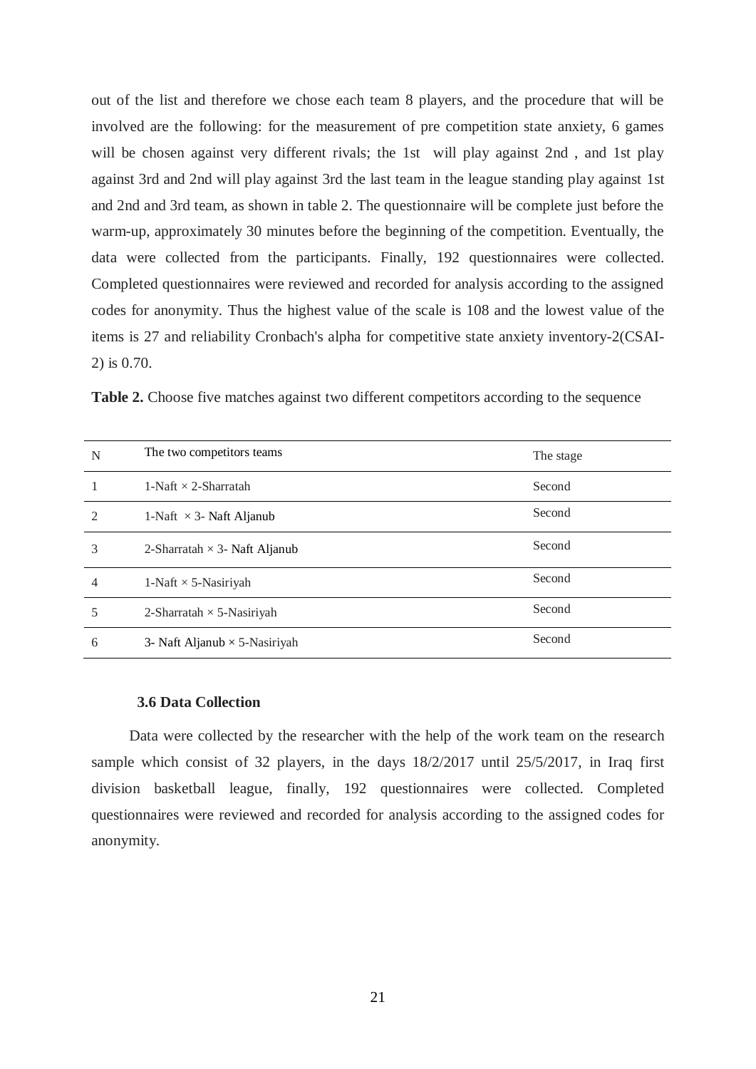out of the list and therefore we chose each team 8 players, and the procedure that will be involved are the following: for the measurement of pre competition state anxiety, 6 games will be chosen against very different rivals; the 1st will play against 2nd , and 1st play against 3rd and 2nd will play against 3rd the last team in the league standing play against 1st and 2nd and 3rd team, as shown in table 2. The questionnaire will be complete just before the warm-up, approximately 30 minutes before the beginning of the competition. Eventually, the data were collected from the participants. Finally, 192 questionnaires were collected. Completed questionnaires were reviewed and recorded for analysis according to the assigned codes for anonymity. Thus the highest value of the scale is 108 and the lowest value of the items is 27 and reliability Cronbach's alpha for competitive state anxiety inventory-2(CSAI-2) is 0.70.

**Table 2.** Choose five matches against two different competitors according to the sequence

| N | The two competitors teams | The stage |
|---|---|---|
| 1 | 1-Naft × 2-Sharratah | Second |
| 2 | 1-Naft × 3- Naft Aljanub | Second |
| 3 | 2-Sharratah × 3- Naft Aljanub | Second |
| 4 | 1-Naft × 5-Nasiriyah | Second |
| 5 | 2-Sharratah × 5-Nasiriyah | Second |
| 6 | 3- Naft Aljanub × 5-Nasiriyah | Second |

### 3.6 Data Collection

Data were collected by the researcher with the help of the work team on the research sample which consist of 32 players, in the days 18/2/2017 until 25/5/2017, in Iraq first division basketball league, finally, 192 questionnaires were collected. Completed questionnaires were reviewed and recorded for analysis according to the assigned codes for anonymity.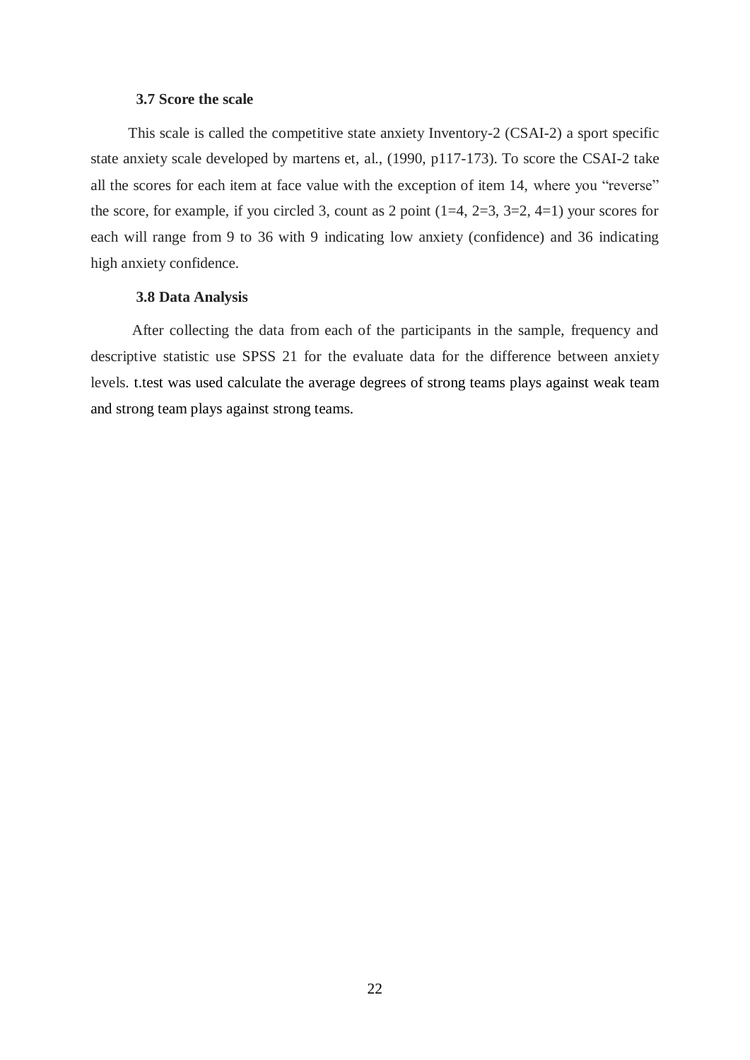### 3.7 Score the scale

This scale is called the competitive state anxiety Inventory-2 (CSAI-2) a sport specific state anxiety scale developed by martens et, al., (1990, p117-173). To score the CSAI-2 take all the scores for each item at face value with the exception of item 14, where you “reverse” the score, for example, if you circled 3, count as 2 point (1=4, 2=3, 3=2, 4=1) your scores for each will range from 9 to 36 with 9 indicating low anxiety (confidence) and 36 indicating high anxiety confidence.

### 3.8 Data Analysis

After collecting the data from each of the participants in the sample, frequency and descriptive statistic use SPSS 21 for the evaluate data for the difference between anxiety levels. t.test was used calculate the average degrees of strong teams plays against weak team and strong team plays against strong teams.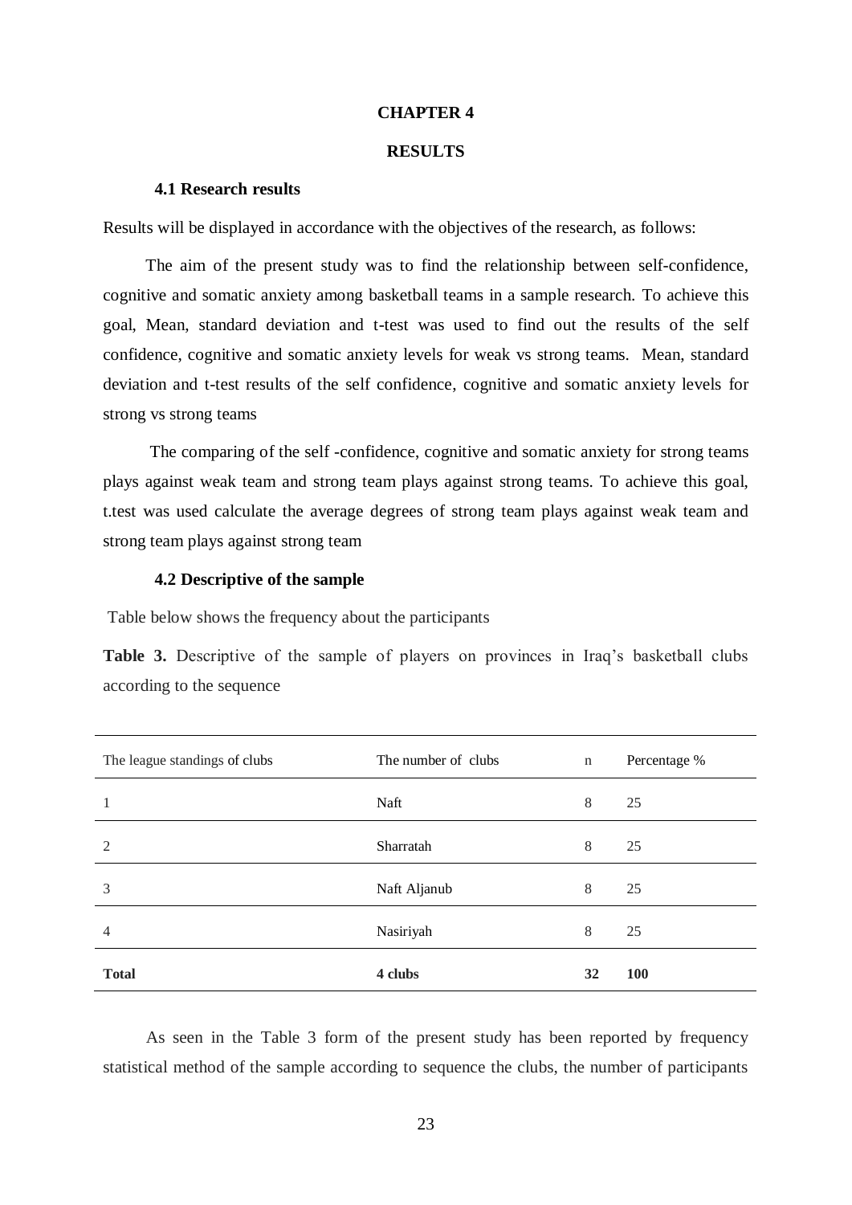# CHAPTER 4

# RESULTS

## 4.1 Research results

Results will be displayed in accordance with the objectives of the research, as follows:

The aim of the present study was to find the relationship between self-confidence, cognitive and somatic anxiety among basketball teams in a sample research. To achieve this goal, Mean, standard deviation and t-test was used to find out the results of the self confidence, cognitive and somatic anxiety levels for weak vs strong teams. Mean, standard deviation and t-test results of the self confidence, cognitive and somatic anxiety levels for strong vs strong teams

The comparing of the self -confidence, cognitive and somatic anxiety for strong teams plays against weak team and strong team plays against strong teams. To achieve this goal, t.test was used calculate the average degrees of strong team plays against weak team and strong team plays against strong team

## 4.2 Descriptive of the sample

Table below shows the frequency about the participants

**Table 3.** Descriptive of the sample of players on provinces in Iraq's basketball clubs according to the sequence

| The league standings of clubs | The number of clubs | n | Percentage % |
|---|---|---|---|
| 1 | Naft | 8 | 25 |
| 2 | Sharratah | 8 | 25 |
| 3 | Naft Aljanub | 8 | 25 |
| 4 | Nasiriyah | 8 | 25 |
| **Total** | **4 clubs** | **32** | **100** |

As seen in the Table 3 form of the present study has been reported by frequency statistical method of the sample according to sequence the clubs, the number of participants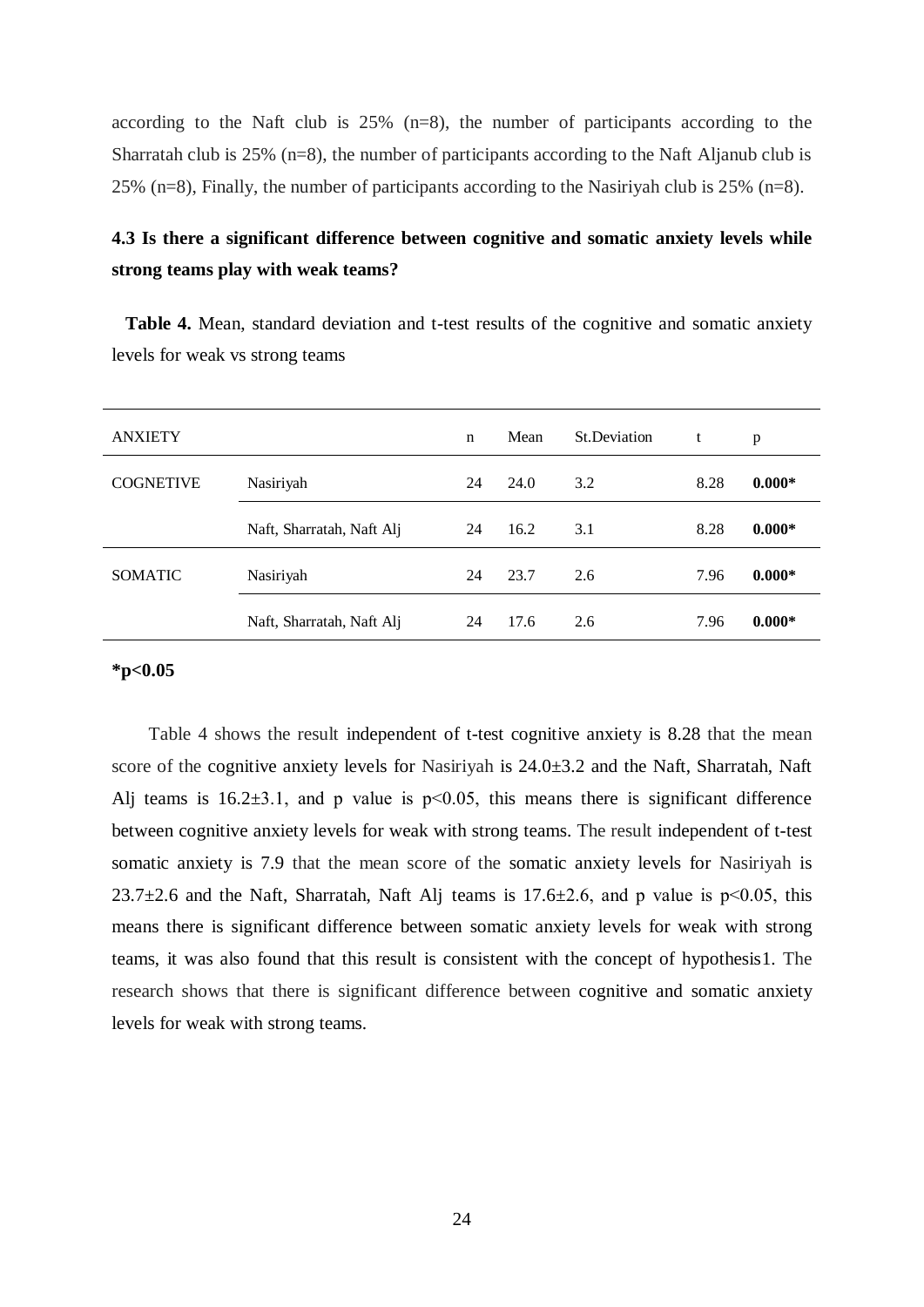according to the Naft club is 25% (n=8), the number of participants according to the Sharratah club is 25% (n=8), the number of participants according to the Naft Aljanub club is 25% (n=8), Finally, the number of participants according to the Nasiriyah club is 25% (n=8).

### 4.3 Is there a significant difference between cognitive and somatic anxiety levels while strong teams play with weak teams?

**Table 4.** Mean, standard deviation and t-test results of the cognitive and somatic anxiety levels for weak vs strong teams

| ANXIETY | | n | Mean | St.Deviation | t | p |
|---|---|---|---|---|---|---|
| COGNETIVE | Nasiriyah | 24 | 24.0 | 3.2 | 8.28 | **0.000*** |
| | Naft, Sharratah, Naft Alj | 24 | 16.2 | 3.1 | 8.28 | **0.000*** |
| SOMATIC | Nasiriyah | 24 | 23.7 | 2.6 | 7.96 | **0.000*** |
| | Naft, Sharratah, Naft Alj | 24 | 17.6 | 2.6 | 7.96 | **0.000*** |

**$*p<0.05$**

Table 4 shows the result independent of t-test cognitive anxiety is 8.28 that the mean score of the cognitive anxiety levels for Nasiriyah is $24.0 \pm 3.2$ and the Naft, Sharratah, Naft Alj teams is $16.2 \pm 3.1$, and p value is $p<0.05$, this means there is significant difference between cognitive anxiety levels for weak with strong teams. The result independent of t-test somatic anxiety is 7.9 that the mean score of the somatic anxiety levels for Nasiriyah is $23.7 \pm 2.6$ and the Naft, Sharratah, Naft Alj teams is $17.6 \pm 2.6$, and p value is $p<0.05$, this means there is significant difference between somatic anxiety levels for weak with strong teams, it was also found that this result is consistent with the concept of hypothesis1. The research shows that there is significant difference between cognitive and somatic anxiety levels for weak with strong teams.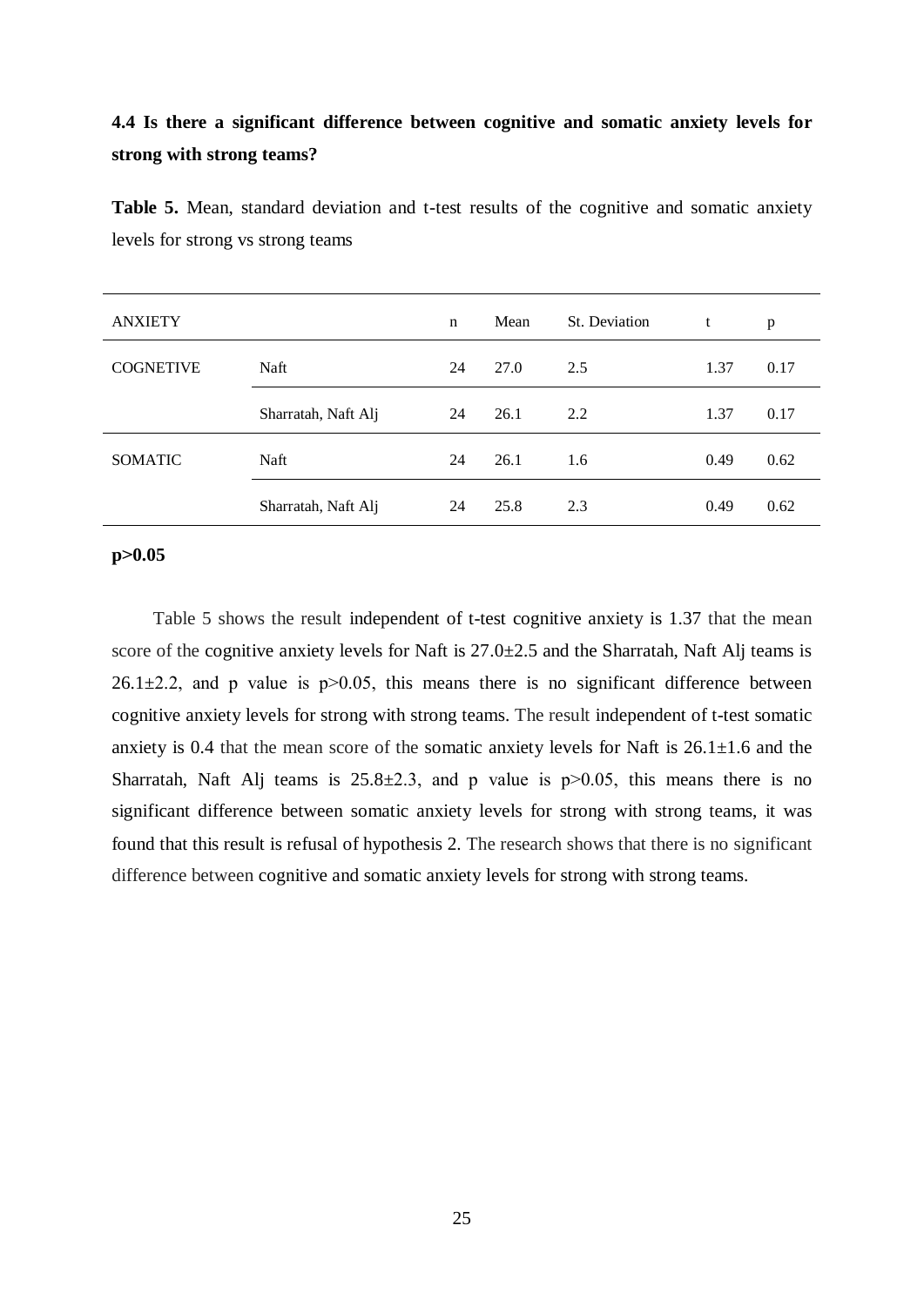**4.4 Is there a significant difference between cognitive and somatic anxiety levels for strong with strong teams?**

**Table 5.** Mean, standard deviation and t-test results of the cognitive and somatic anxiety levels for strong vs strong teams

| ANXIETY | | n | Mean | St. Deviation | t | p |
|---|---|---|---|---|---|---|
| COGNETIVE | Naft | 24 | 27.0 | 2.5 | 1.37 | 0.17 |
| | Sharratah, Naft Alj | 24 | 26.1 | 2.2 | 1.37 | 0.17 |
| SOMATIC | Naft | 24 | 26.1 | 1.6 | 0.49 | 0.62 |
| | Sharratah, Naft Alj | 24 | 25.8 | 2.3 | 0.49 | 0.62 |

**p>0.05**

Table 5 shows the result independent of t-test cognitive anxiety is 1.37 that the mean score of the cognitive anxiety levels for Naft is 27.0±2.5 and the Sharratah, Naft Alj teams is 26.1±2.2, and p value is $p>0.05$, this means there is no significant difference between cognitive anxiety levels for strong with strong teams. The result independent of t-test somatic anxiety is 0.4 that the mean score of the somatic anxiety levels for Naft is 26.1±1.6 and the Sharratah, Naft Alj teams is 25.8±2.3, and p value is $p>0.05$, this means there is no significant difference between somatic anxiety levels for strong with strong teams, it was found that this result is refusal of hypothesis 2. The research shows that there is no significant difference between cognitive and somatic anxiety levels for strong with strong teams.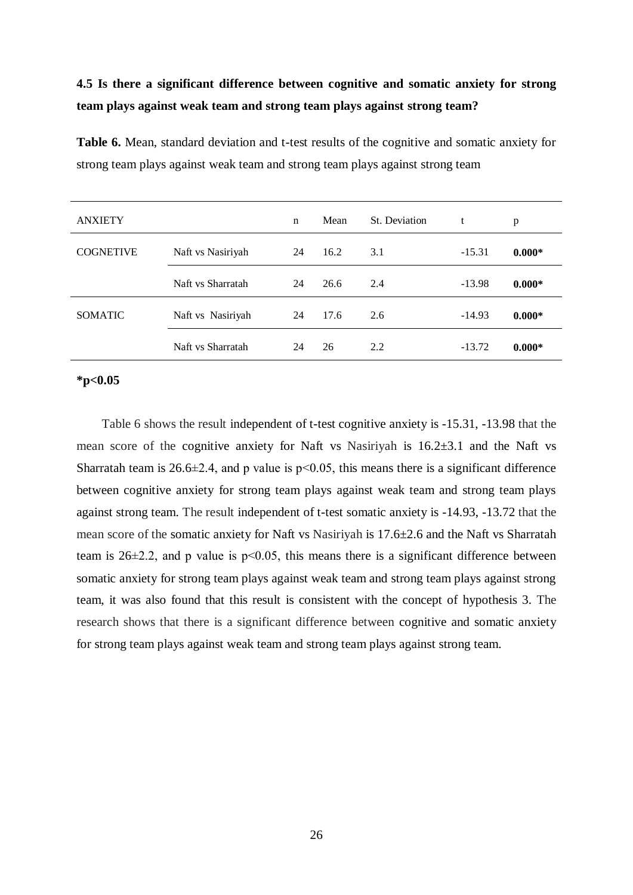**4.5 Is there a significant difference between cognitive and somatic anxiety for strong team plays against weak team and strong team plays against strong team?**

**Table 6.** Mean, standard deviation and t-test results of the cognitive and somatic anxiety for strong team plays against weak team and strong team plays against strong team

| ANXIETY | | n | Mean | St. Deviation | t | p |
|---|---|---|---|---|---|---|
| COGNETIVE | Naft vs Nasiriyah | 24 | 16.2 | 3.1 | -15.31 | **0.000*** |
| | Naft vs Sharratah | 24 | 26.6 | 2.4 | -13.98 | **0.000*** |
| SOMATIC | Naft vs Nasiriyah | 24 | 17.6 | 2.6 | -14.93 | **0.000*** |
| | Naft vs Sharratah | 24 | 26 | 2.2 | -13.72 | **0.000*** |

**\*p<0.05**

Table 6 shows the result independent of t-test cognitive anxiety is -15.31, -13.98 that the mean score of the cognitive anxiety for Naft vs Nasiriyah is 16.2±3.1 and the Naft vs Sharratah team is 26.6±2.4, and p value is $p<0.05$, this means there is a significant difference between cognitive anxiety for strong team plays against weak team and strong team plays against strong team. The result independent of t-test somatic anxiety is -14.93, -13.72 that the mean score of the somatic anxiety for Naft vs Nasiriyah is 17.6±2.6 and the Naft vs Sharratah team is 26±2.2, and p value is $p<0.05$, this means there is a significant difference between somatic anxiety for strong team plays against weak team and strong team plays against strong team, it was also found that this result is consistent with the concept of hypothesis 3. The research shows that there is a significant difference between cognitive and somatic anxiety for strong team plays against weak team and strong team plays against strong team.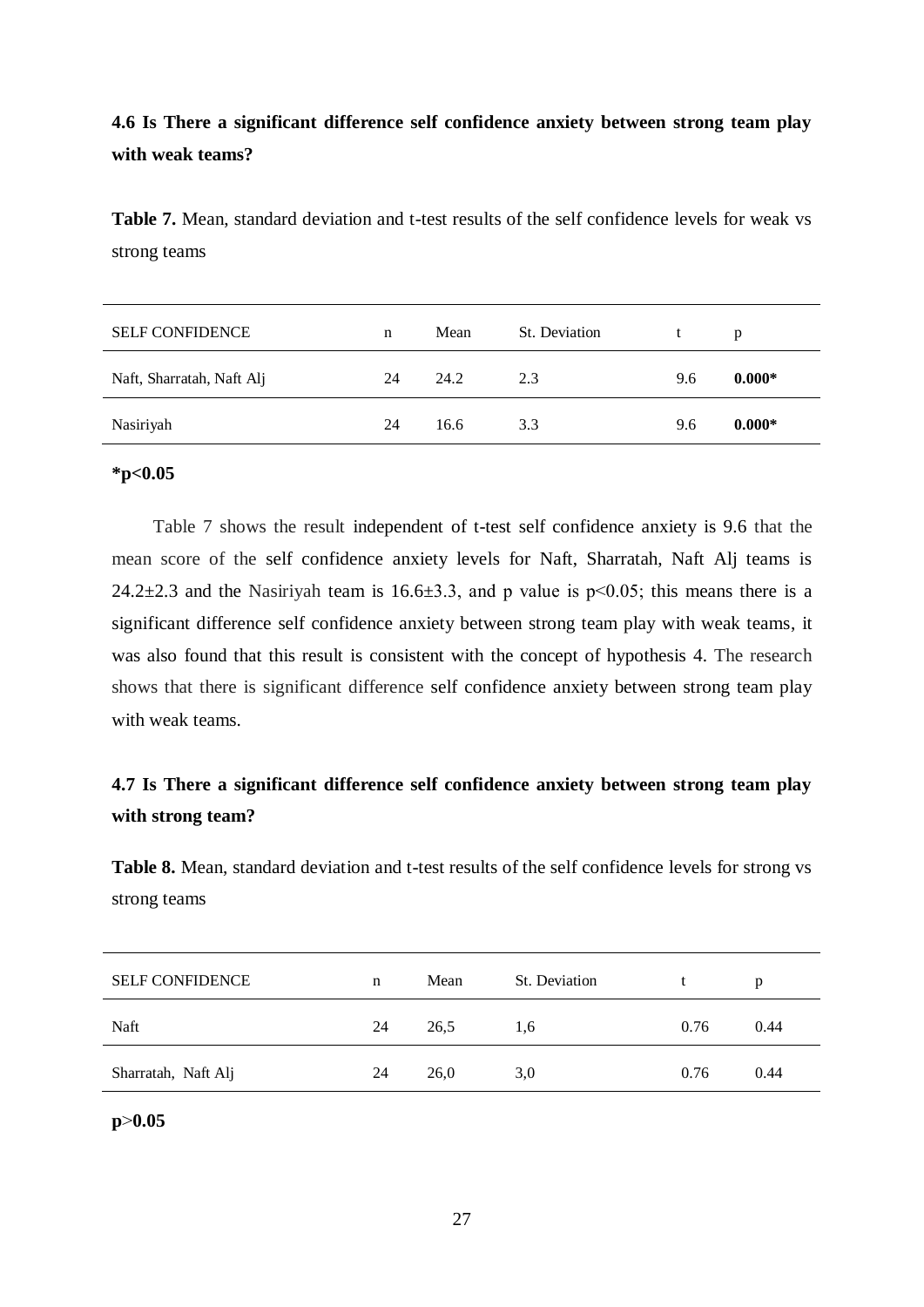### 4.6 Is There a significant difference self confidence anxiety between strong team play with weak teams?

**Table 7.** Mean, standard deviation and t-test results of the self confidence levels for weak vs strong teams

| SELF CONFIDENCE | n | Mean | St. Deviation | t | p |
|---|---|---|---|---|---|
| Naft, Sharratah, Naft Alj | 24 | 24.2 | 2.3 | 9.6 | **0.000*** |
| Nasiriyah | 24 | 16.6 | 3.3 | 9.6 | **0.000*** |

**$^*p<0.05$**

Table 7 shows the result independent of t-test self confidence anxiety is 9.6 that the mean score of the self confidence anxiety levels for Naft, Sharratah, Naft Alj teams is 24.2±2.3 and the Nasiriyah team is 16.6±3.3, and p value is $p<0.05$; this means there is a significant difference self confidence anxiety between strong team play with weak teams, it was also found that this result is consistent with the concept of hypothesis 4. The research shows that there is significant difference self confidence anxiety between strong team play with weak teams.

### 4.7 Is There a significant difference self confidence anxiety between strong team play with strong team?

**Table 8.** Mean, standard deviation and t-test results of the self confidence levels for strong vs strong teams

| SELF CONFIDENCE | n | Mean | St. Deviation | t | p |
|---|---|---|---|---|---|
| Naft | 24 | 26,5 | 1,6 | 0.76 | 0.44 |
| Sharratah, Naft Alj | 24 | 26,0 | 3,0 | 0.76 | 0.44 |

**$p>0.05$**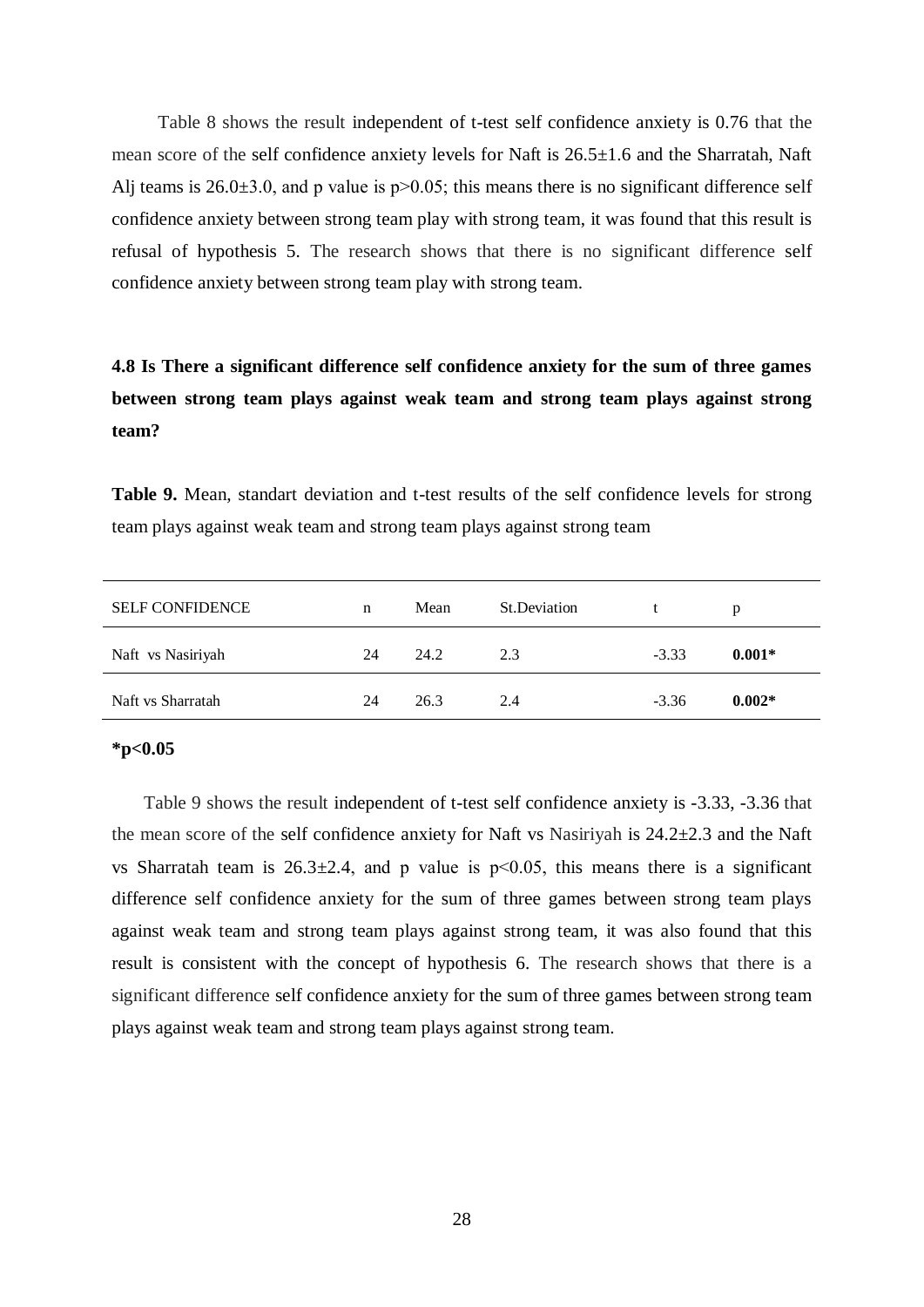Table 8 shows the result independent of t-test self confidence anxiety is 0.76 that the mean score of the self confidence anxiety levels for Naft is 26.5±1.6 and the Sharratah, Naft Alj teams is 26.0±3.0, and p value is $p>0.05$; this means there is no significant difference self confidence anxiety between strong team play with strong team, it was found that this result is refusal of hypothesis 5. The research shows that there is no significant difference self confidence anxiety between strong team play with strong team.

### 4.8 Is There a significant difference self confidence anxiety for the sum of three games between strong team plays against weak team and strong team plays against strong team?

**Table 9.** Mean, standart deviation and t-test results of the self confidence levels for strong team plays against weak team and strong team plays against strong team

| SELF CONFIDENCE | n | Mean | St.Deviation | t | p |
|---|---|---|---|---|---|
| Naft vs Nasiriyah | 24 | 24.2 | 2.3 | -3.33 | **0.001*** |
| Naft vs Sharratah | 24 | 26.3 | 2.4 | -3.36 | **0.002*** |

**$*p<0.05$**

Table 9 shows the result independent of t-test self confidence anxiety is -3.33, -3.36 that the mean score of the self confidence anxiety for Naft vs Nasiriyah is 24.2±2.3 and the Naft vs Sharratah team is 26.3±2.4, and p value is $p<0.05$, this means there is a significant difference self confidence anxiety for the sum of three games between strong team plays against weak team and strong team plays against strong team, it was also found that this result is consistent with the concept of hypothesis 6. The research shows that there is a significant difference self confidence anxiety for the sum of three games between strong team plays against weak team and strong team plays against strong team.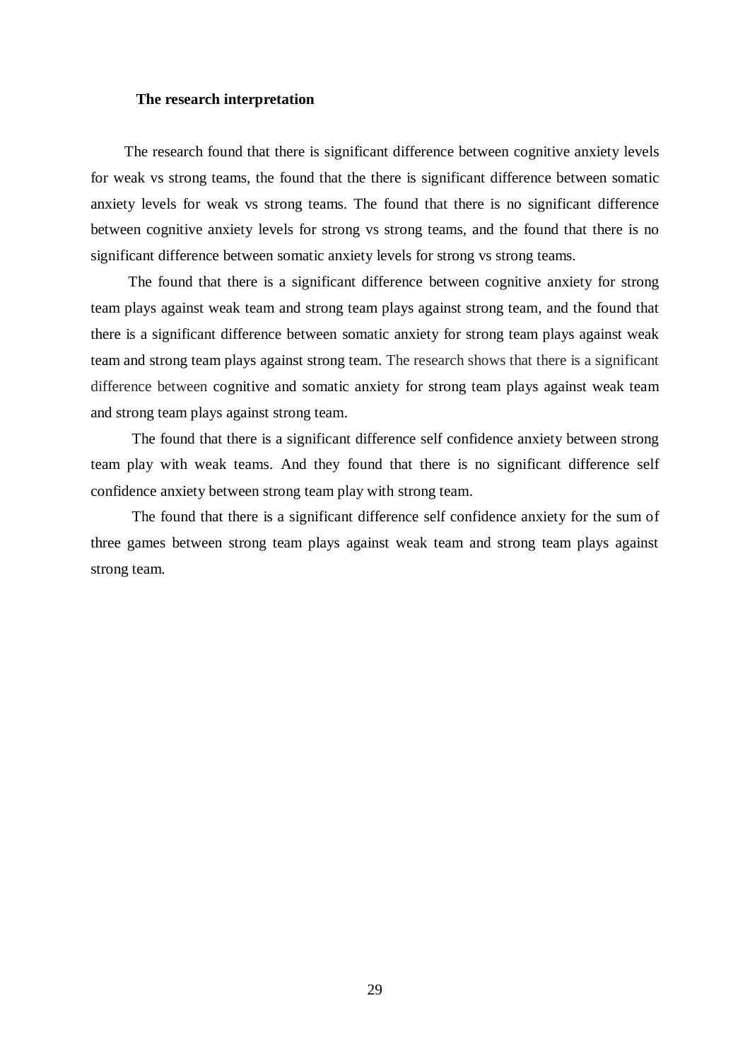**The research interpretation**

The research found that there is significant difference between cognitive anxiety levels for weak vs strong teams, the found that the there is significant difference between somatic anxiety levels for weak vs strong teams. The found that there is no significant difference between cognitive anxiety levels for strong vs strong teams, and the found that there is no significant difference between somatic anxiety levels for strong vs strong teams.

The found that there is a significant difference between cognitive anxiety for strong team plays against weak team and strong team plays against strong team, and the found that there is a significant difference between somatic anxiety for strong team plays against weak team and strong team plays against strong team. The research shows that there is a significant difference between cognitive and somatic anxiety for strong team plays against weak team and strong team plays against strong team.

The found that there is a significant difference self confidence anxiety between strong team play with weak teams. And they found that there is no significant difference self confidence anxiety between strong team play with strong team.

The found that there is a significant difference self confidence anxiety for the sum of three games between strong team plays against weak team and strong team plays against strong team.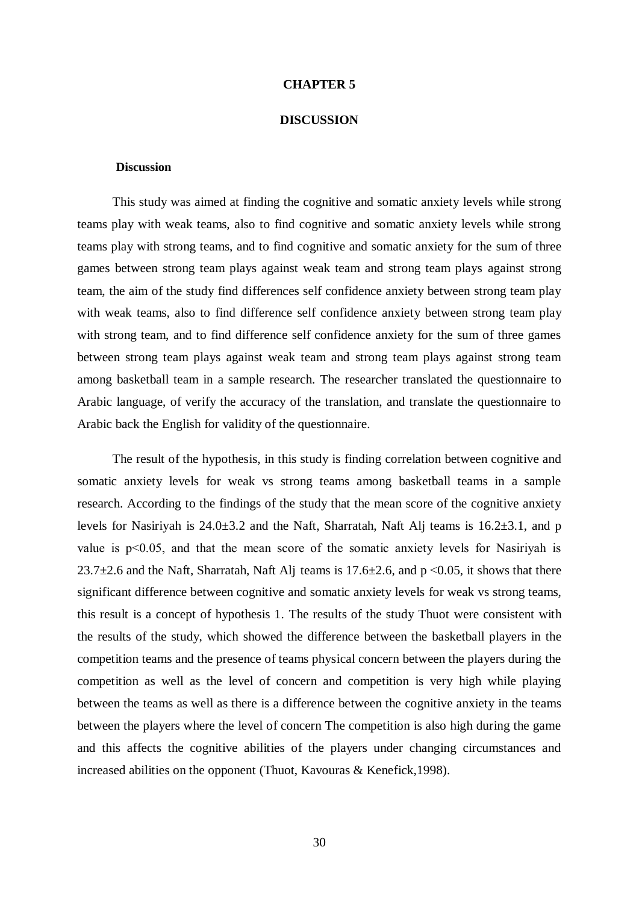# CHAPTER 5

# DISCUSSION

### Discussion

This study was aimed at finding the cognitive and somatic anxiety levels while strong teams play with weak teams, also to find cognitive and somatic anxiety levels while strong teams play with strong teams, and to find cognitive and somatic anxiety for the sum of three games between strong team plays against weak team and strong team plays against strong team, the aim of the study find differences self confidence anxiety between strong team play with weak teams, also to find difference self confidence anxiety between strong team play with strong team, and to find difference self confidence anxiety for the sum of three games between strong team plays against weak team and strong team plays against strong team among basketball team in a sample research. The researcher translated the questionnaire to Arabic language, of verify the accuracy of the translation, and translate the questionnaire to Arabic back the English for validity of the questionnaire.

The result of the hypothesis, in this study is finding correlation between cognitive and somatic anxiety levels for weak vs strong teams among basketball teams in a sample research. According to the findings of the study that the mean score of the cognitive anxiety levels for Nasiriyah is $24.0 \pm 3.2$ and the Naft, Sharratah, Naft Alj teams is $16.2 \pm 3.1$, and p value is $p<0.05$, and that the mean score of the somatic anxiety levels for Nasiriyah is $23.7 \pm 2.6$ and the Naft, Sharratah, Naft Alj teams is $17.6 \pm 2.6$, and $p < 0.05$, it shows that there significant difference between cognitive and somatic anxiety levels for weak vs strong teams, this result is a concept of hypothesis 1. The results of the study Thuot were consistent with the results of the study, which showed the difference between the basketball players in the competition teams and the presence of teams physical concern between the players during the competition as well as the level of concern and competition is very high while playing between the teams as well as there is a difference between the cognitive anxiety in the teams between the players where the level of concern The competition is also high during the game and this affects the cognitive abilities of the players under changing circumstances and increased abilities on the opponent (Thuot, Kavouras & Kenefick,1998).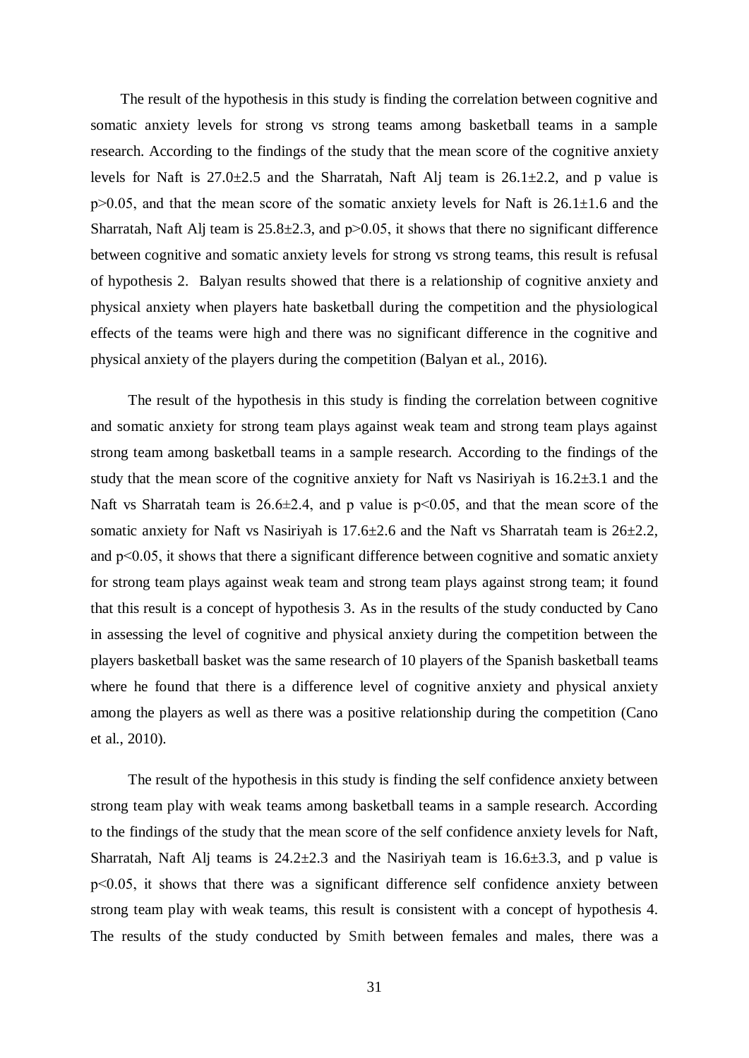The result of the hypothesis in this study is finding the correlation between cognitive and somatic anxiety levels for strong vs strong teams among basketball teams in a sample research. According to the findings of the study that the mean score of the cognitive anxiety levels for Naft is 27.0±2.5 and the Sharratah, Naft Alj team is 26.1±2.2, and p value is $p > 0.05$, and that the mean score of the somatic anxiety levels for Naft is 26.1±1.6 and the Sharratah, Naft Alj team is 25.8±2.3, and $p > 0.05$, it shows that there no significant difference between cognitive and somatic anxiety levels for strong vs strong teams, this result is refusal of hypothesis 2. Balyan results showed that there is a relationship of cognitive anxiety and physical anxiety when players hate basketball during the competition and the physiological effects of the teams were high and there was no significant difference in the cognitive and physical anxiety of the players during the competition (Balyan et al., 2016).

The result of the hypothesis in this study is finding the correlation between cognitive and somatic anxiety for strong team plays against weak team and strong team plays against strong team among basketball teams in a sample research. According to the findings of the study that the mean score of the cognitive anxiety for Naft vs Nasiriyah is 16.2±3.1 and the Naft vs Sharratah team is 26.6±2.4, and p value is $p < 0.05$, and that the mean score of the somatic anxiety for Naft vs Nasiriyah is 17.6±2.6 and the Naft vs Sharratah team is 26±2.2, and $p < 0.05$, it shows that there a significant difference between cognitive and somatic anxiety for strong team plays against weak team and strong team plays against strong team; it found that this result is a concept of hypothesis 3. As in the results of the study conducted by Cano in assessing the level of cognitive and physical anxiety during the competition between the players basketball basket was the same research of 10 players of the Spanish basketball teams where he found that there is a difference level of cognitive anxiety and physical anxiety among the players as well as there was a positive relationship during the competition (Cano et al., 2010).

The result of the hypothesis in this study is finding the self confidence anxiety between strong team play with weak teams among basketball teams in a sample research. According to the findings of the study that the mean score of the self confidence anxiety levels for Naft, Sharratah, Naft Alj teams is 24.2±2.3 and the Nasiriyah team is 16.6±3.3, and p value is $p < 0.05$, it shows that there was a significant difference self confidence anxiety between strong team play with weak teams, this result is consistent with a concept of hypothesis 4. The results of the study conducted by Smith between females and males, there was a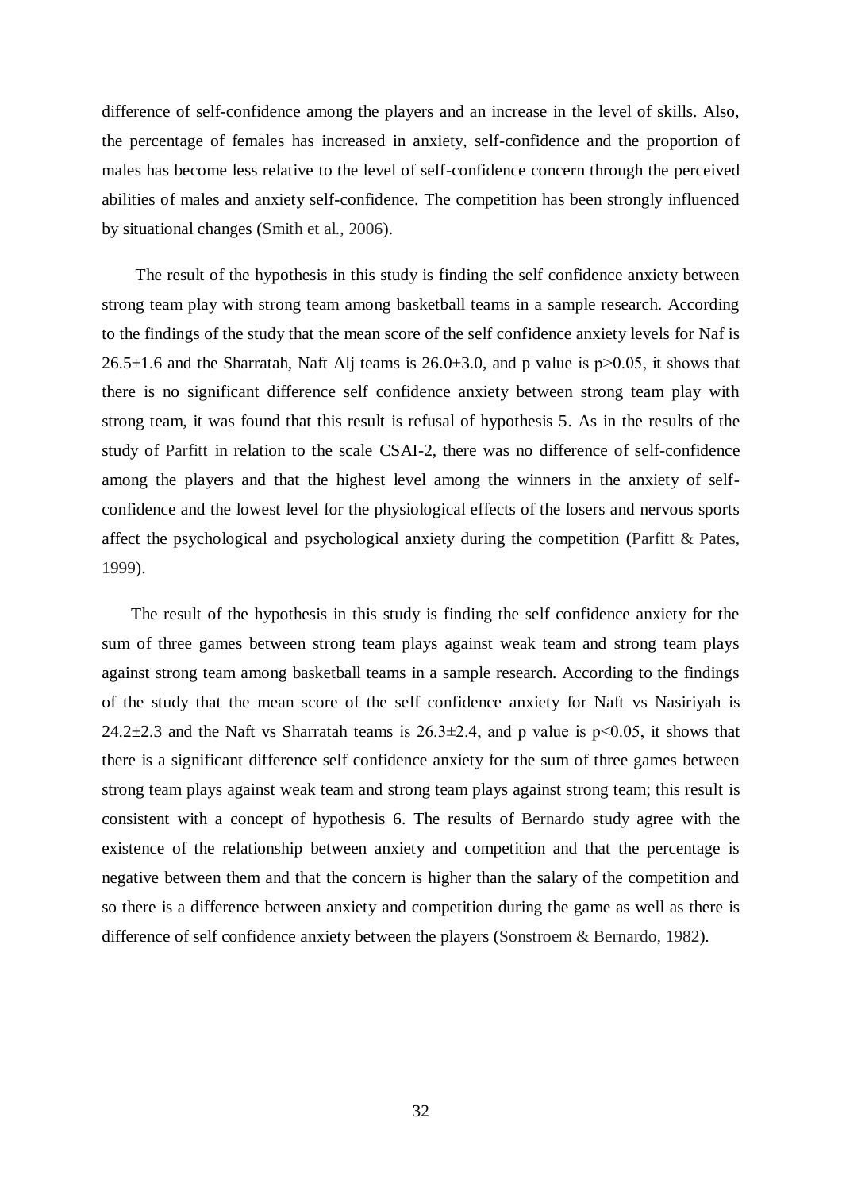difference of self-confidence among the players and an increase in the level of skills. Also, the percentage of females has increased in anxiety, self-confidence and the proportion of males has become less relative to the level of self-confidence concern through the perceived abilities of males and anxiety self-confidence. The competition has been strongly influenced by situational changes (Smith et al., 2006).

The result of the hypothesis in this study is finding the self confidence anxiety between strong team play with strong team among basketball teams in a sample research. According to the findings of the study that the mean score of the self confidence anxiety levels for Naf is $26.5\pm1.6$ and the Sharratah, Naft Alj teams is $26.0\pm3.0$, and p value is $p>0.05$, it shows that there is no significant difference self confidence anxiety between strong team play with strong team, it was found that this result is refusal of hypothesis 5. As in the results of the study of Parfitt in relation to the scale CSAI-2, there was no difference of self-confidence among the players and that the highest level among the winners in the anxiety of self-confidence and the lowest level for the physiological effects of the losers and nervous sports affect the psychological and psychological anxiety during the competition (Parfitt & Pates, 1999).

The result of the hypothesis in this study is finding the self confidence anxiety for the sum of three games between strong team plays against weak team and strong team plays against strong team among basketball teams in a sample research. According to the findings of the study that the mean score of the self confidence anxiety for Naft vs Nasiriyah is $24.2\pm2.3$ and the Naft vs Sharratah teams is $26.3\pm2.4$, and p value is $p<0.05$, it shows that there is a significant difference self confidence anxiety for the sum of three games between strong team plays against weak team and strong team plays against strong team; this result is consistent with a concept of hypothesis 6. The results of Bernardo study agree with the existence of the relationship between anxiety and competition and that the percentage is negative between them and that the concern is higher than the salary of the competition and so there is a difference between anxiety and competition during the game as well as there is difference of self confidence anxiety between the players (Sonstroem & Bernardo, 1982).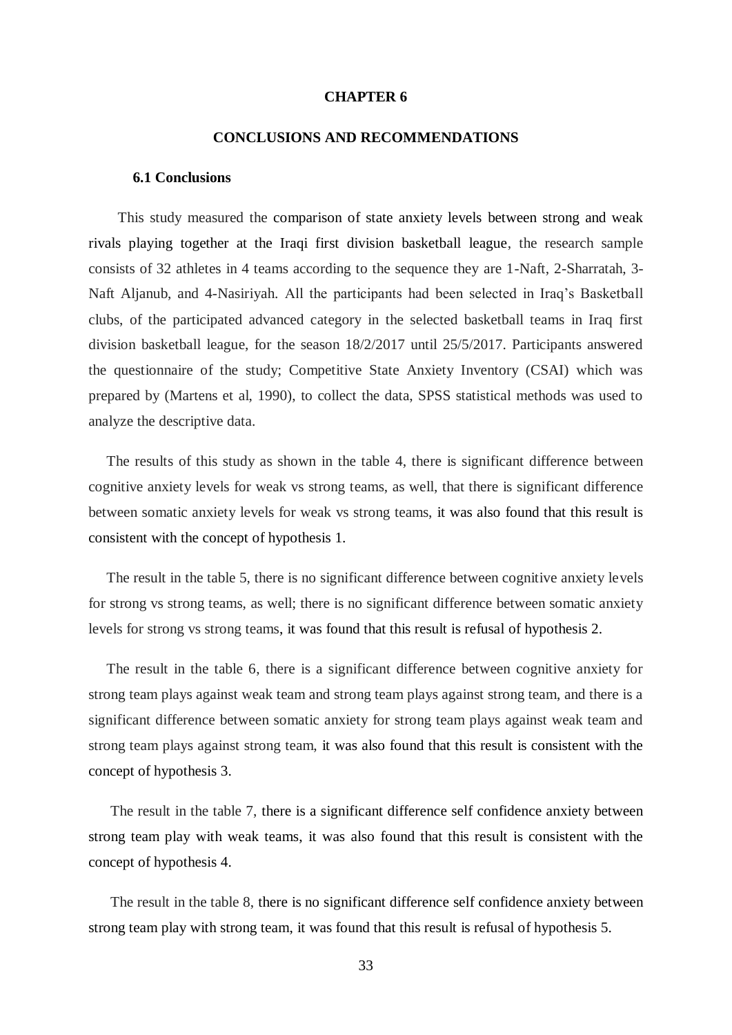# CHAPTER 6

# CONCLUSIONS AND RECOMMENDATIONS

## 6.1 Conclusions

This study measured the comparison of state anxiety levels between strong and weak rivals playing together at the Iraqi first division basketball league, the research sample consists of 32 athletes in 4 teams according to the sequence they are 1-Naft, 2-Sharratah, 3-Naft Aljanub, and 4-Nasiriyah. All the participants had been selected in Iraq's Basketball clubs, of the participated advanced category in the selected basketball teams in Iraq first division basketball league, for the season 18/2/2017 until 25/5/2017. Participants answered the questionnaire of the study; Competitive State Anxiety Inventory (CSAI) which was prepared by (Martens et al, 1990), to collect the data, SPSS statistical methods was used to analyze the descriptive data.

The results of this study as shown in the table 4, there is significant difference between cognitive anxiety levels for weak vs strong teams, as well, that there is significant difference between somatic anxiety levels for weak vs strong teams, it was also found that this result is consistent with the concept of hypothesis 1.

The result in the table 5, there is no significant difference between cognitive anxiety levels for strong vs strong teams, as well; there is no significant difference between somatic anxiety levels for strong vs strong teams, it was found that this result is refusal of hypothesis 2.

The result in the table 6, there is a significant difference between cognitive anxiety for strong team plays against weak team and strong team plays against strong team, and there is a significant difference between somatic anxiety for strong team plays against weak team and strong team plays against strong team, it was also found that this result is consistent with the concept of hypothesis 3.

The result in the table 7, there is a significant difference self confidence anxiety between strong team play with weak teams, it was also found that this result is consistent with the concept of hypothesis 4.

The result in the table 8, there is no significant difference self confidence anxiety between strong team play with strong team, it was found that this result is refusal of hypothesis 5.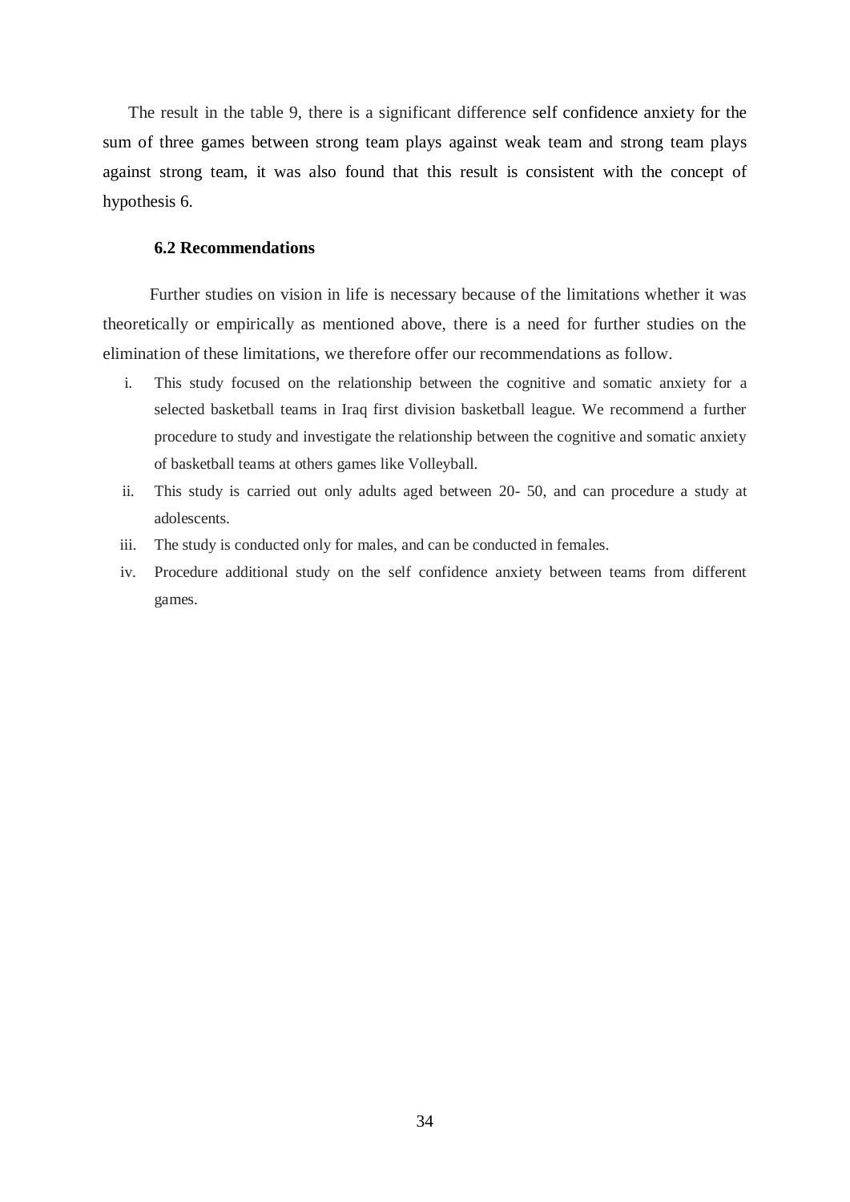The result in the table 9, there is a significant difference self confidence anxiety for the sum of three games between strong team plays against weak team and strong team plays against strong team, it was also found that this result is consistent with the concept of hypothesis 6.

### 6.2 Recommendations

Further studies on vision in life is necessary because of the limitations whether it was theoretically or empirically as mentioned above, there is a need for further studies on the elimination of these limitations, we therefore offer our recommendations as follow.

i. This study focused on the relationship between the cognitive and somatic anxiety for a selected basketball teams in Iraq first division basketball league. We recommend a further procedure to study and investigate the relationship between the cognitive and somatic anxiety of basketball teams at others games like Volleyball.
ii. This study is carried out only adults aged between 20- 50, and can procedure a study at adolescents.
iii. The study is conducted only for males, and can be conducted in females.
iv. Procedure additional study on the self confidence anxiety between teams from different games.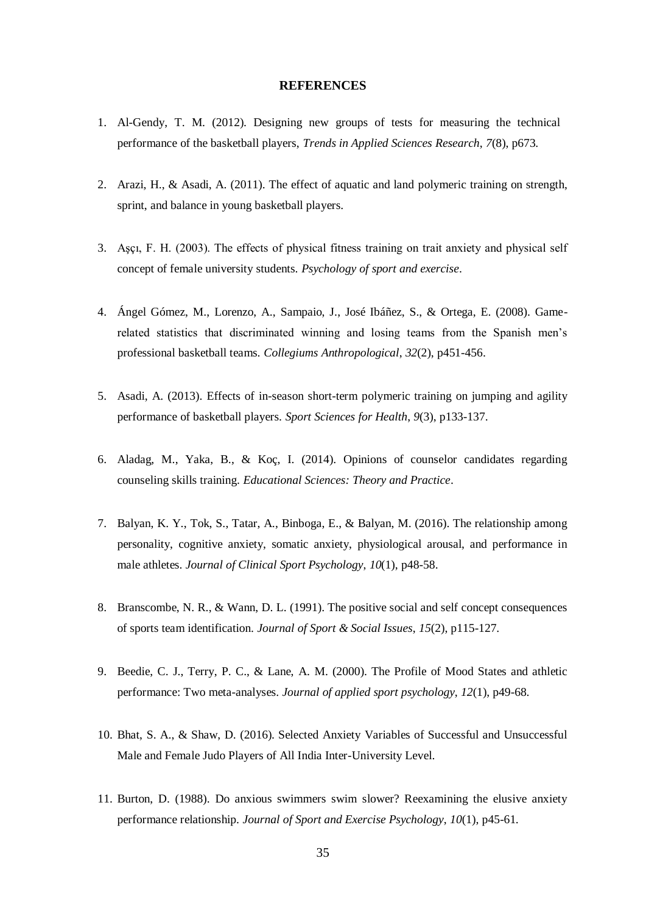**REFERENCES**

1. Al-Gendy, T. M. (2012). Designing new groups of tests for measuring the technical performance of the basketball players, *Trends in Applied Sciences Research*, *7*(8), p673.

2. Arazi, H., & Asadi, A. (2011). The effect of aquatic and land polymeric training on strength, sprint, and balance in young basketball players.

3. Aşçı, F. H. (2003). The effects of physical fitness training on trait anxiety and physical self concept of female university students. *Psychology of sport and exercise*.

4. Ángel Gómez, M., Lorenzo, A., Sampaio, J., José Ibáñez, S., & Ortega, E. (2008). Game-related statistics that discriminated winning and losing teams from the Spanish men's professional basketball teams. *Collegiums Anthropological*, *32*(2), p451-456.

5. Asadi, A. (2013). Effects of in-season short-term polymeric training on jumping and agility performance of basketball players. *Sport Sciences for Health*, *9*(3), p133-137.

6. Aladag, M., Yaka, B., & Koç, I. (2014). Opinions of counselor candidates regarding counseling skills training. *Educational Sciences: Theory and Practice*.

7. Balyan, K. Y., Tok, S., Tatar, A., Binboga, E., & Balyan, M. (2016). The relationship among personality, cognitive anxiety, somatic anxiety, physiological arousal, and performance in male athletes. *Journal of Clinical Sport Psychology*, *10*(1), p48-58.

8. Branscombe, N. R., & Wann, D. L. (1991). The positive social and self concept consequences of sports team identification. *Journal of Sport & Social Issues*, *15*(2), p115-127.

9. Beedie, C. J., Terry, P. C., & Lane, A. M. (2000). The Profile of Mood States and athletic performance: Two meta-analyses. *Journal of applied sport psychology*, *12*(1), p49-68.

10. Bhat, S. A., & Shaw, D. (2016). Selected Anxiety Variables of Successful and Unsuccessful Male and Female Judo Players of All India Inter-University Level.

11. Burton, D. (1988). Do anxious swimmers swim slower? Reexamining the elusive anxiety performance relationship. *Journal of Sport and Exercise Psychology*, *10*(1), p45-61.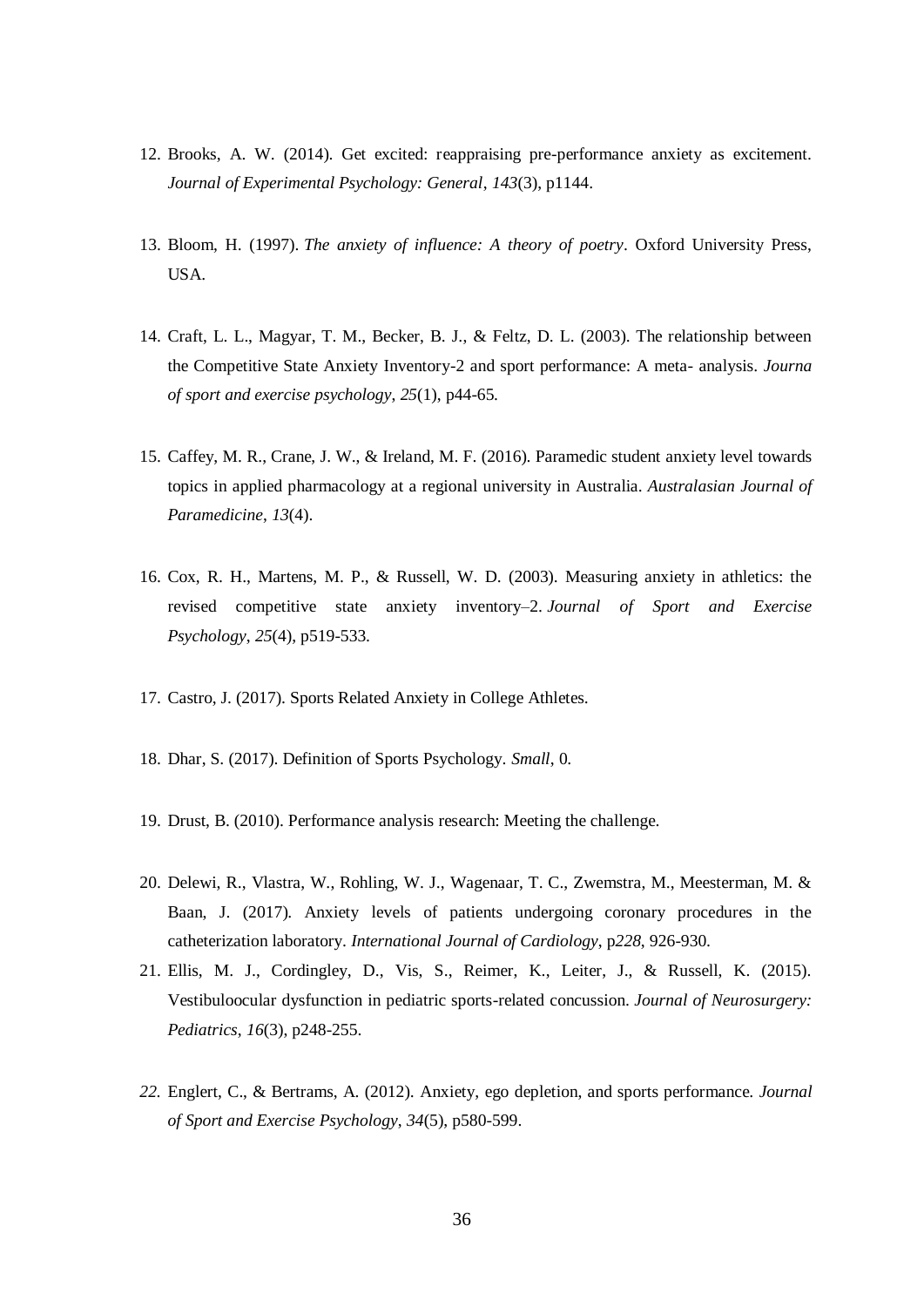12. Brooks, A. W. (2014). Get excited: reappraising pre-performance anxiety as excitement. *Journal of Experimental Psychology: General*, *143*(3), p1144.

13. Bloom, H. (1997). *The anxiety of influence: A theory of poetry*. Oxford University Press, USA.

14. Craft, L. L., Magyar, T. M., Becker, B. J., & Feltz, D. L. (2003). The relationship between the Competitive State Anxiety Inventory-2 and sport performance: A meta- analysis. *Journa of sport and exercise psychology*, *25*(1), p44-65.

15. Caffey, M. R., Crane, J. W., & Ireland, M. F. (2016). Paramedic student anxiety level towards topics in applied pharmacology at a regional university in Australia. *Australasian Journal of Paramedicine*, *13*(4).

16. Cox, R. H., Martens, M. P., & Russell, W. D. (2003). Measuring anxiety in athletics: the revised competitive state anxiety inventory–2. *Journal of Sport and Exercise Psychology*, *25*(4), p519-533.

17. Castro, J. (2017). Sports Related Anxiety in College Athletes.

18. Dhar, S. (2017). Definition of Sports Psychology. *Small*, 0.

19. Drust, B. (2010). Performance analysis research: Meeting the challenge.

20. Delewi, R., Vlastra, W., Rohling, W. J., Wagenaar, T. C., Zwemstra, M., Meesterman, M. & Baan, J. (2017). Anxiety levels of patients undergoing coronary procedures in the catheterization laboratory. *International Journal of Cardiology*, p*228*, 926-930.

21. Ellis, M. J., Cordingley, D., Vis, S., Reimer, K., Leiter, J., & Russell, K. (2015). Vestibuloocular dysfunction in pediatric sports-related concussion. *Journal of Neurosurgery: Pediatrics*, *16*(3), p248-255.

22. Englert, C., & Bertrams, A. (2012). Anxiety, ego depletion, and sports performance. *Journal of Sport and Exercise Psychology*, *34*(5), p580-599.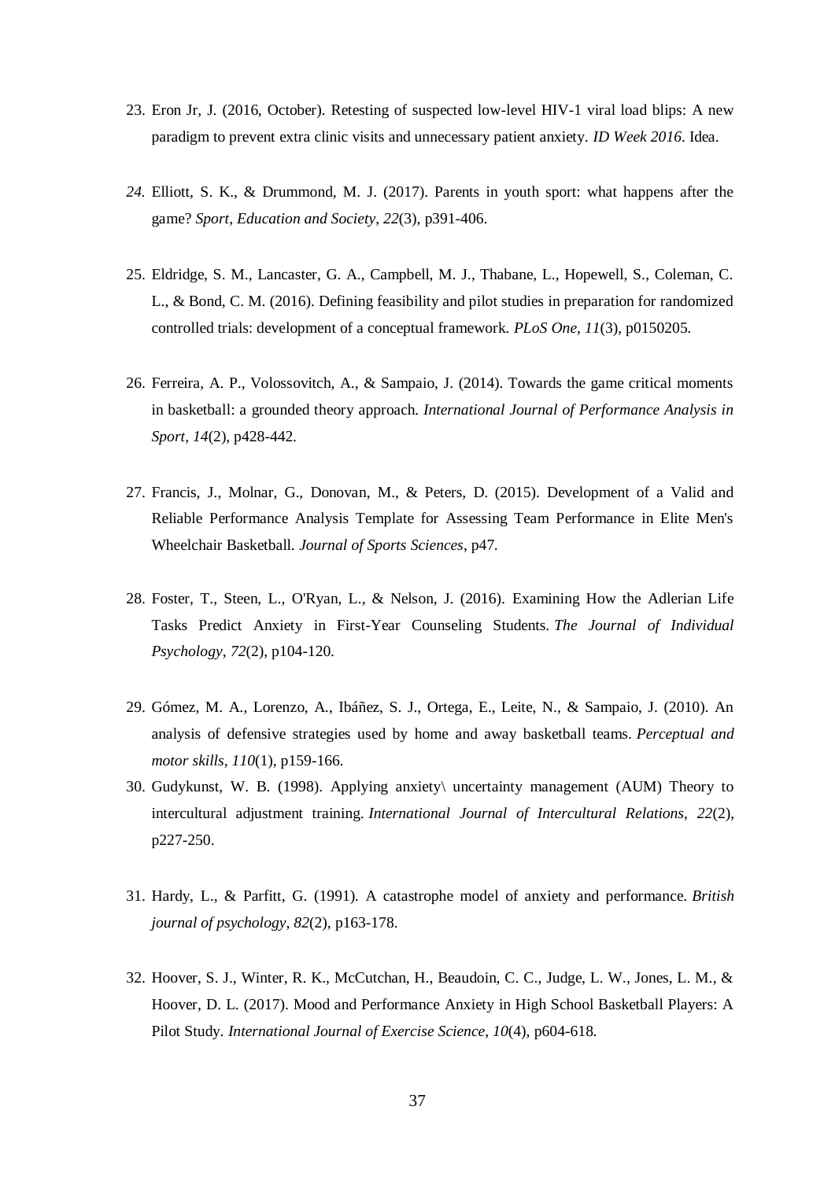23. Eron Jr, J. (2016, October). Retesting of suspected low-level HIV-1 viral load blips: A new paradigm to prevent extra clinic visits and unnecessary patient anxiety. *ID Week 2016*. Idea.

24. Elliott, S. K., & Drummond, M. J. (2017). Parents in youth sport: what happens after the game? *Sport, Education and Society*, *22*(3), p391-406.

25. Eldridge, S. M., Lancaster, G. A., Campbell, M. J., Thabane, L., Hopewell, S., Coleman, C. L., & Bond, C. M. (2016). Defining feasibility and pilot studies in preparation for randomized controlled trials: development of a conceptual framework. *PLoS One*, *11*(3), p0150205.

26. Ferreira, A. P., Volossovitch, A., & Sampaio, J. (2014). Towards the game critical moments in basketball: a grounded theory approach. *International Journal of Performance Analysis in Sport*, *14*(2), p428-442.

27. Francis, J., Molnar, G., Donovan, M., & Peters, D. (2015). Development of a Valid and Reliable Performance Analysis Template for Assessing Team Performance in Elite Men's Wheelchair Basketball. *Journal of Sports Sciences*, p47.

28. Foster, T., Steen, L., O'Ryan, L., & Nelson, J. (2016). Examining How the Adlerian Life Tasks Predict Anxiety in First-Year Counseling Students. *The Journal of Individual Psychology*, *72*(2), p104-120.

29. Gómez, M. A., Lorenzo, A., Ibáñez, S. J., Ortega, E., Leite, N., & Sampaio, J. (2010). An analysis of defensive strategies used by home and away basketball teams. *Perceptual and motor skills*, *110*(1), p159-166.

30. Gudykunst, W. B. (1998). Applying anxiety\ uncertainty management (AUM) Theory to intercultural adjustment training. *International Journal of Intercultural Relations*, *22*(2), p227-250.

31. Hardy, L., & Parfitt, G. (1991). A catastrophe model of anxiety and performance. *British journal of psychology*, *82*(2), p163-178.

32. Hoover, S. J., Winter, R. K., McCutchan, H., Beaudoin, C. C., Judge, L. W., Jones, L. M., & Hoover, D. L. (2017). Mood and Performance Anxiety in High School Basketball Players: A Pilot Study. *International Journal of Exercise Science*, *10*(4), p604-618.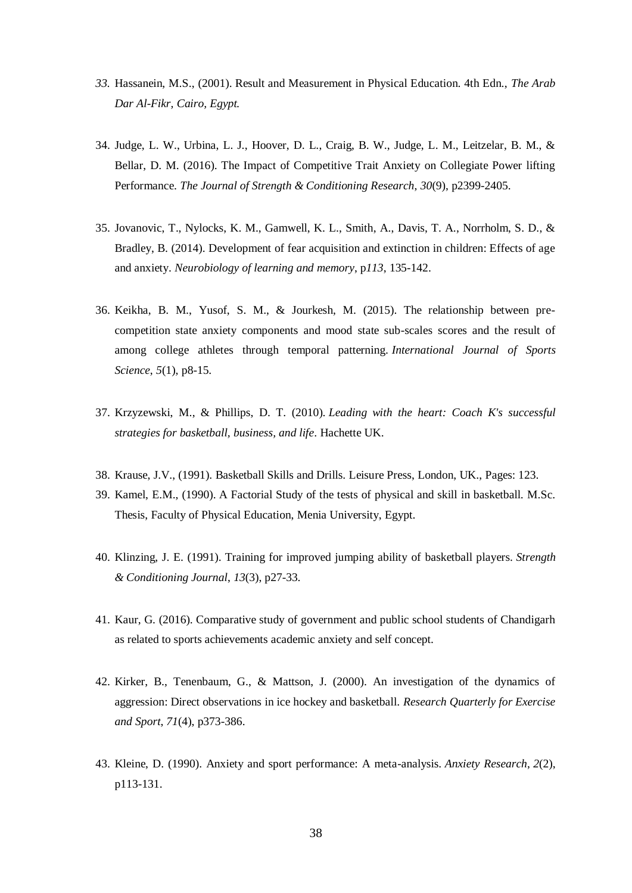33. Hassanein, M.S., (2001). Result and Measurement in Physical Education. 4th Edn., *The Arab Dar Al-Fikr, Cairo, Egypt.*

34. Judge, L. W., Urbina, L. J., Hoover, D. L., Craig, B. W., Judge, L. M., Leitzelar, B. M., & Bellar, D. M. (2016). The Impact of Competitive Trait Anxiety on Collegiate Power lifting Performance. *The Journal of Strength & Conditioning Research*, *30*(9), p2399-2405.

35. Jovanovic, T., Nylocks, K. M., Gamwell, K. L., Smith, A., Davis, T. A., Norrholm, S. D., & Bradley, B. (2014). Development of fear acquisition and extinction in children: Effects of age and anxiety. *Neurobiology of learning and memory*, p*113*, 135-142.

36. Keikha, B. M., Yusof, S. M., & Jourkesh, M. (2015). The relationship between pre-competition state anxiety components and mood state sub-scales scores and the result of among college athletes through temporal patterning. *International Journal of Sports Science*, *5*(1), p8-15.

37. Krzyzewski, M., & Phillips, D. T. (2010). *Leading with the heart: Coach K's successful strategies for basketball, business, and life*. Hachette UK.

38. Krause, J.V., (1991). Basketball Skills and Drills. Leisure Press, London, UK., Pages: 123.

39. Kamel, E.M., (1990). A Factorial Study of the tests of physical and skill in basketball. M.Sc. Thesis, Faculty of Physical Education, Menia University, Egypt.

40. Klinzing, J. E. (1991). Training for improved jumping ability of basketball players. *Strength & Conditioning Journal*, *13*(3), p27-33.

41. Kaur, G. (2016). Comparative study of government and public school students of Chandigarh as related to sports achievements academic anxiety and self concept.

42. Kirker, B., Tenenbaum, G., & Mattson, J. (2000). An investigation of the dynamics of aggression: Direct observations in ice hockey and basketball. *Research Quarterly for Exercise and Sport*, *71*(4), p373-386.

43. Kleine, D. (1990). Anxiety and sport performance: A meta-analysis. *Anxiety Research*, *2*(2), p113-131.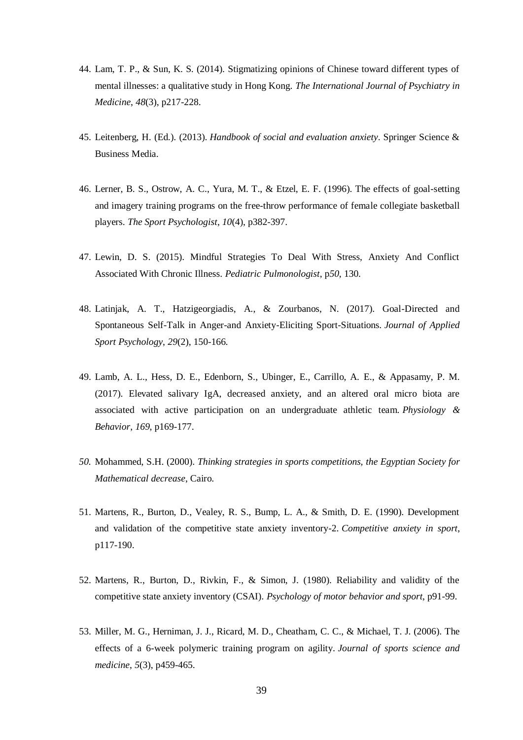44. Lam, T. P., & Sun, K. S. (2014). Stigmatizing opinions of Chinese toward different types of mental illnesses: a qualitative study in Hong Kong. *The International Journal of Psychiatry in Medicine*, *48*(3), p217-228.

45. Leitenberg, H. (Ed.). (2013). *Handbook of social and evaluation anxiety*. Springer Science & Business Media.

46. Lerner, B. S., Ostrow, A. C., Yura, M. T., & Etzel, E. F. (1996). The effects of goal-setting and imagery training programs on the free-throw performance of female collegiate basketball players. *The Sport Psychologist*, *10*(4), p382-397.

47. Lewin, D. S. (2015). Mindful Strategies To Deal With Stress, Anxiety And Conflict Associated With Chronic Illness. *Pediatric Pulmonologist*, p*50*, 130.

48. Latinjak, A. T., Hatzigeorgiadis, A., & Zourbanos, N. (2017). Goal-Directed and Spontaneous Self-Talk in Anger-and Anxiety-Eliciting Sport-Situations. *Journal of Applied Sport Psychology*, *29*(2), 150-166.

49. Lamb, A. L., Hess, D. E., Edenborn, S., Ubinger, E., Carrillo, A. E., & Appasamy, P. M. (2017). Elevated salivary IgA, decreased anxiety, and an altered oral micro biota are associated with active participation on an undergraduate athletic team. *Physiology & Behavior*, *169*, p169-177.

*50.* Mohammed, S.H. (2000). *Thinking strategies in sports competitions, the Egyptian Society for Mathematical decrease*, Cairo.

51. Martens, R., Burton, D., Vealey, R. S., Bump, L. A., & Smith, D. E. (1990). Development and validation of the competitive state anxiety inventory-2. *Competitive anxiety in sport*, p117-190.

52. Martens, R., Burton, D., Rivkin, F., & Simon, J. (1980). Reliability and validity of the competitive state anxiety inventory (CSAI). *Psychology of motor behavior and sport*, p91-99.

53. Miller, M. G., Herniman, J. J., Ricard, M. D., Cheatham, C. C., & Michael, T. J. (2006). The effects of a 6-week polymeric training program on agility. *Journal of sports science and medicine*, *5*(3), p459-465.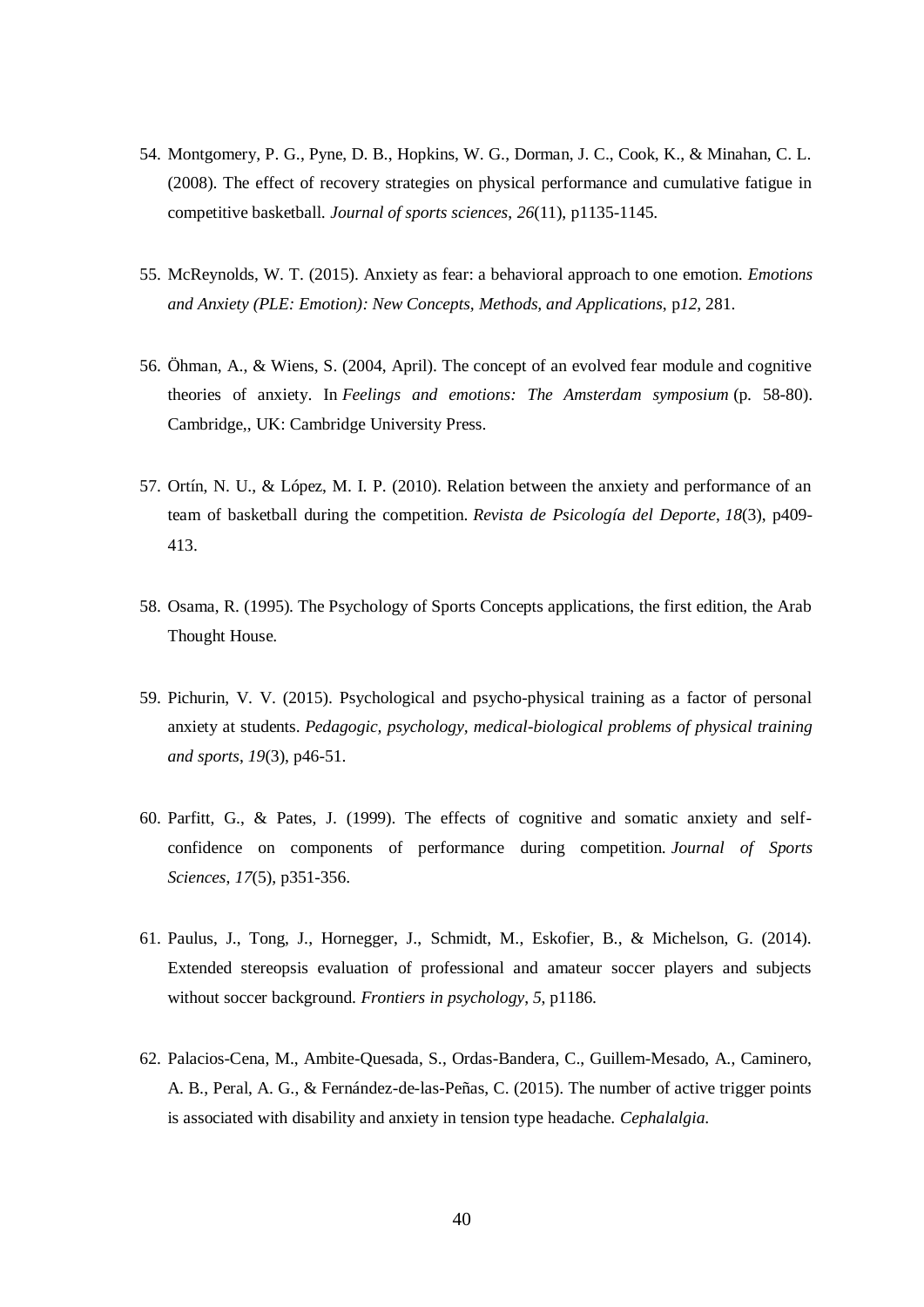54. Montgomery, P. G., Pyne, D. B., Hopkins, W. G., Dorman, J. C., Cook, K., & Minahan, C. L. (2008). The effect of recovery strategies on physical performance and cumulative fatigue in competitive basketball. *Journal of sports sciences*, *26*(11), p1135-1145.

55. McReynolds, W. T. (2015). Anxiety as fear: a behavioral approach to one emotion. *Emotions and Anxiety (PLE: Emotion): New Concepts, Methods, and Applications*, p*12*, 281.

56. Öhman, A., & Wiens, S. (2004, April). The concept of an evolved fear module and cognitive theories of anxiety. In *Feelings and emotions: The Amsterdam symposium* (p. 58-80). Cambridge,, UK: Cambridge University Press.

57. Ortín, N. U., & López, M. I. P. (2010). Relation between the anxiety and performance of an team of basketball during the competition. *Revista de Psicología del Deporte*, *18*(3), p409-413.

58. Osama, R. (1995). The Psychology of Sports Concepts applications, the first edition, the Arab Thought House.

59. Pichurin, V. V. (2015). Psychological and psycho-physical training as a factor of personal anxiety at students. *Pedagogic, psychology, medical-biological problems of physical training and sports*, *19*(3), p46-51.

60. Parfitt, G., & Pates, J. (1999). The effects of cognitive and somatic anxiety and self-confidence on components of performance during competition. *Journal of Sports Sciences*, *17*(5), p351-356.

61. Paulus, J., Tong, J., Hornegger, J., Schmidt, M., Eskofier, B., & Michelson, G. (2014). Extended stereopsis evaluation of professional and amateur soccer players and subjects without soccer background. *Frontiers in psychology*, *5*, p1186.

62. Palacios-Cena, M., Ambite-Quesada, S., Ordas-Bandera, C., Guillem-Mesado, A., Caminero, A. B., Peral, A. G., & Fernández-de-las-Peñas, C. (2015). The number of active trigger points is associated with disability and anxiety in tension type headache. *Cephalalgia*.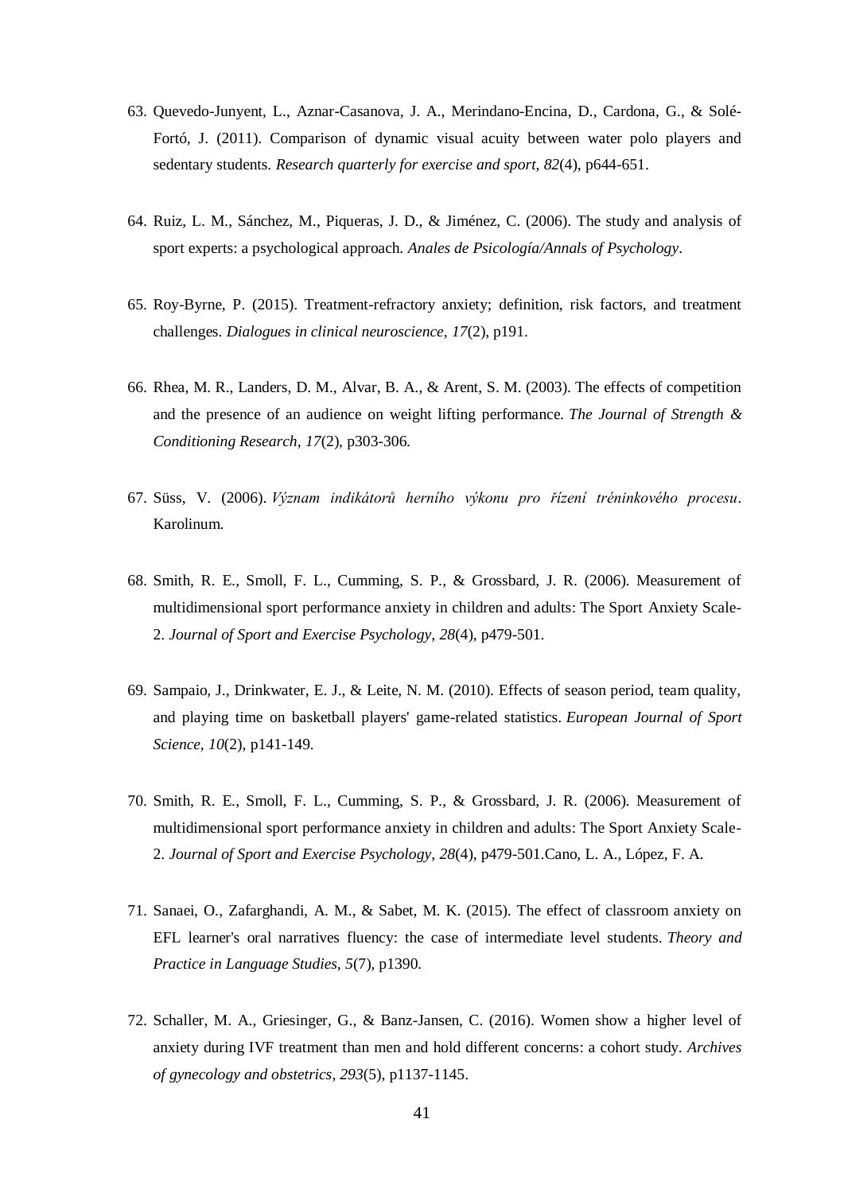63. Quevedo-Junyent, L., Aznar-Casanova, J. A., Merindano-Encina, D., Cardona, G., & Solé-Fortó, J. (2011). Comparison of dynamic visual acuity between water polo players and sedentary students. *Research quarterly for exercise and sport*, *82*(4), p644-651.

64. Ruiz, L. M., Sánchez, M., Piqueras, J. D., & Jiménez, C. (2006). The study and analysis of sport experts: a psychological approach. *Anales de Psicología/Annals of Psychology*.

65. Roy-Byrne, P. (2015). Treatment-refractory anxiety; definition, risk factors, and treatment challenges. *Dialogues in clinical neuroscience*, *17*(2), p191.

66. Rhea, M. R., Landers, D. M., Alvar, B. A., & Arent, S. M. (2003). The effects of competition and the presence of an audience on weight lifting performance. *The Journal of Strength & Conditioning Research*, *17*(2), p303-306.

67. Süss, V. (2006). *Význam indikátorů herního výkonu pro řízení tréninkového procesu*. Karolinum.

68. Smith, R. E., Smoll, F. L., Cumming, S. P., & Grossbard, J. R. (2006). Measurement of multidimensional sport performance anxiety in children and adults: The Sport Anxiety Scale-2. *Journal of Sport and Exercise Psychology*, *28*(4), p479-501.

69. Sampaio, J., Drinkwater, E. J., & Leite, N. M. (2010). Effects of season period, team quality, and playing time on basketball players' game-related statistics. *European Journal of Sport Science*, *10*(2), p141-149.

70. Smith, R. E., Smoll, F. L., Cumming, S. P., & Grossbard, J. R. (2006). Measurement of multidimensional sport performance anxiety in children and adults: The Sport Anxiety Scale-2. *Journal of Sport and Exercise Psychology*, *28*(4), p479-501.Cano, L. A., López, F. A.

71. Sanaei, O., Zafarghandi, A. M., & Sabet, M. K. (2015). The effect of classroom anxiety on EFL learner's oral narratives fluency: the case of intermediate level students. *Theory and Practice in Language Studies*, *5*(7), p1390.

72. Schaller, M. A., Griesinger, G., & Banz-Jansen, C. (2016). Women show a higher level of anxiety during IVF treatment than men and hold different concerns: a cohort study. *Archives of gynecology and obstetrics*, *293*(5), p1137-1145.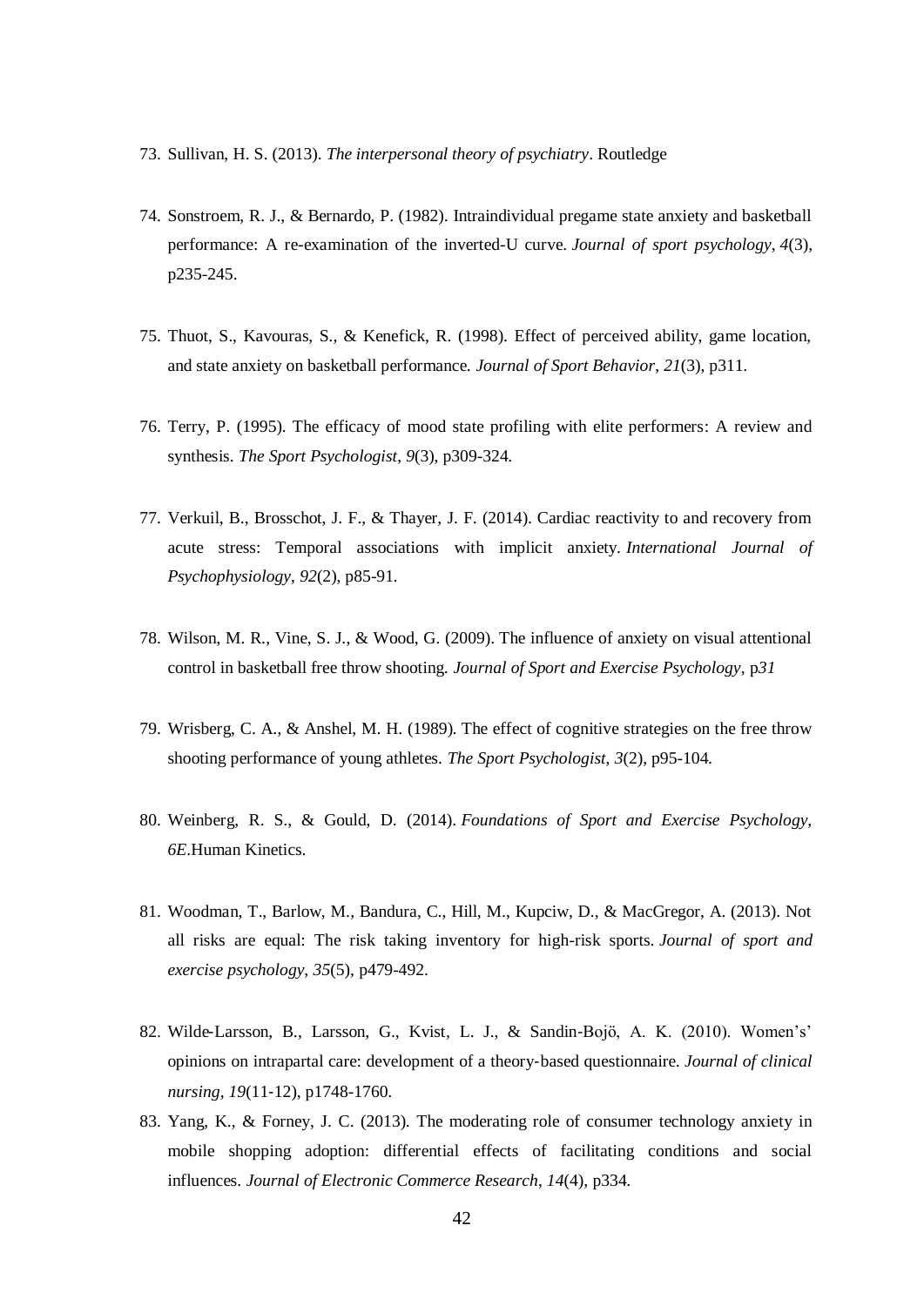73. Sullivan, H. S. (2013). *The interpersonal theory of psychiatry*. Routledge

74. Sonstroem, R. J., & Bernardo, P. (1982). Intraindividual pregame state anxiety and basketball performance: A re-examination of the inverted-U curve. *Journal of sport psychology*, *4*(3), p235-245.

75. Thuot, S., Kavouras, S., & Kenefick, R. (1998). Effect of perceived ability, game location, and state anxiety on basketball performance. *Journal of Sport Behavior*, *21*(3), p311.

76. Terry, P. (1995). The efficacy of mood state profiling with elite performers: A review and synthesis. *The Sport Psychologist*, *9*(3), p309-324.

77. Verkuil, B., Brosschot, J. F., & Thayer, J. F. (2014). Cardiac reactivity to and recovery from acute stress: Temporal associations with implicit anxiety. *International Journal of Psychophysiology*, *92*(2), p85-91.

78. Wilson, M. R., Vine, S. J., & Wood, G. (2009). The influence of anxiety on visual attentional control in basketball free throw shooting. *Journal of Sport and Exercise Psychology*, p*31*

79. Wrisberg, C. A., & Anshel, M. H. (1989). The effect of cognitive strategies on the free throw shooting performance of young athletes. *The Sport Psychologist*, *3*(2), p95-104.

80. Weinberg, R. S., & Gould, D. (2014). *Foundations of Sport and Exercise Psychology, 6E*.Human Kinetics.

81. Woodman, T., Barlow, M., Bandura, C., Hill, M., Kupciw, D., & MacGregor, A. (2013). Not all risks are equal: The risk taking inventory for high-risk sports. *Journal of sport and exercise psychology*, *35*(5), p479-492.

82. Wilde‐Larsson, B., Larsson, G., Kvist, L. J., & Sandin‐Bojö, A. K. (2010). Women's' opinions on intrapartal care: development of a theory‐based questionnaire. *Journal of clinical nursing*, *19*(11‐12), p1748-1760.

83. Yang, K., & Forney, J. C. (2013). The moderating role of consumer technology anxiety in mobile shopping adoption: differential effects of facilitating conditions and social influences. *Journal of Electronic Commerce Research*, *14*(4), p334.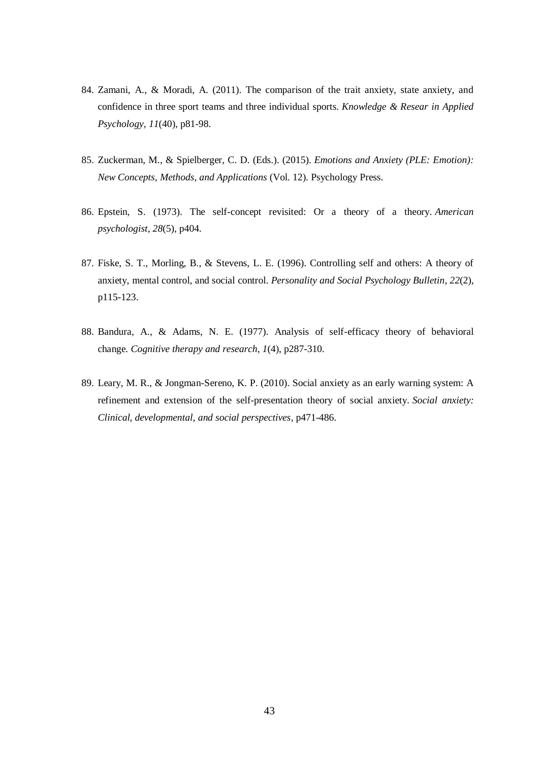84. Zamani, A., & Moradi, A. (2011). The comparison of the trait anxiety, state anxiety, and confidence in three sport teams and three individual sports. *Knowledge & Resear in Applied Psychology*, *11*(40), p81-98.

85. Zuckerman, M., & Spielberger, C. D. (Eds.). (2015). *Emotions and Anxiety (PLE: Emotion): New Concepts, Methods, and Applications* (Vol. 12). Psychology Press.

86. Epstein, S. (1973). The self-concept revisited: Or a theory of a theory. *American psychologist*, *28*(5), p404.

87. Fiske, S. T., Morling, B., & Stevens, L. E. (1996). Controlling self and others: A theory of anxiety, mental control, and social control. *Personality and Social Psychology Bulletin*, *22*(2), p115-123.

88. Bandura, A., & Adams, N. E. (1977). Analysis of self-efficacy theory of behavioral change. *Cognitive therapy and research*, *1*(4), p287-310.

89. Leary, M. R., & Jongman-Sereno, K. P. (2010). Social anxiety as an early warning system: A refinement and extension of the self-presentation theory of social anxiety. *Social anxiety: Clinical, developmental, and social perspectives*, p471-486.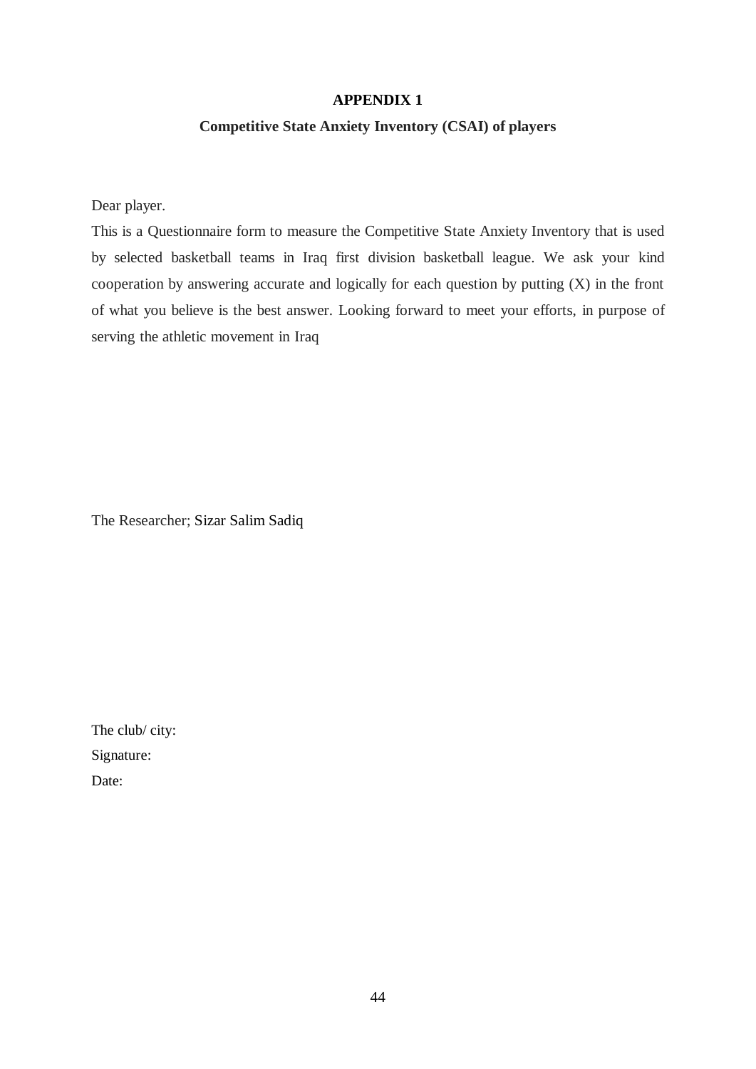# APPENDIX 1

## Competitive State Anxiety Inventory (CSAI) of players

Dear player.

This is a Questionnaire form to measure the Competitive State Anxiety Inventory that is used by selected basketball teams in Iraq first division basketball league. We ask your kind cooperation by answering accurate and logically for each question by putting (X) in the front of what you believe is the best answer. Looking forward to meet your efforts, in purpose of serving the athletic movement in Iraq

The Researcher; Sizar Salim Sadiq

The club/ city:

Signature:

Date: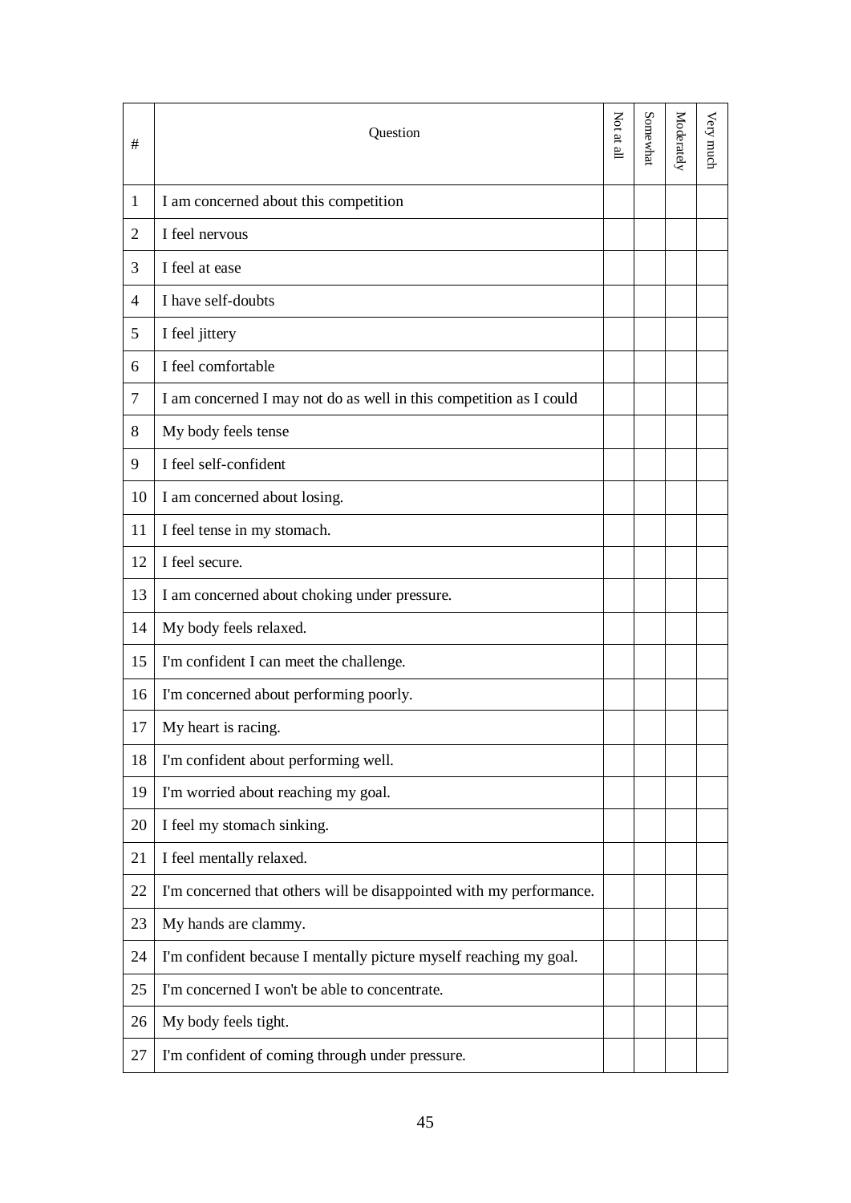| # | Question | Not at all | Somewhat | Moderately | Very much |
|---|---|---|---|---|---|
| 1 | I am concerned about this competition | | | | |
| 2 | I feel nervous | | | | |
| 3 | I feel at ease | | | | |
| 4 | I have self-doubts | | | | |
| 5 | I feel jittery | | | | |
| 6 | I feel comfortable | | | | |
| 7 | I am concerned I may not do as well in this competition as I could | | | | |
| 8 | My body feels tense | | | | |
| 9 | I feel self-confident | | | | |
| 10 | I am concerned about losing. | | | | |
| 11 | I feel tense in my stomach. | | | | |
| 12 | I feel secure. | | | | |
| 13 | I am concerned about choking under pressure. | | | | |
| 14 | My body feels relaxed. | | | | |
| 15 | I'm confident I can meet the challenge. | | | | |
| 16 | I'm concerned about performing poorly. | | | | |
| 17 | My heart is racing. | | | | |
| 18 | I'm confident about performing well. | | | | |
| 19 | I'm worried about reaching my goal. | | | | |
| 20 | I feel my stomach sinking. | | | | |
| 21 | I feel mentally relaxed. | | | | |
| 22 | I'm concerned that others will be disappointed with my performance. | | | | |
| 23 | My hands are clammy. | | | | |
| 24 | I'm confident because I mentally picture myself reaching my goal. | | | | |
| 25 | I'm concerned I won't be able to concentrate. | | | | |
| 26 | My body feels tight. | | | | |
| 27 | I'm confident of coming through under pressure. | | | | |